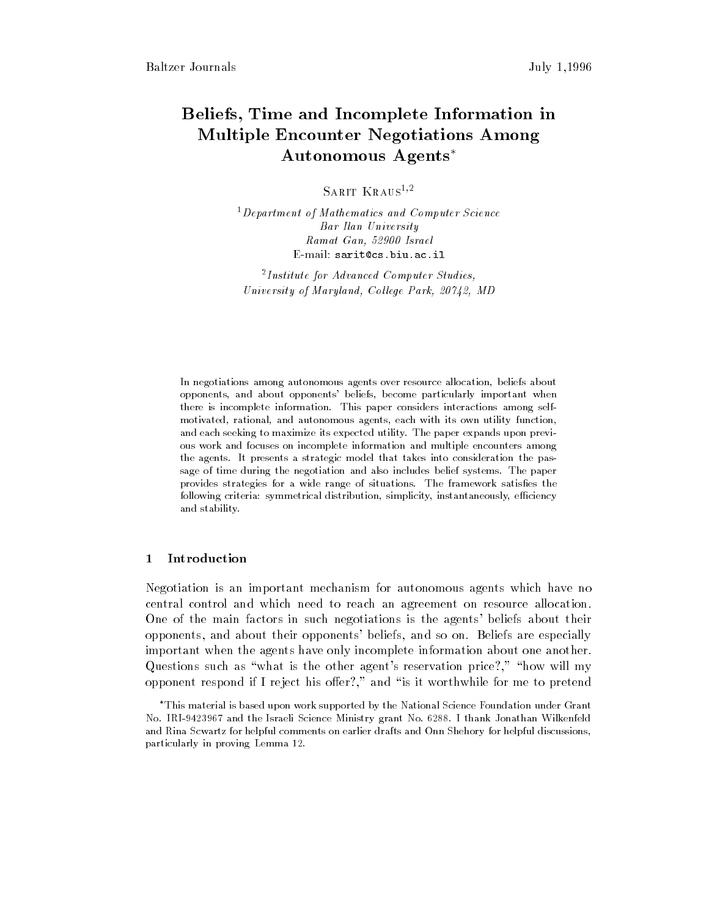# Beliefs, Time and Incomplete Information in Multiple Encounter Negotiations Among Autonomous Agents*

Sarit Kraus[1,2]

[1] *Department of Mathematics and Computer Science*
*Bar Ilan University*
*Ramat Gan, 52900 Israel*
E-mail: `sarit@cs.biu.ac.il`

[2] *Institute for Advanced Computer Studies,*
*University of Maryland, College Park, 20742, MD*

In negotiations among autonomous agents over resource allocation, beliefs about opponents, and about opponents' beliefs, become particularly important when there is incomplete information. This paper considers interactions among self-motivated, rational, and autonomous agents, each with its own utility function, and each seeking to maximize its expected utility. The paper expands upon previous work and focuses on incomplete information and multiple encounters among the agents. It presents a strategic model that takes into consideration the passage of time during the negotiation and also includes belief systems. The paper provides strategies for a wide range of situations. The framework satisfies the following criteria: symmetrical distribution, simplicity, instantaneously, efficiency and stability.

## 1 Introduction

Negotiation is an important mechanism for autonomous agents which have no central control and which need to reach an agreement on resource allocation. One of the main factors in such negotiations is the agents' beliefs about their opponents, and about their opponents' beliefs, and so on. Beliefs are especially important when the agents have only incomplete information about one another. Questions such as "what is the other agent's reservation price?," "how will my opponent respond if I reject his offer?," and "is it worthwhile for me to pretend

*This material is based upon work supported by the National Science Foundation under Grant No. IRI-9423967 and the Israeli Science Ministry grant No. 6288. I thank Jonathan Wilkenfeld and Rina Scwartz for helpful comments on earlier drafts and Onn Shehory for helpful discussions, particularly in proving Lemma 12.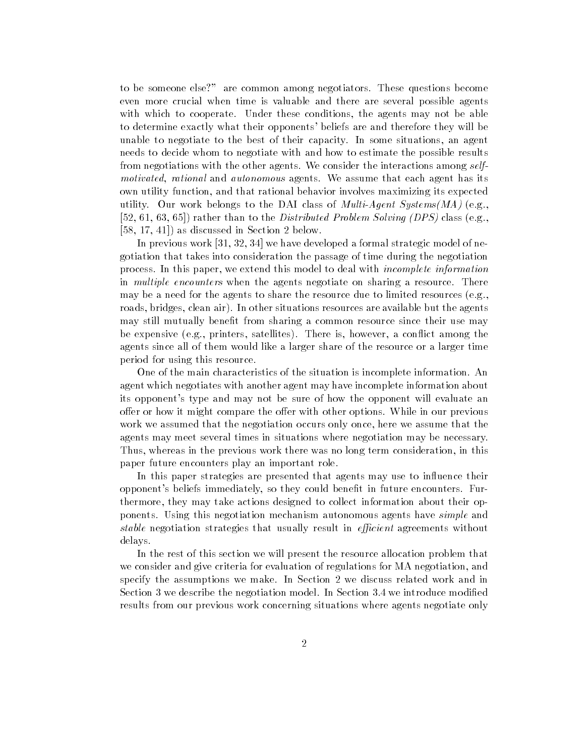to be someone else?" are common among negotiators. These questions become even more crucial when time is valuable and there are several possible agents with which to cooperate. Under these conditions, the agents may not be able to determine exactly what their opponents' beliefs are and therefore they will be unable to negotiate to the best of their capacity. In some situations, an agent needs to decide whom to negotiate with and how to estimate the possible results from negotiations with the other agents. We consider the interactions among *self-motivated*, *rational* and *autonomous* agents. We assume that each agent has its own utility function, and that rational behavior involves maximizing its expected utility. Our work belongs to the DAI class of *Multi-Agent Systems(MA)* (e.g., [52, 61, 63, 65]) rather than to the *Distributed Problem Solving (DPS)* class (e.g., [58, 17, 41]) as discussed in Section 2 below.

In previous work [31, 32, 34] we have developed a formal strategic model of negotiation that takes into consideration the passage of time during the negotiation process. In this paper, we extend this model to deal with *incomplete information* in *multiple encounters* when the agents negotiate on sharing a resource. There may be a need for the agents to share the resource due to limited resources (e.g., roads, bridges, clean air). In other situations resources are available but the agents may still mutually benefit from sharing a common resource since their use may be expensive (e.g., printers, satellites). There is, however, a conflict among the agents since all of them would like a larger share of the resource or a larger time period for using this resource.

One of the main characteristics of the situation is incomplete information. An agent which negotiates with another agent may have incomplete information about its opponent's type and may not be sure of how the opponent will evaluate an offer or how it might compare the offer with other options. While in our previous work we assumed that the negotiation occurs only once, here we assume that the agents may meet several times in situations where negotiation may be necessary. Thus, whereas in the previous work there was no long term consideration, in this paper future encounters play an important role.

In this paper strategies are presented that agents may use to influence their opponent's beliefs immediately, so they could benefit in future encounters. Furthermore, they may take actions designed to collect information about their opponents. Using this negotiation mechanism autonomous agents have *simple* and *stable* negotiation strategies that usually result in *efficient* agreements without delays.

In the rest of this section we will present the resource allocation problem that we consider and give criteria for evaluation of regulations for MA negotiation, and specify the assumptions we make. In Section 2 we discuss related work and in Section 3 we describe the negotiation model. In Section 3.4 we introduce modified results from our previous work concerning situations where agents negotiate only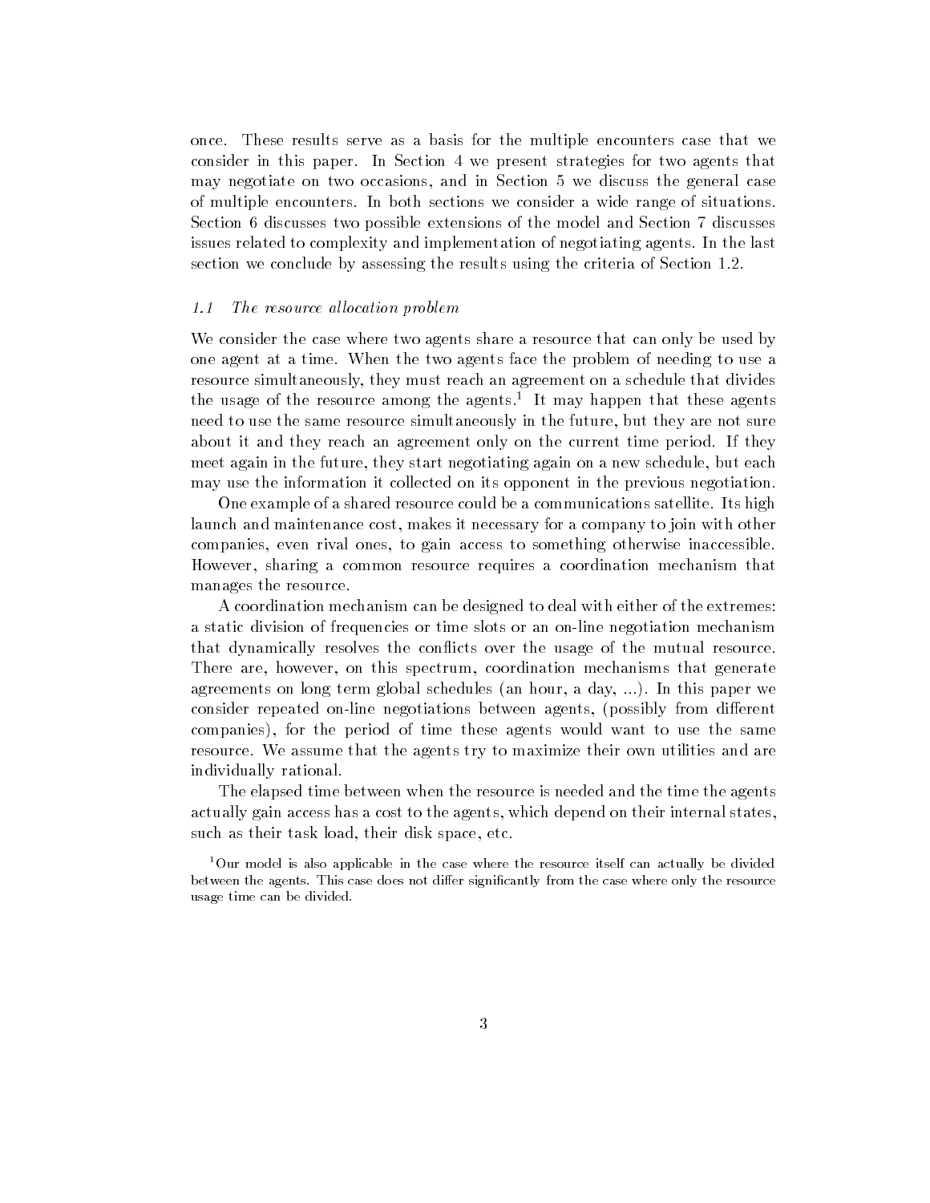once. These results serve as a basis for the multiple encounters case that we consider in this paper. In Section 4 we present strategies for two agents that may negotiate on two occasions, and in Section 5 we discuss the general case of multiple encounters. In both sections we consider a wide range of situations. Section 6 discusses two possible extensions of the model and Section 7 discusses issues related to complexity and implementation of negotiating agents. In the last section we conclude by assessing the results using the criteria of Section 1.2.

### 1.1 *The resource allocation problem*

We consider the case where two agents share a resource that can only be used by one agent at a time. When the two agents face the problem of needing to use a resource simultaneously, they must reach an agreement on a schedule that divides the usage of the resource among the agents.[1] It may happen that these agents need to use the same resource simultaneously in the future, but they are not sure about it and they reach an agreement only on the current time period. If they meet again in the future, they start negotiating again on a new schedule, but each may use the information it collected on its opponent in the previous negotiation.

One example of a shared resource could be a communications satellite. Its high launch and maintenance cost, makes it necessary for a company to join with other companies, even rival ones, to gain access to something otherwise inaccessible. However, sharing a common resource requires a coordination mechanism that manages the resource.

A coordination mechanism can be designed to deal with either of the extremes: a static division of frequencies or time slots or an on-line negotiation mechanism that dynamically resolves the conflicts over the usage of the mutual resource. There are, however, on this spectrum, coordination mechanisms that generate agreements on long term global schedules (an hour, a day, ...). In this paper we consider repeated on-line negotiations between agents, (possibly from different companies), for the period of time these agents would want to use the same resource. We assume that the agents try to maximize their own utilities and are individually rational.

The elapsed time between when the resource is needed and the time the agents actually gain access has a cost to the agents, which depend on their internal states, such as their task load, their disk space, etc.

[1] Our model is also applicable in the case where the resource itself can actually be divided between the agents. This case does not differ significantly from the case where only the resource usage time can be divided.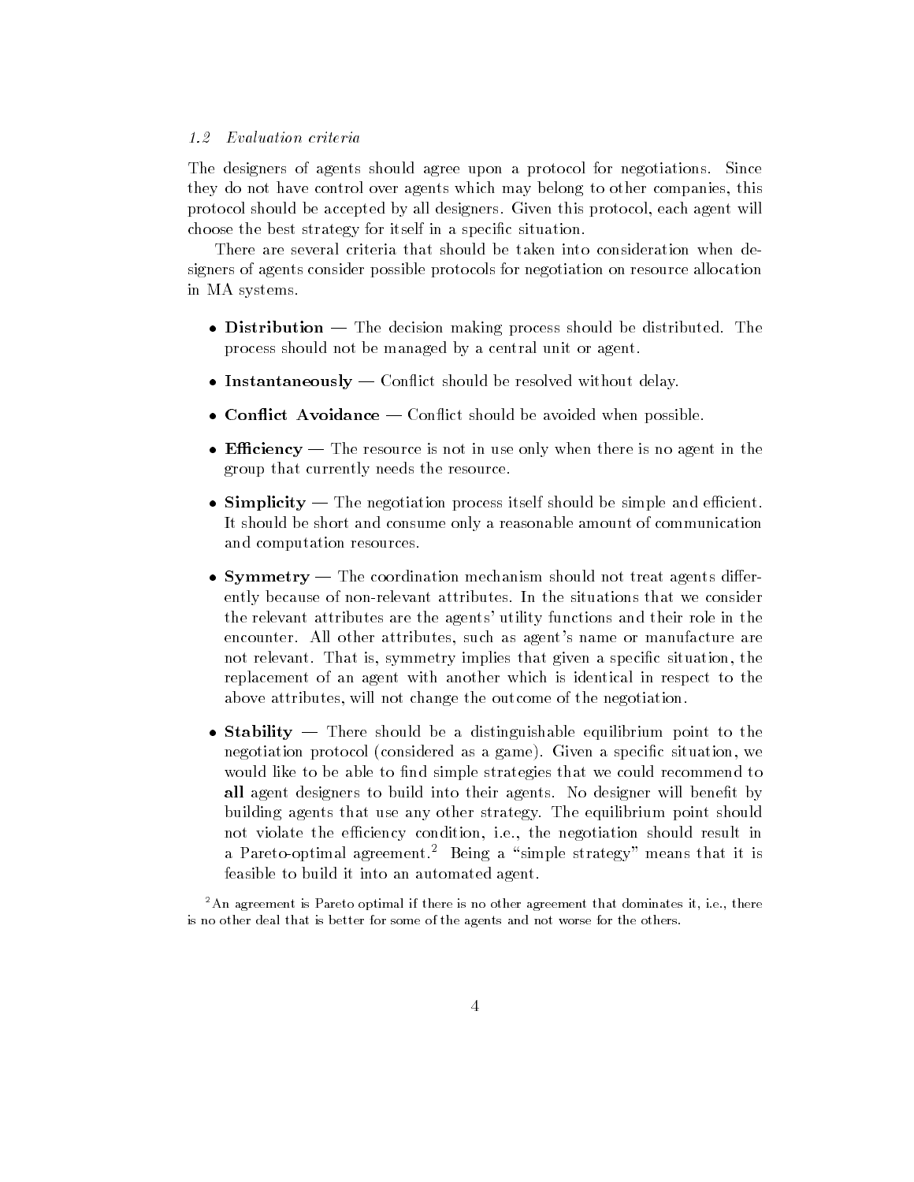### 1.2 Evaluation criteria

The designers of agents should agree upon a protocol for negotiations. Since they do not have control over agents which may belong to other companies, this protocol should be accepted by all designers. Given this protocol, each agent will choose the best strategy for itself in a specific situation.

There are several criteria that should be taken into consideration when designers of agents consider possible protocols for negotiation on resource allocation in MA systems.

- **Distribution** — The decision making process should be distributed. The process should not be managed by a central unit or agent.
- **Instantaneously** — Conflict should be resolved without delay.
- **Conflict Avoidance** — Conflict should be avoided when possible.
- **Efficiency** — The resource is not in use only when there is no agent in the group that currently needs the resource.
- **Simplicity** — The negotiation process itself should be simple and efficient. It should be short and consume only a reasonable amount of communication and computation resources.
- **Symmetry** — The coordination mechanism should not treat agents differently because of non-relevant attributes. In the situations that we consider the relevant attributes are the agents' utility functions and their role in the encounter. All other attributes, such as agent's name or manufacture are not relevant. That is, symmetry implies that given a specific situation, the replacement of an agent with another which is identical in respect to the above attributes, will not change the outcome of the negotiation.
- **Stability** — There should be a distinguishable equilibrium point to the negotiation protocol (considered as a game). Given a specific situation, we would like to be able to find simple strategies that we could recommend to **all** agent designers to build into their agents. No designer will benefit by building agents that use any other strategy. The equilibrium point should not violate the efficiency condition, i.e., the negotiation should result in a Pareto-optimal agreement.[2] Being a "simple strategy" means that it is feasible to build it into an automated agent.

[2] An agreement is Pareto optimal if there is no other agreement that dominates it, i.e., there is no other deal that is better for some of the agents and not worse for the others.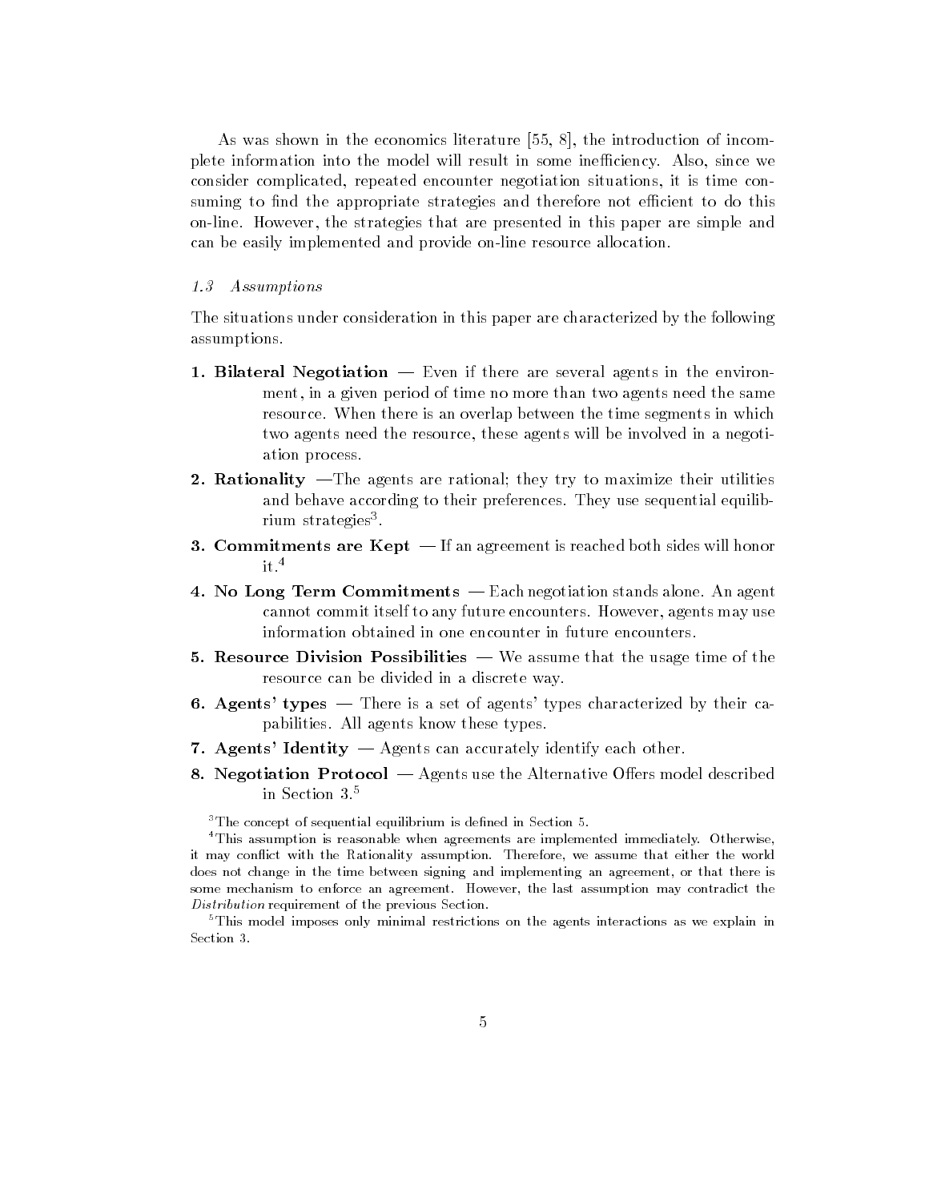As was shown in the economics literature [55, 8], the introduction of incomplete information into the model will result in some inefficiency. Also, since we consider complicated, repeated encounter negotiation situations, it is time consuming to find the appropriate strategies and therefore not efficient to do this on-line. However, the strategies that are presented in this paper are simple and can be easily implemented and provide on-line resource allocation.

### *1.3 Assumptions*

The situations under consideration in this paper are characterized by the following assumptions.

1. **Bilateral Negotiation** — Even if there are several agents in the environment, in a given period of time no more than two agents need the same resource. When there is an overlap between the time segments in which two agents need the resource, these agents will be involved in a negotiation process.
2. **Rationality** —The agents are rational; they try to maximize their utilities and behave according to their preferences. They use sequential equilibrium strategies[3].
3. **Commitments are Kept** — If an agreement is reached both sides will honor it.[4]
4. **No Long Term Commitments** — Each negotiation stands alone. An agent cannot commit itself to any future encounters. However, agents may use information obtained in one encounter in future encounters.
5. **Resource Division Possibilities** — We assume that the usage time of the resource can be divided in a discrete way.
6. **Agents' types** — There is a set of agents' types characterized by their capabilities. All agents know these types.
7. **Agents' Identity** — Agents can accurately identify each other.
8. **Negotiation Protocol** — Agents use the Alternative Offers model described in Section 3.[5]

[3] The concept of sequential equilibrium is defined in Section 5.

[4] This assumption is reasonable when agreements are implemented immediately. Otherwise, it may conflict with the Rationality assumption. Therefore, we assume that either the world does not change in the time between signing and implementing an agreement, or that there is some mechanism to enforce an agreement. However, the last assumption may contradict the *Distribution* requirement of the previous Section.

[5] This model imposes only minimal restrictions on the agents interactions as we explain in Section 3.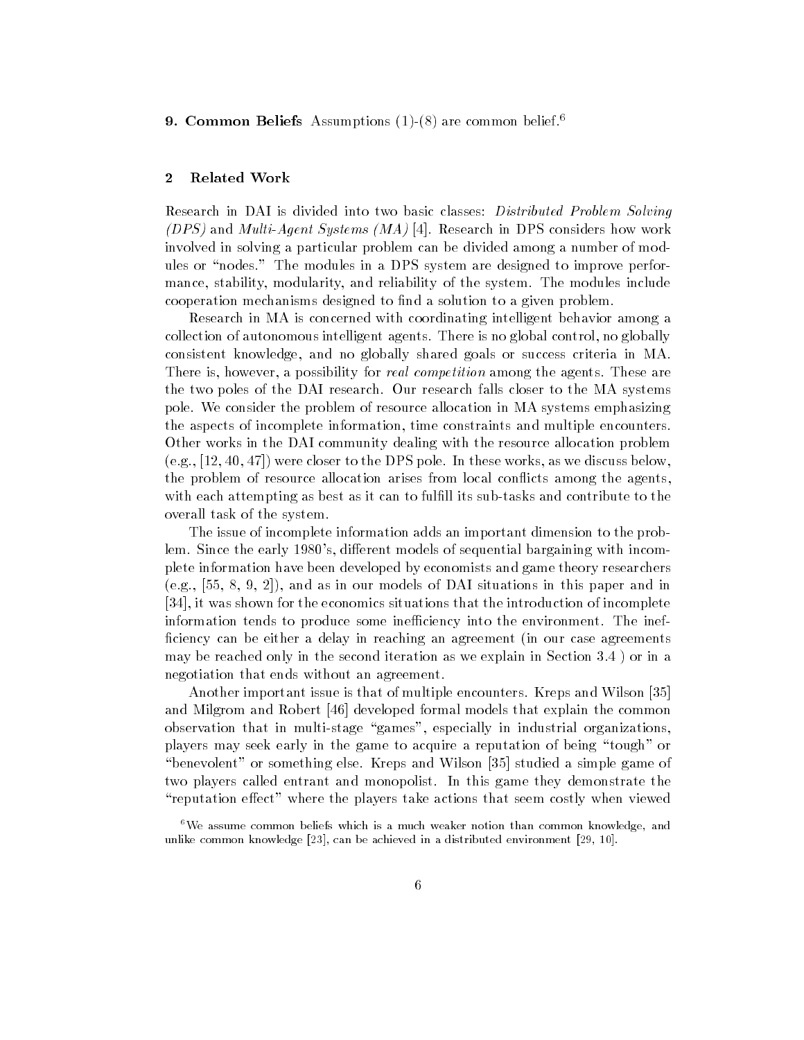**9. Common Beliefs** Assumptions (1)-(8) are common belief.[6]

## 2 Related Work

Research in DAI is divided into two basic classes: *Distributed Problem Solving (DPS)* and *Multi-Agent Systems (MA)* [4]. Research in DPS considers how work involved in solving a particular problem can be divided among a number of modules or "nodes." The modules in a DPS system are designed to improve performance, stability, modularity, and reliability of the system. The modules include cooperation mechanisms designed to find a solution to a given problem.

Research in MA is concerned with coordinating intelligent behavior among a collection of autonomous intelligent agents. There is no global control, no globally consistent knowledge, and no globally shared goals or success criteria in MA. There is, however, a possibility for *real competition* among the agents. These are the two poles of the DAI research. Our research falls closer to the MA systems pole. We consider the problem of resource allocation in MA systems emphasizing the aspects of incomplete information, time constraints and multiple encounters. Other works in the DAI community dealing with the resource allocation problem (e.g., [12, 40, 47]) were closer to the DPS pole. In these works, as we discuss below, the problem of resource allocation arises from local conflicts among the agents, with each attempting as best as it can to fulfill its sub-tasks and contribute to the overall task of the system.

The issue of incomplete information adds an important dimension to the problem. Since the early 1980's, different models of sequential bargaining with incomplete information have been developed by economists and game theory researchers (e.g., [55, 8, 9, 2]), and as in our models of DAI situations in this paper and in [34], it was shown for the economics situations that the introduction of incomplete information tends to produce some inefficiency into the environment. The inefficiency can be either a delay in reaching an agreement (in our case agreements may be reached only in the second iteration as we explain in Section 3.4 ) or in a negotiation that ends without an agreement.

Another important issue is that of multiple encounters. Kreps and Wilson [35] and Milgrom and Robert [46] developed formal models that explain the common observation that in multi-stage "games", especially in industrial organizations, players may seek early in the game to acquire a reputation of being "tough" or "benevolent" or something else. Kreps and Wilson [35] studied a simple game of two players called entrant and monopolist. In this game they demonstrate the "reputation effect" where the players take actions that seem costly when viewed

[6] We assume common beliefs which is a much weaker notion than common knowledge, and unlike common knowledge [23], can be achieved in a distributed environment [29, 10].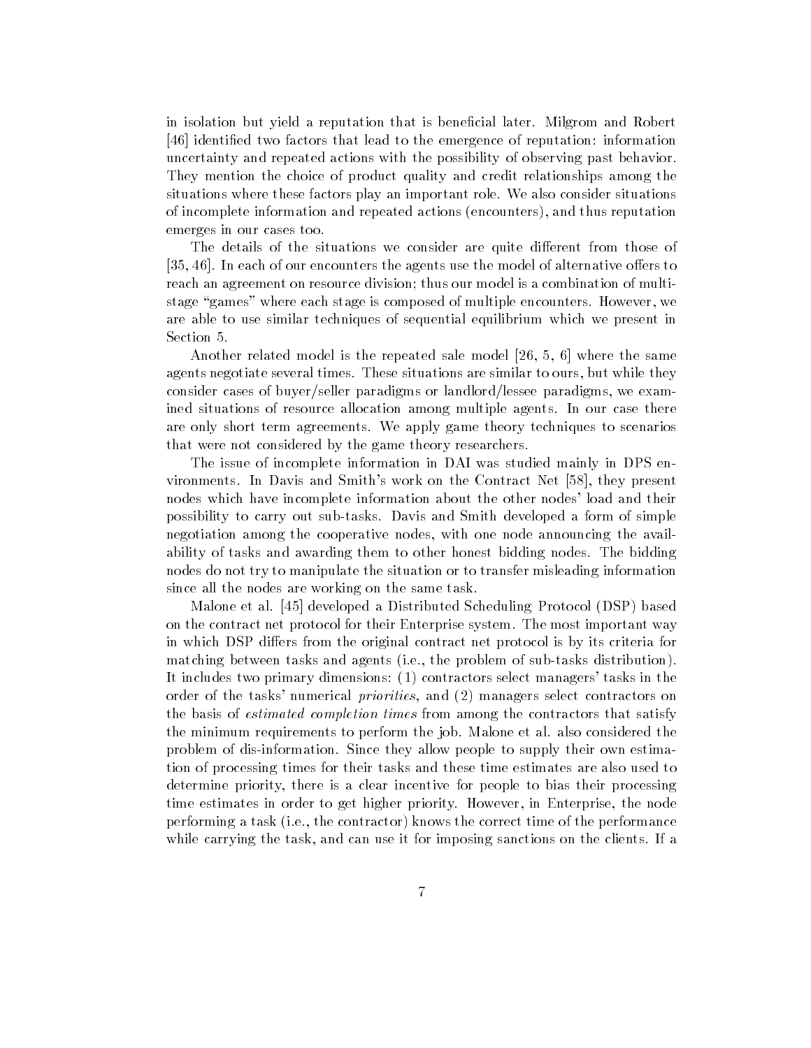in isolation but yield a reputation that is beneficial later. Milgrom and Robert [46] identified two factors that lead to the emergence of reputation: information uncertainty and repeated actions with the possibility of observing past behavior. They mention the choice of product quality and credit relationships among the situations where these factors play an important role. We also consider situations of incomplete information and repeated actions (encounters), and thus reputation emerges in our cases too.

The details of the situations we consider are quite different from those of [35, 46]. In each of our encounters the agents use the model of alternative offers to reach an agreement on resource division; thus our model is a combination of multi-stage "games" where each stage is composed of multiple encounters. However, we are able to use similar techniques of sequential equilibrium which we present in Section 5.

Another related model is the repeated sale model [26, 5, 6] where the same agents negotiate several times. These situations are similar to ours, but while they consider cases of buyer/seller paradigms or landlord/lessee paradigms, we examined situations of resource allocation among multiple agents. In our case there are only short term agreements. We apply game theory techniques to scenarios that were not considered by the game theory researchers.

The issue of incomplete information in DAI was studied mainly in DPS environments. In Davis and Smith's work on the Contract Net [58], they present nodes which have incomplete information about the other nodes' load and their possibility to carry out sub-tasks. Davis and Smith developed a form of simple negotiation among the cooperative nodes, with one node announcing the availability of tasks and awarding them to other honest bidding nodes. The bidding nodes do not try to manipulate the situation or to transfer misleading information since all the nodes are working on the same task.

Malone et al. [45] developed a Distributed Scheduling Protocol (DSP) based on the contract net protocol for their Enterprise system. The most important way in which DSP differs from the original contract net protocol is by its criteria for matching between tasks and agents (i.e., the problem of sub-tasks distribution). It includes two primary dimensions: (1) contractors select managers' tasks in the order of the tasks' numerical *priorities*, and (2) managers select contractors on the basis of *estimated completion times* from among the contractors that satisfy the minimum requirements to perform the job. Malone et al. also considered the problem of dis-information. Since they allow people to supply their own estimation of processing times for their tasks and these time estimates are also used to determine priority, there is a clear incentive for people to bias their processing time estimates in order to get higher priority. However, in Enterprise, the node performing a task (i.e., the contractor) knows the correct time of the performance while carrying the task, and can use it for imposing sanctions on the clients. If a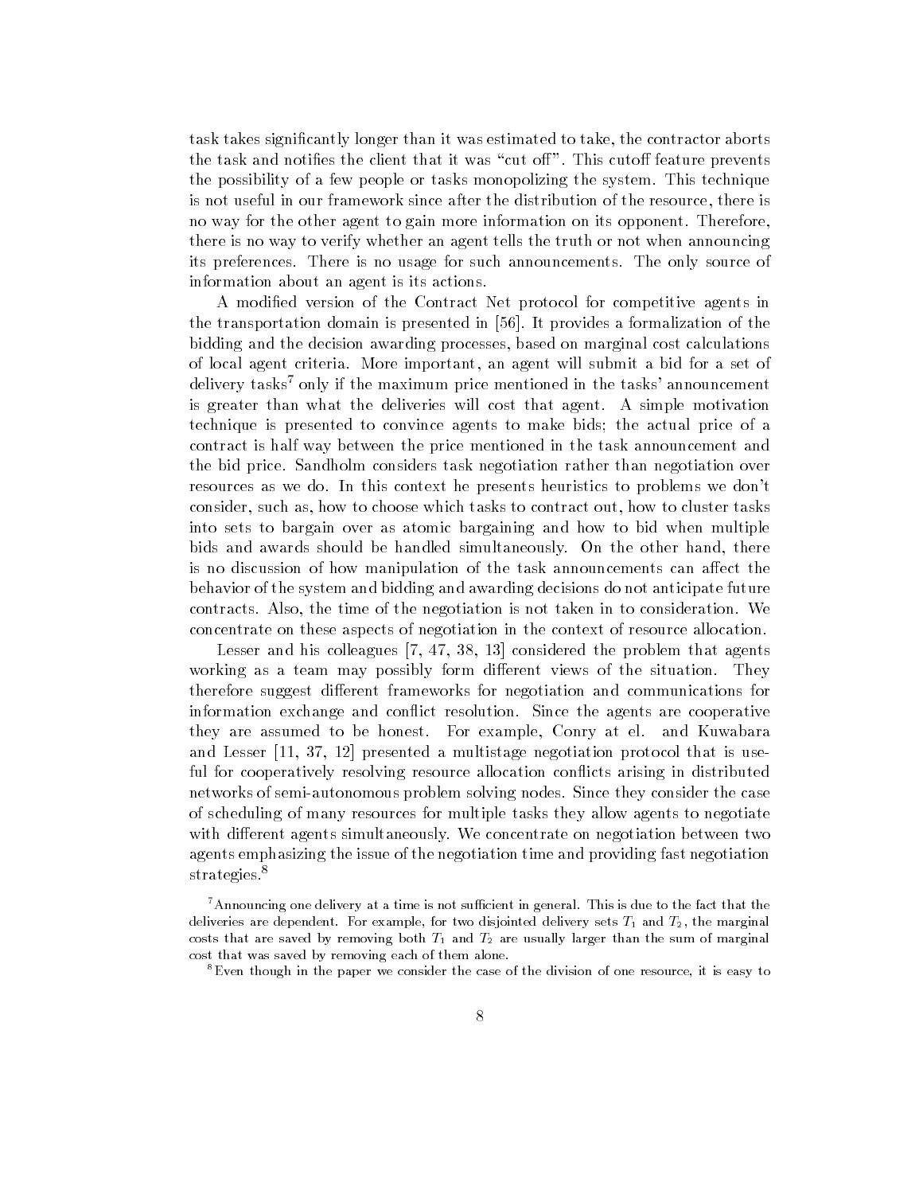task takes significantly longer than it was estimated to take, the contractor aborts the task and notifies the client that it was "cut off". This cutoff feature prevents the possibility of a few people or tasks monopolizing the system. This technique is not useful in our framework since after the distribution of the resource, there is no way for the other agent to gain more information on its opponent. Therefore, there is no way to verify whether an agent tells the truth or not when announcing its preferences. There is no usage for such announcements. The only source of information about an agent is its actions.

A modified version of the Contract Net protocol for competitive agents in the transportation domain is presented in [56]. It provides a formalization of the bidding and the decision awarding processes, based on marginal cost calculations of local agent criteria. More important, an agent will submit a bid for a set of delivery tasks[7] only if the maximum price mentioned in the tasks' announcement is greater than what the deliveries will cost that agent. A simple motivation technique is presented to convince agents to make bids; the actual price of a contract is half way between the price mentioned in the task announcement and the bid price. Sandholm considers task negotiation rather than negotiation over resources as we do. In this context he presents heuristics to problems we don't consider, such as, how to choose which tasks to contract out, how to cluster tasks into sets to bargain over as atomic bargaining and how to bid when multiple bids and awards should be handled simultaneously. On the other hand, there is no discussion of how manipulation of the task announcements can affect the behavior of the system and bidding and awarding decisions do not anticipate future contracts. Also, the time of the negotiation is not taken in to consideration. We concentrate on these aspects of negotiation in the context of resource allocation.

Lesser and his colleagues [7, 47, 38, 13] considered the problem that agents working as a team may possibly form different views of the situation. They therefore suggest different frameworks for negotiation and communications for information exchange and conflict resolution. Since the agents are cooperative they are assumed to be honest. For example, Conry at el. and Kuwabara and Lesser [11, 37, 12] presented a multistage negotiation protocol that is useful for cooperatively resolving resource allocation conflicts arising in distributed networks of semi-autonomous problem solving nodes. Since they consider the case of scheduling of many resources for multiple tasks they allow agents to negotiate with different agents simultaneously. We concentrate on negotiation between two agents emphasizing the issue of the negotiation time and providing fast negotiation strategies.[8]

[7] Announcing one delivery at a time is not sufficient in general. This is due to the fact that the deliveries are dependent. For example, for two disjointed delivery sets $T_1$ and $T_2$, the marginal costs that are saved by removing both $T_1$ and $T_2$ are usually larger than the sum of marginal cost that was saved by removing each of them alone.

[8] Even though in the paper we consider the case of the division of one resource, it is easy to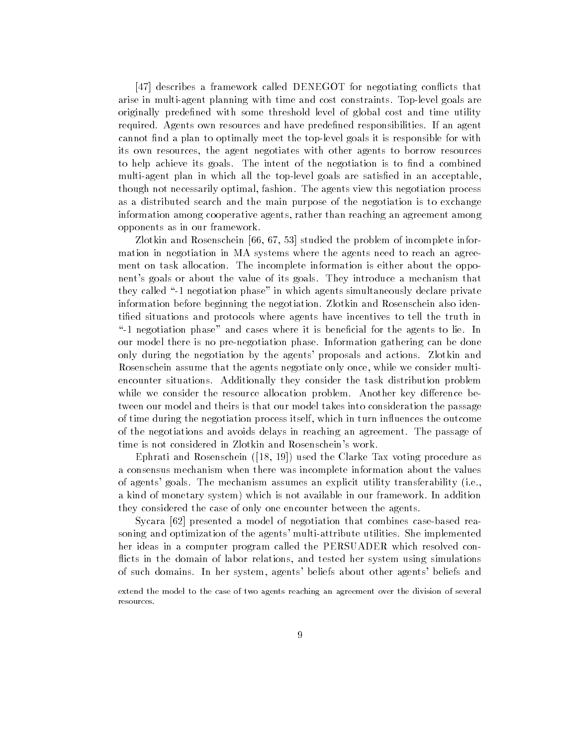[47] describes a framework called DENEGOT for negotiating conflicts that arise in multi-agent planning with time and cost constraints. Top-level goals are originally predefined with some threshold level of global cost and time utility required. Agents own resources and have predefined responsibilities. If an agent cannot find a plan to optimally meet the top-level goals it is responsible for with its own resources, the agent negotiates with other agents to borrow resources to help achieve its goals. The intent of the negotiation is to find a combined multi-agent plan in which all the top-level goals are satisfied in an acceptable, though not necessarily optimal, fashion. The agents view this negotiation process as a distributed search and the main purpose of the negotiation is to exchange information among cooperative agents, rather than reaching an agreement among opponents as in our framework.

Zlotkin and Rosenschein [66, 67, 53] studied the problem of incomplete information in negotiation in MA systems where the agents need to reach an agreement on task allocation. The incomplete information is either about the opponent's goals or about the value of its goals. They introduce a mechanism that they called "-1 negotiation phase" in which agents simultaneously declare private information before beginning the negotiation. Zlotkin and Rosenschein also identified situations and protocols where agents have incentives to tell the truth in "-1 negotiation phase" and cases where it is beneficial for the agents to lie. In our model there is no pre-negotiation phase. Information gathering can be done only during the negotiation by the agents' proposals and actions. Zlotkin and Rosenschein assume that the agents negotiate only once, while we consider multi-encounter situations. Additionally they consider the task distribution problem while we consider the resource allocation problem. Another key difference between our model and theirs is that our model takes into consideration the passage of time during the negotiation process itself, which in turn influences the outcome of the negotiations and avoids delays in reaching an agreement. The passage of time is not considered in Zlotkin and Rosenschein's work.

Ephrati and Rosenschein ([18, 19]) used the Clarke Tax voting procedure as a consensus mechanism when there was incomplete information about the values of agents' goals. The mechanism assumes an explicit utility transferability (i.e., a kind of monetary system) which is not available in our framework. In addition they considered the case of only one encounter between the agents.

Sycara [62] presented a model of negotiation that combines case-based reasoning and optimization of the agents' multi-attribute utilities. She implemented her ideas in a computer program called the PERSUADER which resolved conflicts in the domain of labor relations, and tested her system using simulations of such domains. In her system, agents' beliefs about other agents' beliefs and

extend the model to the case of two agents reaching an agreement over the division of several resources.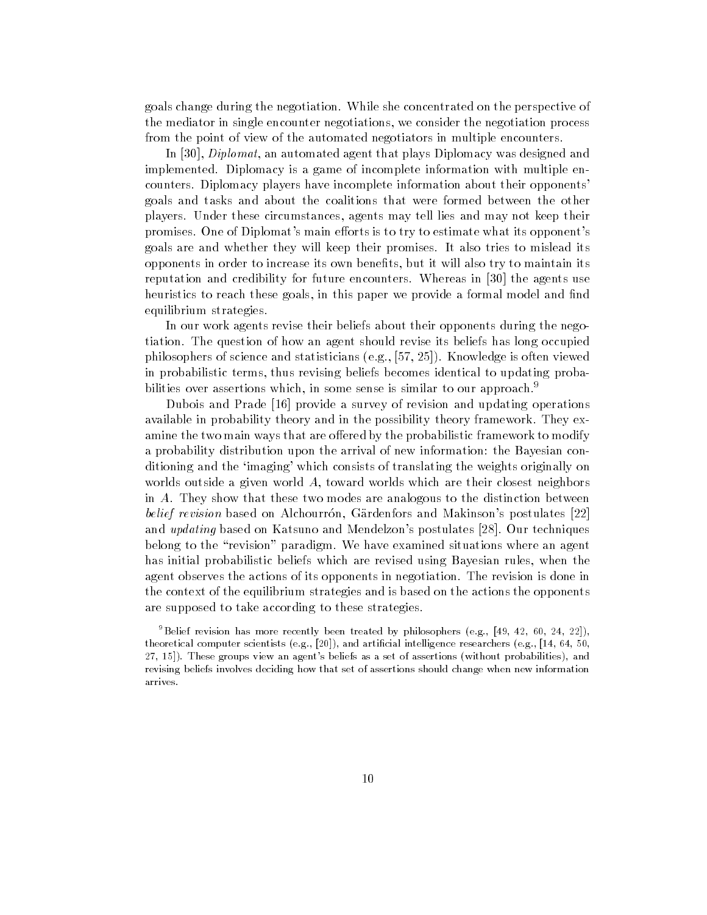goals change during the negotiation. While she concentrated on the perspective of the mediator in single encounter negotiations, we consider the negotiation process from the point of view of the automated negotiators in multiple encounters.

In [30], *Diplomat*, an automated agent that plays Diplomacy was designed and implemented. Diplomacy is a game of incomplete information with multiple encounters. Diplomacy players have incomplete information about their opponents' goals and tasks and about the coalitions that were formed between the other players. Under these circumstances, agents may tell lies and may not keep their promises. One of Diplomat's main efforts is to try to estimate what its opponent's goals are and whether they will keep their promises. It also tries to mislead its opponents in order to increase its own benefits, but it will also try to maintain its reputation and credibility for future encounters. Whereas in [30] the agents use heuristics to reach these goals, in this paper we provide a formal model and find equilibrium strategies.

In our work agents revise their beliefs about their opponents during the negotiation. The question of how an agent should revise its beliefs has long occupied philosophers of science and statisticians (e.g., [57, 25]). Knowledge is often viewed in probabilistic terms, thus revising beliefs becomes identical to updating probabilities over assertions which, in some sense is similar to our approach.[9]

Dubois and Prade [16] provide a survey of revision and updating operations available in probability theory and in the possibility theory framework. They examine the two main ways that are offered by the probabilistic framework to modify a probability distribution upon the arrival of new information: the Bayesian conditioning and the 'imaging' which consists of translating the weights originally on worlds outside a given world $A$, toward worlds which are their closest neighbors in $A$. They show that these two modes are analogous to the distinction between *belief revision* based on Alchourrón, Gärdenfors and Makinson's postulates [22] and *updating* based on Katsuno and Mendelzon's postulates [28]. Our techniques belong to the "revision" paradigm. We have examined situations where an agent has initial probabilistic beliefs which are revised using Bayesian rules, when the agent observes the actions of its opponents in negotiation. The revision is done in the context of the equilibrium strategies and is based on the actions the opponents are supposed to take according to these strategies.

[9] Belief revision has more recently been treated by philosophers (e.g., [49, 42, 60, 24, 22]), theoretical computer scientists (e.g., [20]), and artificial intelligence researchers (e.g., [14, 64, 50, 27, 15]). These groups view an agent's beliefs as a set of assertions (without probabilities), and revising beliefs involves deciding how that set of assertions should change when new information arrives.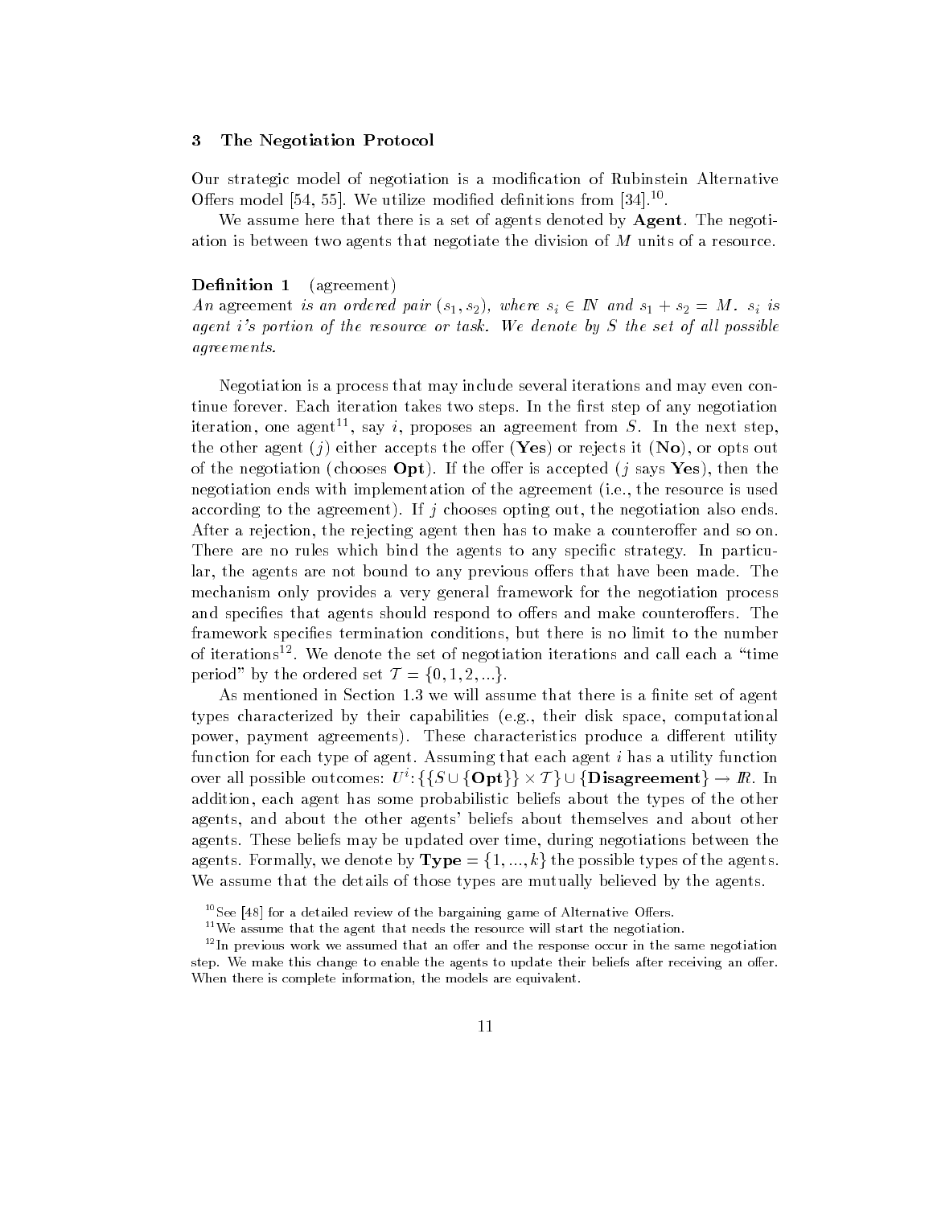## 3 The Negotiation Protocol

Our strategic model of negotiation is a modification of Rubinstein Alternative Offers model [54, 55]. We utilize modified definitions from [34].[10].

We assume here that there is a set of agents denoted by **Agent**. The negotiation is between two agents that negotiate the division of $M$ units of a resource.

**Definition 1** (agreement)
*An* agreement *is an ordered pair* $(s_1, s_2)$*, where* $s_i \in I\!N$ *and* $s_1 + s_2 = M$*.* $s_i$ *is agent* $i$*'s portion of the resource or task. We denote by* $S$ *the set of all possible agreements.*

Negotiation is a process that may include several iterations and may even continue forever. Each iteration takes two steps. In the first step of any negotiation iteration, one agent[11], say $i$, proposes an agreement from $S$. In the next step, the other agent ($j$) either accepts the offer (**Yes**) or rejects it (**No**), or opts out of the negotiation (chooses **Opt**). If the offer is accepted ($j$ says **Yes**), then the negotiation ends with implementation of the agreement (i.e., the resource is used according to the agreement). If $j$ chooses opting out, the negotiation also ends. After a rejection, the rejecting agent then has to make a counteroffer and so on. There are no rules which bind the agents to any specific strategy. In particular, the agents are not bound to any previous offers that have been made. The mechanism only provides a very general framework for the negotiation process and specifies that agents should respond to offers and make counteroffers. The framework specifies termination conditions, but there is no limit to the number of iterations[12]. We denote the set of negotiation iterations and call each a "time period" by the ordered set $\mathcal{T} = \{0, 1, 2, ...\}$.

As mentioned in Section 1.3 we will assume that there is a finite set of agent types characterized by their capabilities (e.g., their disk space, computational power, payment agreements). These characteristics produce a different utility function for each type of agent. Assuming that each agent $i$ has a utility function over all possible outcomes: $U^i: \{\{S \cup \{\mathbf{Opt}\}\} \times \mathcal{T}\} \cup \{\mathbf{Disagreement}\} \rightarrow I\!R$. In addition, each agent has some probabilistic beliefs about the types of the other agents, and about the other agents' beliefs about themselves and about other agents. These beliefs may be updated over time, during negotiations between the agents. Formally, we denote by $\mathbf{Type} = \{1, ..., k\}$ the possible types of the agents. We assume that the details of those types are mutually believed by the agents.

[10] See [48] for a detailed review of the bargaining game of Alternative Offers.

[11] We assume that the agent that needs the resource will start the negotiation.

[12] In previous work we assumed that an offer and the response occur in the same negotiation step. We make this change to enable the agents to update their beliefs after receiving an offer. When there is complete information, the models are equivalent.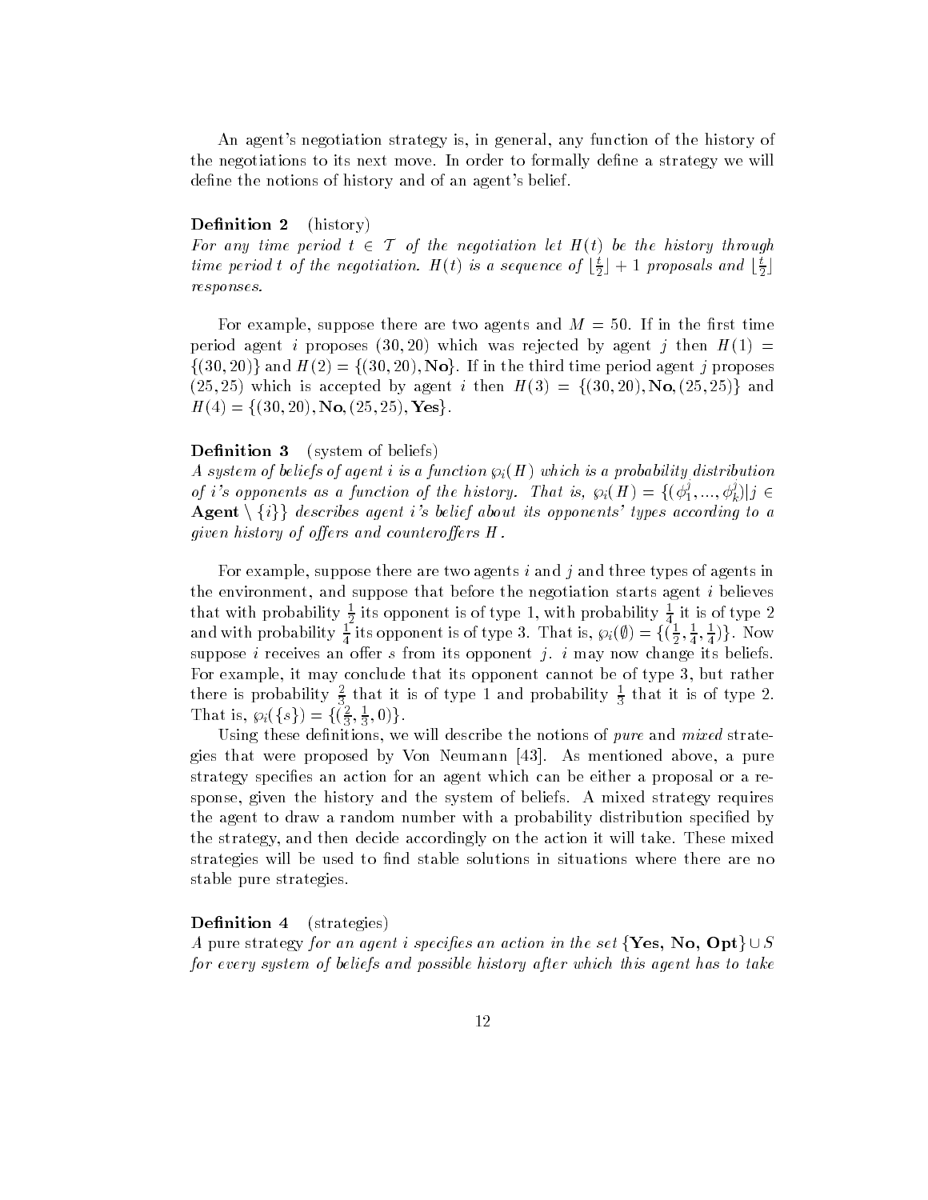An agent's negotiation strategy is, in general, any function of the history of the negotiations to its next move. In order to formally define a strategy we will define the notions of history and of an agent's belief.

**Definition 2** (history)
*For any time period $t \in \mathcal{T}$ of the negotiation let $H(t)$ be the history through time period $t$ of the negotiation. $H(t)$ is a sequence of $\lfloor \frac{t}{2} \rfloor + 1$ proposals and $\lfloor \frac{t}{2} \rfloor$ responses.*

For example, suppose there are two agents and $M = 50$. If in the first time period agent $i$ proposes $(30, 20)$ which was rejected by agent $j$ then $H(1) = \{(30, 20)\}$ and $H(2) = \{(30, 20), \mathbf{No}\}$. If in the third time period agent $j$ proposes $(25, 25)$ which is accepted by agent $i$ then $H(3) = \{(30, 20), \mathbf{No}, (25, 25)\}$ and $H(4) = \{(30, 20), \mathbf{No}, (25, 25), \mathbf{Yes}\}$.

**Definition 3** (system of beliefs)
*A system of beliefs of agent $i$ is a function $\wp_i(H)$ which is a probability distribution of $i$'s opponents as a function of the history. That is, $\wp_i(H) = \{(\phi_1^j, ..., \phi_k^j) | j \in$ $\mathbf{Agent} \setminus \{i\}\}$ describes agent $i$'s belief about its opponents' types according to a given history of offers and counteroffers $H$.*

For example, suppose there are two agents $i$ and $j$ and three types of agents in the environment, and suppose that before the negotiation starts agent $i$ believes that with probability $\frac{1}{2}$ its opponent is of type 1, with probability $\frac{1}{4}$ it is of type 2 and with probability $\frac{1}{4}$ its opponent is of type 3. That is, $\wp_i(\emptyset) = \{(\frac{1}{2}, \frac{1}{4}, \frac{1}{4})\}$. Now suppose $i$ receives an offer $s$ from its opponent $j$. $i$ may now change its beliefs. For example, it may conclude that its opponent cannot be of type 3, but rather there is probability $\frac{2}{3}$ that it is of type 1 and probability $\frac{1}{3}$ that it is of type 2. That is, $\wp_i(\{s\}) = \{(\frac{2}{3}, \frac{1}{3}, 0)\}$.

Using these definitions, we will describe the notions of *pure* and *mixed* strategies that were proposed by Von Neumann [43]. As mentioned above, a pure strategy specifies an action for an agent which can be either a proposal or a response, given the history and the system of beliefs. A mixed strategy requires the agent to draw a random number with a probability distribution specified by the strategy, and then decide accordingly on the action it will take. These mixed strategies will be used to find stable solutions in situations where there are no stable pure strategies.

**Definition 4** (strategies)
*A* pure strategy *for an agent $i$ specifies an action in the set $\{\mathbf{Yes}, \mathbf{No}, \mathbf{Opt}\} \cup S$ for every system of beliefs and possible history after which this agent has to take*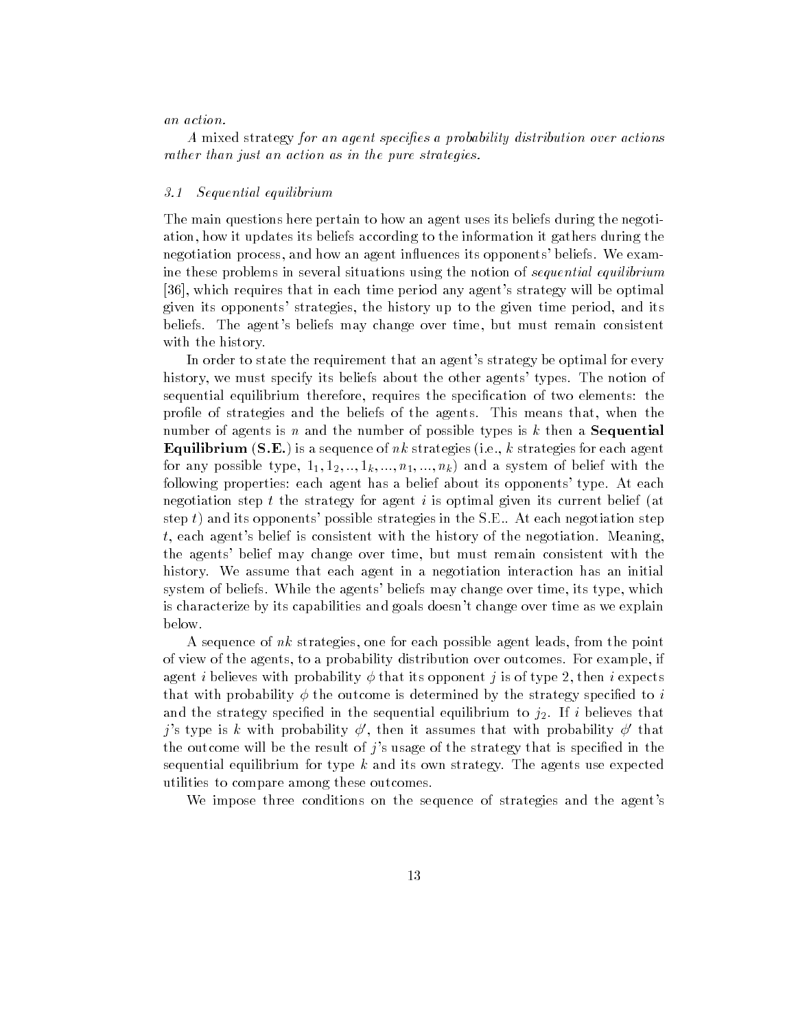*an action.*

A mixed strategy *for an agent specifies a probability distribution over actions rather than just an action as in the pure strategies.*

### *3.1 Sequential equilibrium*

The main questions here pertain to how an agent uses its beliefs during the negotiation, how it updates its beliefs according to the information it gathers during the negotiation process, and how an agent influences its opponents' beliefs. We examine these problems in several situations using the notion of *sequential equilibrium* [36], which requires that in each time period any agent's strategy will be optimal given its opponents' strategies, the history up to the given time period, and its beliefs. The agent's beliefs may change over time, but must remain consistent with the history.

In order to state the requirement that an agent's strategy be optimal for every history, we must specify its beliefs about the other agents' types. The notion of sequential equilibrium therefore, requires the specification of two elements: the profile of strategies and the beliefs of the agents. This means that, when the number of agents is $n$ and the number of possible types is $k$ then a **Sequential Equilibrium (S.E.)** is a sequence of $nk$ strategies (i.e., $k$ strategies for each agent for any possible type, $1_1, 1_2, .., 1_k, ..., n_1, ..., n_k$) and a system of belief with the following properties: each agent has a belief about its opponents' type. At each negotiation step $t$ the strategy for agent $i$ is optimal given its current belief (at step $t$) and its opponents' possible strategies in the S.E.. At each negotiation step $t$, each agent's belief is consistent with the history of the negotiation. Meaning, the agents' belief may change over time, but must remain consistent with the history. We assume that each agent in a negotiation interaction has an initial system of beliefs. While the agents' beliefs may change over time, its type, which is characterize by its capabilities and goals doesn't change over time as we explain below.

A sequence of $nk$ strategies, one for each possible agent leads, from the point of view of the agents, to a probability distribution over outcomes. For example, if agent $i$ believes with probability $\phi$ that its opponent $j$ is of type 2, then $i$ expects that with probability $\phi$ the outcome is determined by the strategy specified to $i$ and the strategy specified in the sequential equilibrium to $j_2$. If $i$ believes that $j$'s type is $k$ with probability $\phi'$, then it assumes that with probability $\phi'$ that the outcome will be the result of $j$'s usage of the strategy that is specified in the sequential equilibrium for type $k$ and its own strategy. The agents use expected utilities to compare among these outcomes.

We impose three conditions on the sequence of strategies and the agent's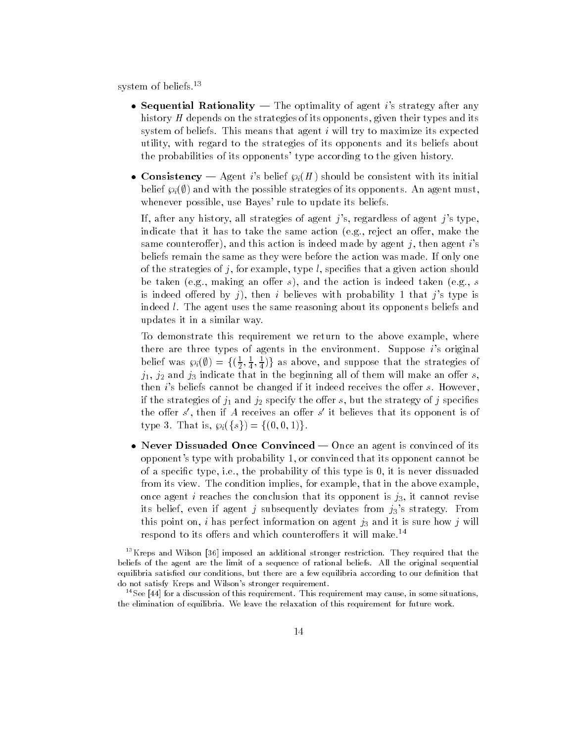system of beliefs.[13]

- **Sequential Rationality** — The optimality of agent $i$'s strategy after any history $H$ depends on the strategies of its opponents, given their types and its system of beliefs. This means that agent $i$ will try to maximize its expected utility, with regard to the strategies of its opponents and its beliefs about the probabilities of its opponents' type according to the given history.

- **Consistency** — Agent $i$'s belief $\wp_i(H)$ should be consistent with its initial belief $\wp_i(\emptyset)$ and with the possible strategies of its opponents. An agent must, whenever possible, use Bayes' rule to update its beliefs.

  If, after any history, all strategies of agent $j$'s, regardless of agent $j$'s type, indicate that it has to take the same action (e.g., reject an offer, make the same counteroffer), and this action is indeed made by agent $j$, then agent $i$'s beliefs remain the same as they were before the action was made. If only one of the strategies of $j$, for example, type $l$, specifies that a given action should be taken (e.g., making an offer $s$), and the action is indeed taken (e.g., $s$ is indeed offered by $j$), then $i$ believes with probability 1 that $j$'s type is indeed $l$. The agent uses the same reasoning about its opponents beliefs and updates it in a similar way.

  To demonstrate this requirement we return to the above example, where there are three types of agents in the environment. Suppose $i$'s original belief was $\wp_i(\emptyset) = \{(\frac{1}{2}, \frac{1}{4}, \frac{1}{4})\}$ as above, and suppose that the strategies of $j_1$, $j_2$ and $j_3$ indicate that in the beginning all of them will make an offer $s$, then $i$'s beliefs cannot be changed if it indeed receives the offer $s$. However, if the strategies of $j_1$ and $j_2$ specify the offer $s$, but the strategy of $j$ specifies the offer $s'$, then if $A$ receives an offer $s'$ it believes that its opponent is of type 3. That is, $\wp_i(\{s\}) = \{(0, 0, 1)\}$.

- **Never Dissuaded Once Convinced** — Once an agent is convinced of its opponent's type with probability 1, or convinced that its opponent cannot be of a specific type, i.e., the probability of this type is 0, it is never dissuaded from its view. The condition implies, for example, that in the above example, once agent $i$ reaches the conclusion that its opponent is $j_3$, it cannot revise its belief, even if agent $j$ subsequently deviates from $j_3$'s strategy. From this point on, $i$ has perfect information on agent $j_3$ and it is sure how $j$ will respond to its offers and which counteroffers it will make.[14]

[13] Kreps and Wilson [36] imposed an additional stronger restriction. They required that the beliefs of the agent are the limit of a sequence of rational beliefs. All the original sequential equilibria satisfied our conditions, but there are a few equilibria according to our definition that do not satisfy Kreps and Wilson's stronger requirement.

[14] See [44] for a discussion of this requirement. This requirement may cause, in some situations, the elimination of equilibria. We leave the relaxation of this requirement for future work.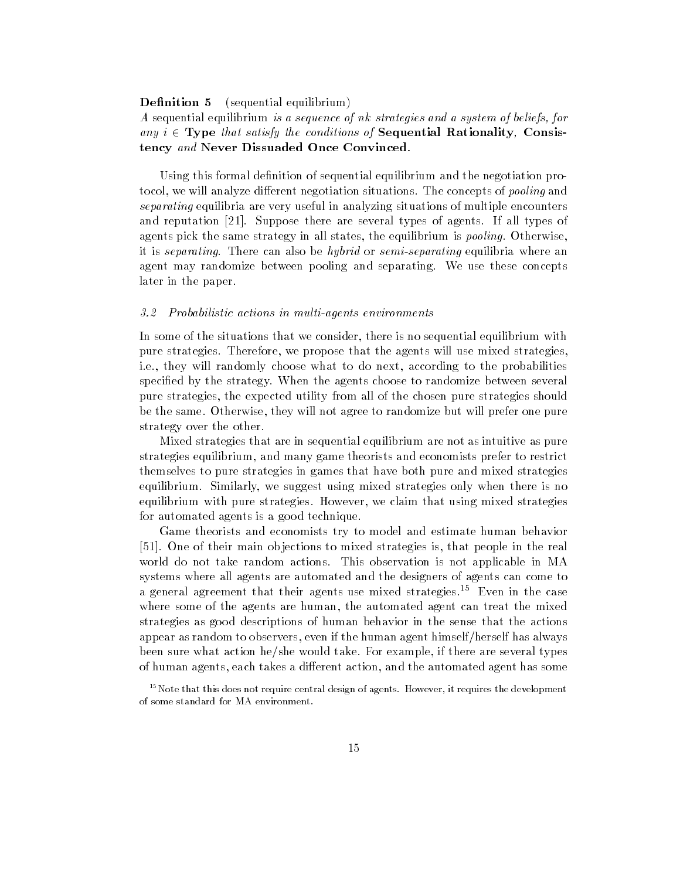**Definition 5** (sequential equilibrium)
*A sequential equilibrium is a sequence of nk strategies and a system of beliefs, for any $i \in$* **Type** *that satisfy the conditions of* **Sequential Rationality**, **Consistency** *and* **Never Dissuaded Once Convinced**.

Using this formal definition of sequential equilibrium and the negotiation protocol, we will analyze different negotiation situations. The concepts of *pooling* and *separating* equilibria are very useful in analyzing situations of multiple encounters and reputation [21]. Suppose there are several types of agents. If all types of agents pick the same strategy in all states, the equilibrium is *pooling*. Otherwise, it is *separating*. There can also be *hybrid* or *semi-separating* equilibria where an agent may randomize between pooling and separating. We use these concepts later in the paper.

### *3.2 Probabilistic actions in multi-agents environments*

In some of the situations that we consider, there is no sequential equilibrium with pure strategies. Therefore, we propose that the agents will use mixed strategies, i.e., they will randomly choose what to do next, according to the probabilities specified by the strategy. When the agents choose to randomize between several pure strategies, the expected utility from all of the chosen pure strategies should be the same. Otherwise, they will not agree to randomize but will prefer one pure strategy over the other.

Mixed strategies that are in sequential equilibrium are not as intuitive as pure strategies equilibrium, and many game theorists and economists prefer to restrict themselves to pure strategies in games that have both pure and mixed strategies equilibrium. Similarly, we suggest using mixed strategies only when there is no equilibrium with pure strategies. However, we claim that using mixed strategies for automated agents is a good technique.

Game theorists and economists try to model and estimate human behavior [51]. One of their main objections to mixed strategies is, that people in the real world do not take random actions. This observation is not applicable in MA systems where all agents are automated and the designers of agents can come to a general agreement that their agents use mixed strategies.[15] Even in the case where some of the agents are human, the automated agent can treat the mixed strategies as good descriptions of human behavior in the sense that the actions appear as random to observers, even if the human agent himself/herself has always been sure what action he/she would take. For example, if there are several types of human agents, each takes a different action, and the automated agent has some

[15] Note that this does not require central design of agents. However, it requires the development of some standard for MA environment.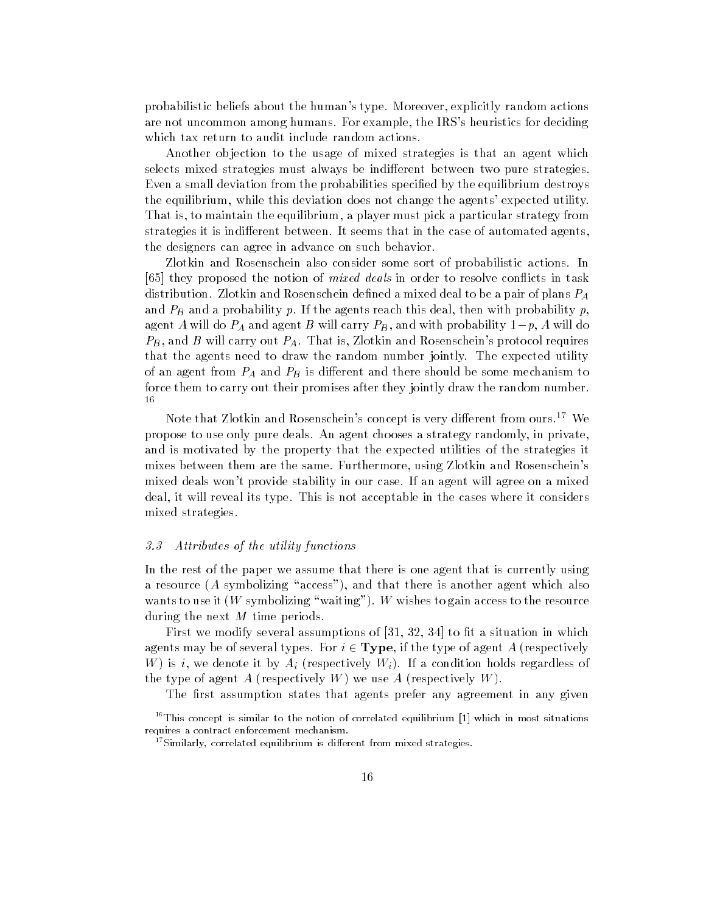probabilistic beliefs about the human's type. Moreover, explicitly random actions are not uncommon among humans. For example, the IRS's heuristics for deciding which tax return to audit include random actions.

Another objection to the usage of mixed strategies is that an agent which selects mixed strategies must always be indifferent between two pure strategies. Even a small deviation from the probabilities specified by the equilibrium destroys the equilibrium, while this deviation does not change the agents' expected utility. That is, to maintain the equilibrium, a player must pick a particular strategy from strategies it is indifferent between. It seems that in the case of automated agents, the designers can agree in advance on such behavior.

Zlotkin and Rosenschein also consider some sort of probabilistic actions. In [65] they proposed the notion of *mixed deals* in order to resolve conflicts in task distribution. Zlotkin and Rosenschein defined a mixed deal to be a pair of plans $P_A$ and $P_B$ and a probability $p$. If the agents reach this deal, then with probability $p$, agent $A$ will do $P_A$ and agent $B$ will carry $P_B$, and with probability $1-p$, $A$ will do $P_B$, and $B$ will carry out $P_A$. That is, Zlotkin and Rosenschein's protocol requires that the agents need to draw the random number jointly. The expected utility of an agent from $P_A$ and $P_B$ is different and there should be some mechanism to force them to carry out their promises after they jointly draw the random number. [16]

Note that Zlotkin and Rosenschein's concept is very different from ours.[17] We propose to use only pure deals. An agent chooses a strategy randomly, in private, and is motivated by the property that the expected utilities of the strategies it mixes between them are the same. Furthermore, using Zlotkin and Rosenschein's mixed deals won't provide stability in our case. If an agent will agree on a mixed deal, it will reveal its type. This is not acceptable in the cases where it considers mixed strategies.

### 3.3 Attributes of the utility functions

In the rest of the paper we assume that there is one agent that is currently using a resource ($A$ symbolizing "access"), and that there is another agent which also wants to use it ($W$ symbolizing "waiting"). $W$ wishes to gain access to the resource during the next $M$ time periods.

First we modify several assumptions of [31, 32, 34] to fit a situation in which agents may be of several types. For $i \in \mathbf{Type}$, if the type of agent $A$ (respectively $W$) is $i$, we denote it by $A_i$ (respectively $W_i$). If a condition holds regardless of the type of agent $A$ (respectively $W$) we use $A$ (respectively $W$).

The first assumption states that agents prefer any agreement in any given

[16] This concept is similar to the notion of correlated equilibrium [1] which in most situations requires a contract enforcement mechanism.

[17] Similarly, correlated equilibrium is different from mixed strategies.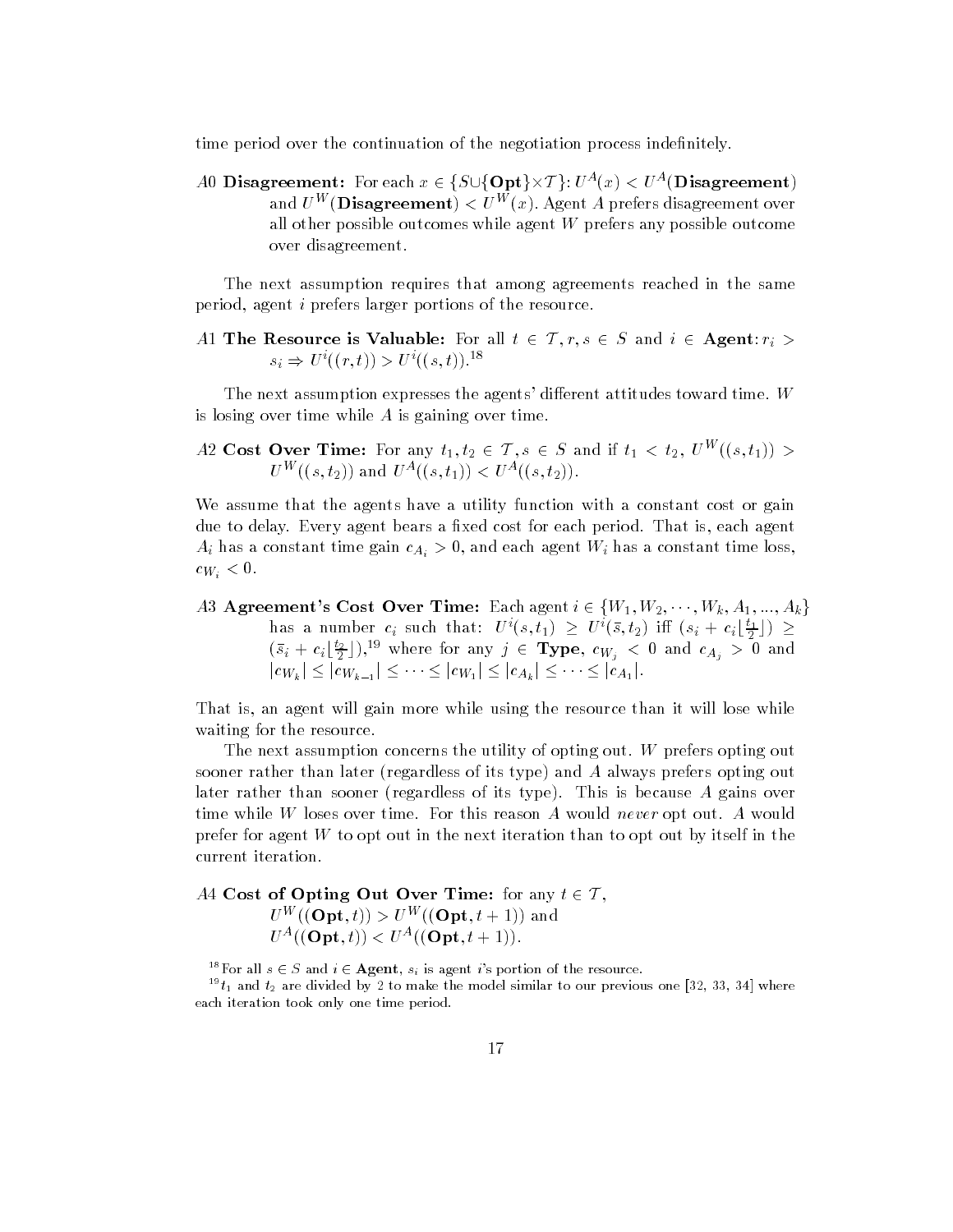time period over the continuation of the negotiation process indefinitely.

*A*0 **Disagreement:** For each $x \in \{S \cup \{\mathbf{Opt}\} \times \mathcal{T}\}$: $U^A(x) < U^A(\mathbf{Disagreement})$ and $U^W(\mathbf{Disagreement}) < U^W(x)$. Agent $A$ prefers disagreement over all other possible outcomes while agent $W$ prefers any possible outcome over disagreement.

The next assumption requires that among agreements reached in the same period, agent $i$ prefers larger portions of the resource.

*A*1 **The Resource is Valuable:** For all $t \in \mathcal{T}, r, s \in S$ and $i \in \mathbf{Agent}$: $r_i > s_i \Rightarrow U^i((r,t)) > U^i((s,t))$.[18]

The next assumption expresses the agents' different attitudes toward time. $W$ is losing over time while $A$ is gaining over time.

*A*2 **Cost Over Time:** For any $t_1, t_2 \in \mathcal{T}, s \in S$ and if $t_1 < t_2$, $U^W((s,t_1)) > U^W((s,t_2))$ and $U^A((s,t_1)) < U^A((s,t_2))$.

We assume that the agents have a utility function with a constant cost or gain due to delay. Every agent bears a fixed cost for each period. That is, each agent $A_i$ has a constant time gain $c_{A_i} > 0$, and each agent $W_i$ has a constant time loss, $c_{W_i} < 0$.

*A*3 **Agreement's Cost Over Time:** Each agent $i \in \{W_1, W_2, \cdots, W_k, A_1, ..., A_k\}$ has a number $c_i$ such that: $U^i(s,t_1) \geq U^i(\bar{s},t_2)$ iff $(s_i + c_i\lfloor\frac{t_1}{2}\rfloor) \geq (\bar{s}_i + c_i\lfloor\frac{t_2}{2}\rfloor)$,[19] where for any $j \in \mathbf{Type}$, $c_{W_j} < 0$ and $c_{A_j} > 0$ and $|c_{W_k}| \leq |c_{W_{k-1}}| \leq \cdots \leq |c_{W_1}| \leq |c_{A_k}| \leq \cdots \leq |c_{A_1}|$.

That is, an agent will gain more while using the resource than it will lose while waiting for the resource.

The next assumption concerns the utility of opting out. $W$ prefers opting out sooner rather than later (regardless of its type) and $A$ always prefers opting out later rather than sooner (regardless of its type). This is because $A$ gains over time while $W$ loses over time. For this reason $A$ would *never* opt out. $A$ would prefer for agent $W$ to opt out in the next iteration than to opt out by itself in the current iteration.

*A*4 **Cost of Opting Out Over Time:** for any $t \in \mathcal{T}$,
$U^W((\mathbf{Opt},t)) > U^W((\mathbf{Opt},t+1))$ and
$U^A((\mathbf{Opt},t)) < U^A((\mathbf{Opt},t+1))$.

[18] For all $s \in S$ and $i \in \mathbf{Agent}$, $s_i$ is agent $i$'s portion of the resource.

[19] $t_1$ and $t_2$ are divided by 2 to make the model similar to our previous one [32, 33, 34] where each iteration took only one time period.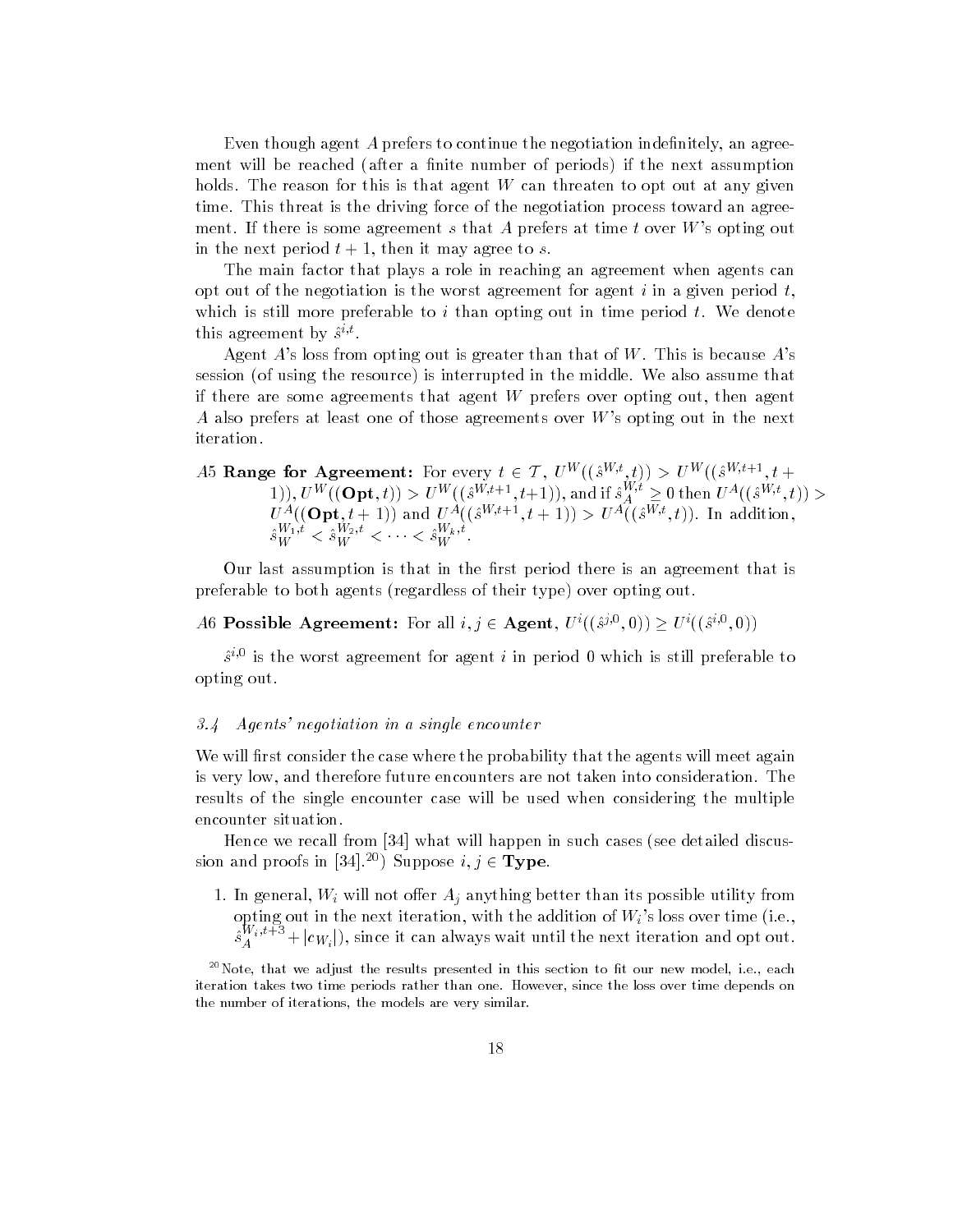Even though agent $A$ prefers to continue the negotiation indefinitely, an agreement will be reached (after a finite number of periods) if the next assumption holds. The reason for this is that agent $W$ can threaten to opt out at any given time. This threat is the driving force of the negotiation process toward an agreement. If there is some agreement $s$ that $A$ prefers at time $t$ over $W$'s opting out in the next period $t+1$, then it may agree to $s$.

The main factor that plays a role in reaching an agreement when agents can opt out of the negotiation is the worst agreement for agent $i$ in a given period $t$, which is still more preferable to $i$ than opting out in time period $t$. We denote this agreement by $\hat{s}^{i,t}$.

Agent $A$'s loss from opting out is greater than that of $W$. This is because $A$'s session (of using the resource) is interrupted in the middle. We also assume that if there are some agreements that agent $W$ prefers over opting out, then agent $A$ also prefers at least one of those agreements over $W$'s opting out in the next iteration.

*A5* **Range for Agreement:** For every $t \in \mathcal{T}$, $U^W((\hat{s}^{W,t}, t)) > U^W((\hat{s}^{W,t+1}, t+1))$, $U^W((\mathbf{Opt}, t)) > U^W((\hat{s}^{W,t+1}, t+1))$, and if $\hat{s}_A^{W,t} \geq 0$ then $U^A((\hat{s}^{W,t}, t)) > U^A((\mathbf{Opt}, t+1))$ and $U^A((\hat{s}^{W,t+1}, t+1)) > U^A((\hat{s}^{W,t}, t))$. In addition, $\hat{s}_W^{W_1,t} < \hat{s}_W^{W_2,t} < \cdots < \hat{s}_W^{W_k,t}$.

Our last assumption is that in the first period there is an agreement that is preferable to both agents (regardless of their type) over opting out.

*A6* **Possible Agreement:** For all $i, j \in \mathbf{Agent}$, $U^i((\hat{s}^{j,0}, 0)) \geq U^i((\hat{s}^{i,0}, 0))$

$\hat{s}^{i,0}$ is the worst agreement for agent $i$ in period 0 which is still preferable to opting out.

### 3.4 *Agents' negotiation in a single encounter*

We will first consider the case where the probability that the agents will meet again is very low, and therefore future encounters are not taken into consideration. The results of the single encounter case will be used when considering the multiple encounter situation.

Hence we recall from [34] what will happen in such cases (see detailed discussion and proofs in [34].[20]) Suppose $i, j \in \mathbf{Type}$.

1. In general, $W_i$ will not offer $A_j$ anything better than its possible utility from opting out in the next iteration, with the addition of $W_i$'s loss over time (i.e., $\hat{s}_A^{W_i,t+3} + |c_{W_i}|$), since it can always wait until the next iteration and opt out.

[20] Note, that we adjust the results presented in this section to fit our new model, i.e., each iteration takes two time periods rather than one. However, since the loss over time depends on the number of iterations, the models are very similar.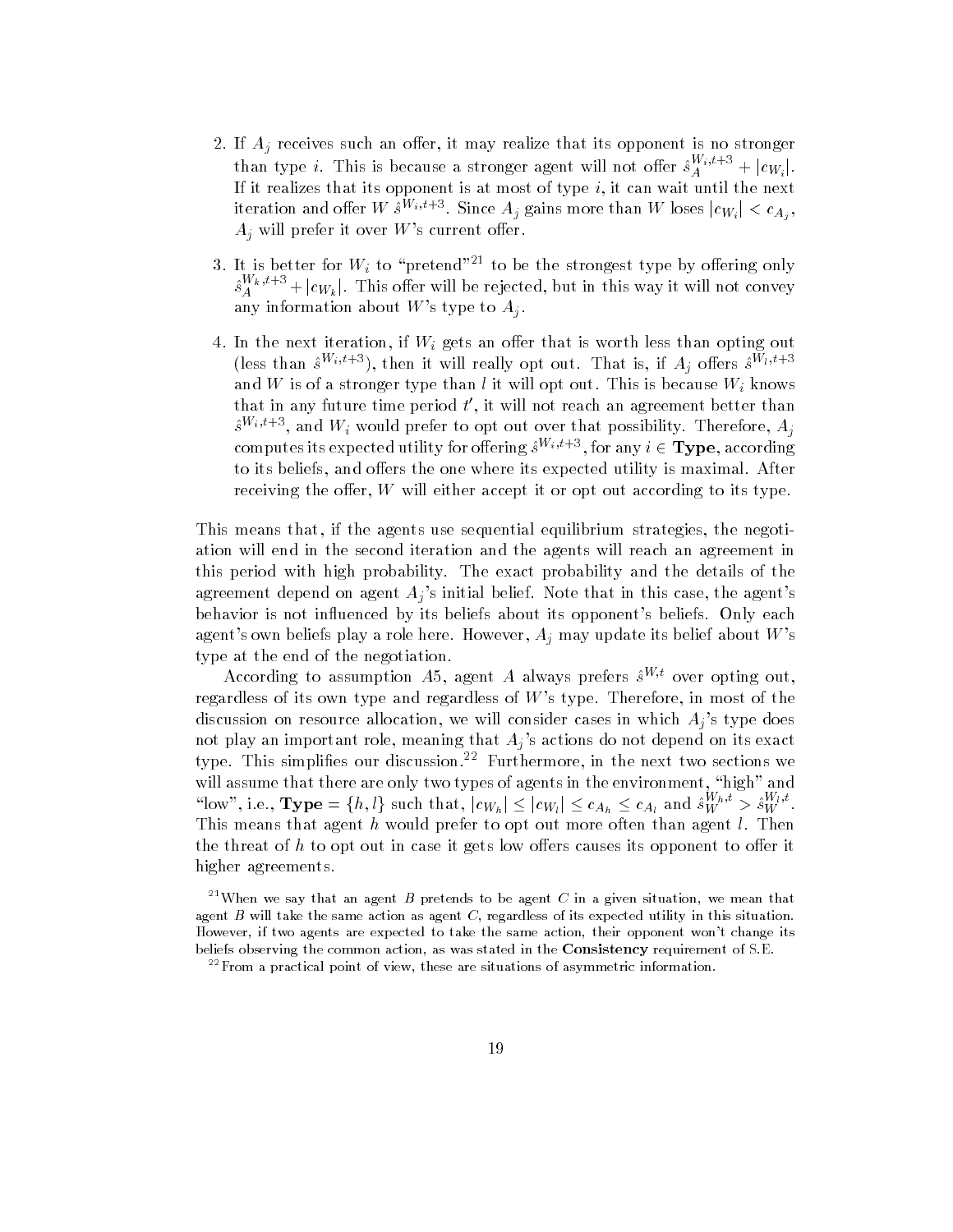2. If $A_j$ receives such an offer, it may realize that its opponent is no stronger than type $i$. This is because a stronger agent will not offer $\hat{s}_A^{W_i,t+3} + |c_{W_i}|$. If it realizes that its opponent is at most of type $i$, it can wait until the next iteration and offer $W$ $\hat{s}^{W_i,t+3}$. Since $A_j$ gains more than $W$ loses $|c_{W_i}| < c_{A_j}$, $A_j$ will prefer it over $W$'s current offer.

3. It is better for $W_i$ to "pretend"[21] to be the strongest type by offering only $\hat{s}_A^{W_k,t+3} + |c_{W_k}|$. This offer will be rejected, but in this way it will not convey any information about $W$'s type to $A_j$.

4. In the next iteration, if $W_i$ gets an offer that is worth less than opting out (less than $\hat{s}^{W_i,t+3}$), then it will really opt out. That is, if $A_j$ offers $\hat{s}^{W_l,t+3}$ and $W$ is of a stronger type than $l$ it will opt out. This is because $W_i$ knows that in any future time period $t'$, it will not reach an agreement better than $\hat{s}^{W_i,t+3}$, and $W_i$ would prefer to opt out over that possibility. Therefore, $A_j$ computes its expected utility for offering $\hat{s}^{W_i,t+3}$, for any $i \in$ **Type**, according to its beliefs, and offers the one where its expected utility is maximal. After receiving the offer, $W$ will either accept it or opt out according to its type.

This means that, if the agents use sequential equilibrium strategies, the negotiation will end in the second iteration and the agents will reach an agreement in this period with high probability. The exact probability and the details of the agreement depend on agent $A_j$'s initial belief. Note that in this case, the agent's behavior is not influenced by its beliefs about its opponent's beliefs. Only each agent's own beliefs play a role here. However, $A_j$ may update its belief about $W$'s type at the end of the negotiation.

According to assumption $A5$, agent $A$ always prefers $\hat{s}^{W,t}$ over opting out, regardless of its own type and regardless of $W$'s type. Therefore, in most of the discussion on resource allocation, we will consider cases in which $A_j$'s type does not play an important role, meaning that $A_j$'s actions do not depend on its exact type. This simplifies our discussion.[22] Furthermore, in the next two sections we will assume that there are only two types of agents in the environment, "high" and "low", i.e., **Type** $= \{h, l\}$ such that, $|c_{W_h}| \leq |c_{W_l}| \leq c_{A_h} \leq c_{A_l}$ and $\hat{s}_W^{W_h,t} > \hat{s}_W^{W_l,t}$. This means that agent $h$ would prefer to opt out more often than agent $l$. Then the threat of $h$ to opt out in case it gets low offers causes its opponent to offer it higher agreements.

[21] When we say that an agent $B$ pretends to be agent $C$ in a given situation, we mean that agent $B$ will take the same action as agent $C$, regardless of its expected utility in this situation. However, if two agents are expected to take the same action, their opponent won't change its beliefs observing the common action, as was stated in the **Consistency** requirement of S.E.

[22] From a practical point of view, these are situations of asymmetric information.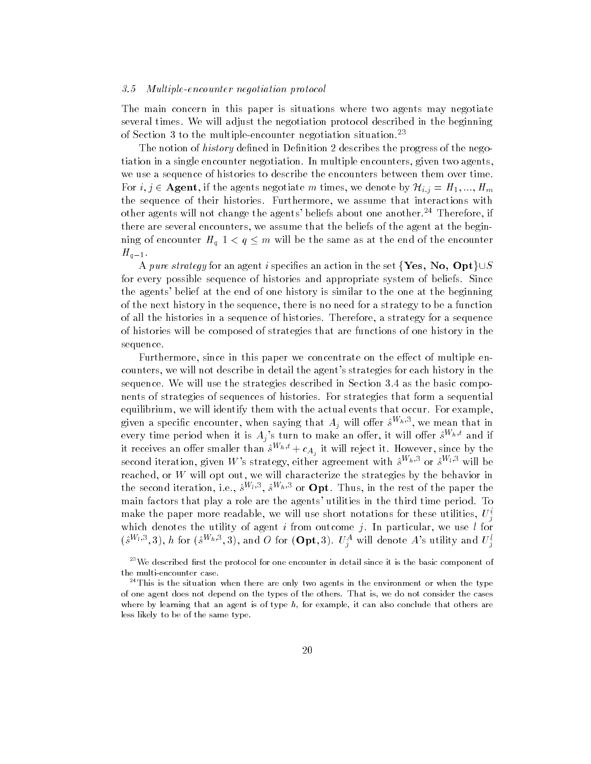### 3.5 Multiple-encounter negotiation protocol

The main concern in this paper is situations where two agents may negotiate several times. We will adjust the negotiation protocol described in the beginning of Section 3 to the multiple-encounter negotiation situation.[23]

The notion of *history* defined in Definition 2 describes the progress of the negotiation in a single encounter negotiation. In multiple encounters, given two agents, we use a sequence of histories to describe the encounters between them over time. For $i, j \in$ **Agent**, if the agents negotiate $m$ times, we denote by $\mathcal{H}_{i.j} = H_1, ..., H_m$ the sequence of their histories. Furthermore, we assume that interactions with other agents will not change the agents' beliefs about one another.[24] Therefore, if there are several encounters, we assume that the beliefs of the agent at the beginning of encounter $H_q$ $1 < q \leq m$ will be the same as at the end of the encounter $H_{q-1}$.

A *pure strategy* for an agent $i$ specifies an action in the set $\{$**Yes**, **No**, **Opt**$\} \cup S$ for every possible sequence of histories and appropriate system of beliefs. Since the agents' belief at the end of one history is similar to the one at the beginning of the next history in the sequence, there is no need for a strategy to be a function of all the histories in a sequence of histories. Therefore, a strategy for a sequence of histories will be composed of strategies that are functions of one history in the sequence.

Furthermore, since in this paper we concentrate on the effect of multiple encounters, we will not describe in detail the agent's strategies for each history in the sequence. We will use the strategies described in Section 3.4 as the basic components of strategies of sequences of histories. For strategies that form a sequential equilibrium, we will identify them with the actual events that occur. For example, given a specific encounter, when saying that $A_j$ will offer $\hat{s}^{W_h,3}$, we mean that in every time period when it is $A_j$'s turn to make an offer, it will offer $\hat{s}^{W_h,t}$ and if it receives an offer smaller than $\hat{s}^{W_h,t} + c_{A_j}$ it will reject it. However, since by the second iteration, given $W$'s strategy, either agreement with $\hat{s}^{W_h,3}$ or $\hat{s}^{W_l,3}$ will be reached, or $W$ will opt out, we will characterize the strategies by the behavior in the second iteration, i.e., $\hat{s}^{W_l,3}$, $\hat{s}^{W_h,3}$ or **Opt**. Thus, in the rest of the paper the main factors that play a role are the agents' utilities in the third time period. To make the paper more readable, we will use short notations for these utilities, $U^i_j$ which denotes the utility of agent $i$ from outcome $j$. In particular, we use $l$ for $(\hat{s}^{W_l,3}, 3)$, $h$ for $(\hat{s}^{W_h,3}, 3)$, and $O$ for $(\mathbf{Opt}, 3)$. $U^A_j$ will denote $A$'s utility and $U^l_j$

[23] We described first the protocol for one encounter in detail since it is the basic component of the multi-encounter case.

[24] This is the situation when there are only two agents in the environment or when the type of one agent does not depend on the types of the others. That is, we do not consider the cases where by learning that an agent is of type $h$, for example, it can also conclude that others are less likely to be of the same type.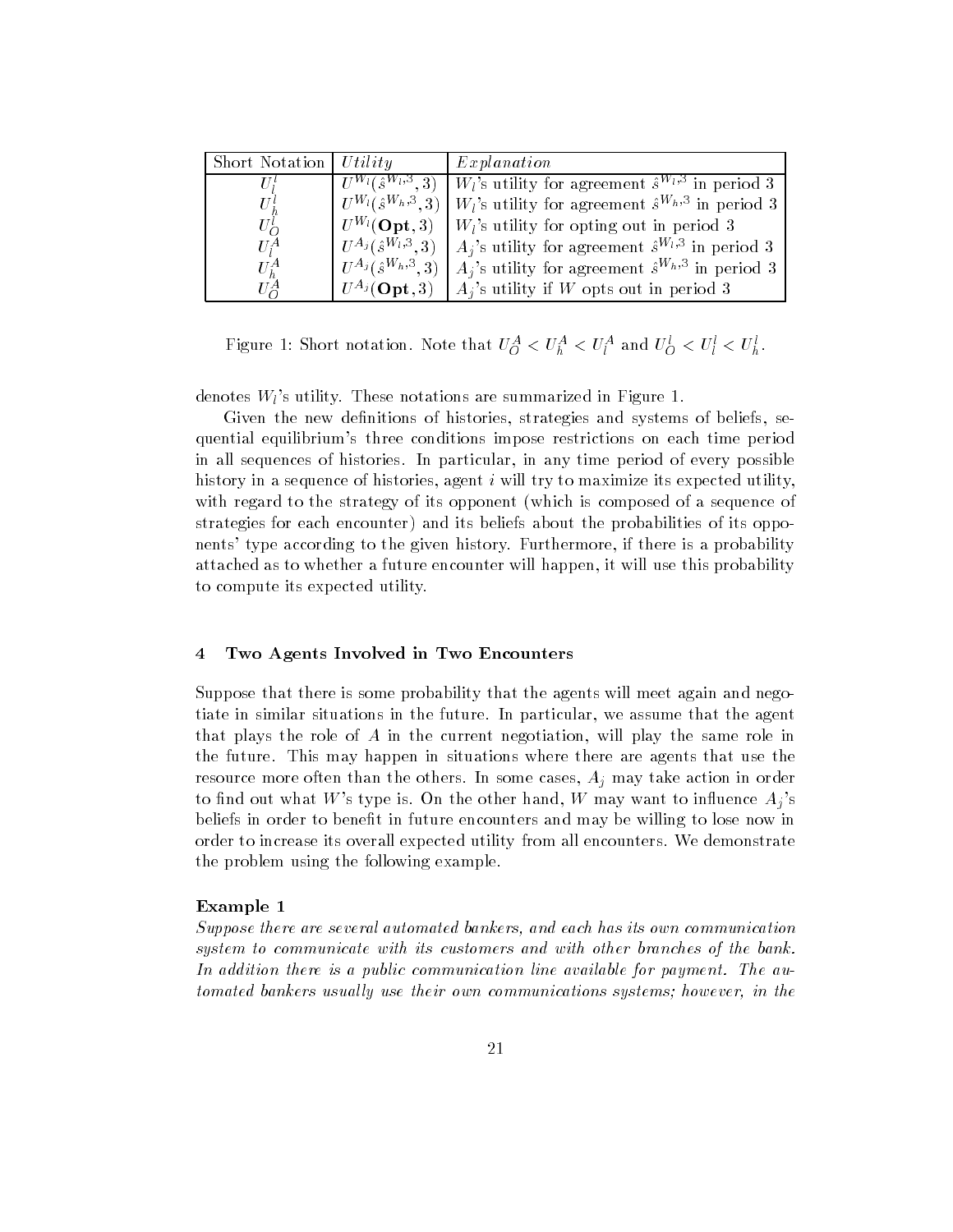| Short Notation | *Utility* | *Explanation* |
|---|---|---|
| $U_l^l$ | $U^{W_l}(\hat{s}^{W_l,3}, 3)$ | $W_l$'s utility for agreement $\hat{s}^{W_l,3}$ in period 3 |
| $U_h^l$ | $U^{W_l}(\hat{s}^{W_h,3}, 3)$ | $W_l$'s utility for agreement $\hat{s}^{W_h,3}$ in period 3 |
| $U_O^l$ | $U^{W_l}(\mathbf{Opt}, 3)$ | $W_l$'s utility for opting out in period 3 |
| $U_l^A$ | $U^{A_j}(\hat{s}^{W_l,3}, 3)$ | $A_j$'s utility for agreement $\hat{s}^{W_l,3}$ in period 3 |
| $U_h^A$ | $U^{A_j}(\hat{s}^{W_h,3}, 3)$ | $A_j$'s utility for agreement $\hat{s}^{W_h,3}$ in period 3 |
| $U_O^A$ | $U^{A_j}(\mathbf{Opt}, 3)$ | $A_j$'s utility if $W$ opts out in period 3 |

Figure 1: Short notation. Note that $U_O^A < U_h^A < U_l^A$ and $U_O^l < U_l^l < U_h^l$.

denotes $W_l$'s utility. These notations are summarized in Figure 1.

Given the new definitions of histories, strategies and systems of beliefs, sequential equilibrium's three conditions impose restrictions on each time period in all sequences of histories. In particular, in any time period of every possible history in a sequence of histories, agent $i$ will try to maximize its expected utility, with regard to the strategy of its opponent (which is composed of a sequence of strategies for each encounter) and its beliefs about the probabilities of its opponents' type according to the given history. Furthermore, if there is a probability attached as to whether a future encounter will happen, it will use this probability to compute its expected utility.

## 4 Two Agents Involved in Two Encounters

Suppose that there is some probability that the agents will meet again and negotiate in similar situations in the future. In particular, we assume that the agent that plays the role of $A$ in the current negotiation, will play the same role in the future. This may happen in situations where there are agents that use the resource more often than the others. In some cases, $A_j$ may take action in order to find out what $W$'s type is. On the other hand, $W$ may want to influence $A_j$'s beliefs in order to benefit in future encounters and may be willing to lose now in order to increase its overall expected utility from all encounters. We demonstrate the problem using the following example.

**Example 1**

*Suppose there are several automated bankers, and each has its own communication system to communicate with its customers and with other branches of the bank. In addition there is a public communication line available for payment. The automated bankers usually use their own communications systems; however, in the*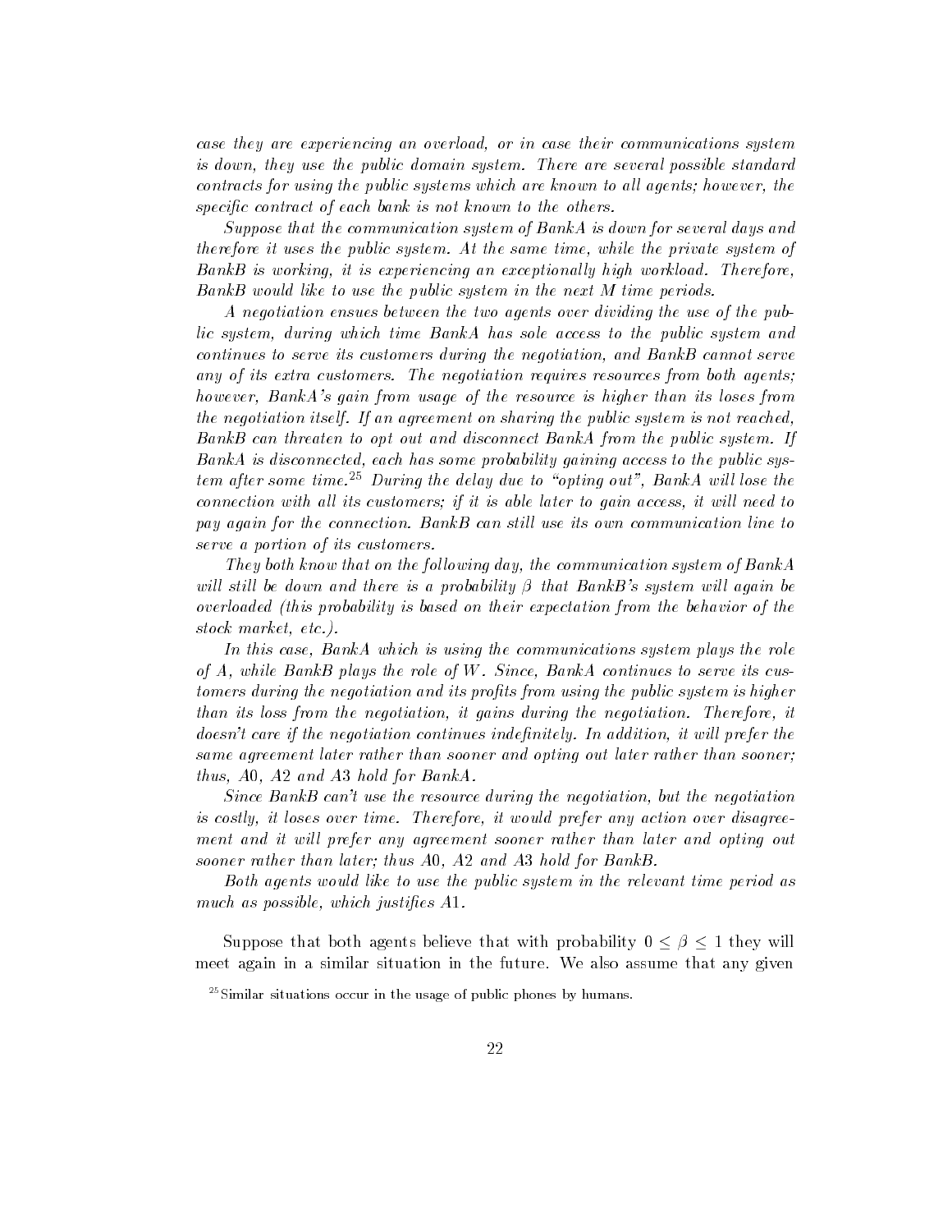*case they are experiencing an overload, or in case their communications system is down, they use the public domain system. There are several possible standard contracts for using the public systems which are known to all agents; however, the specific contract of each bank is not known to the others.*

*Suppose that the communication system of BankA is down for several days and therefore it uses the public system. At the same time, while the private system of BankB is working, it is experiencing an exceptionally high workload. Therefore, BankB would like to use the public system in the next $M$ time periods.*

*A negotiation ensues between the two agents over dividing the use of the public system, during which time BankA has sole access to the public system and continues to serve its customers during the negotiation, and BankB cannot serve any of its extra customers. The negotiation requires resources from both agents; however, BankA's gain from usage of the resource is higher than its loses from the negotiation itself. If an agreement on sharing the public system is not reached, BankB can threaten to opt out and disconnect BankA from the public system. If BankA is disconnected, each has some probability gaining access to the public system after some time.*[25] *During the delay due to "opting out", BankA will lose the connection with all its customers; if it is able later to gain access, it will need to pay again for the connection. BankB can still use its own communication line to serve a portion of its customers.*

*They both know that on the following day, the communication system of BankA will still be down and there is a probability $\beta$ that BankB's system will again be overloaded (this probability is based on their expectation from the behavior of the stock market, etc.).*

*In this case, BankA which is using the communications system plays the role of $A$, while BankB plays the role of $W$. Since, BankA continues to serve its customers during the negotiation and its profits from using the public system is higher than its loss from the negotiation, it gains during the negotiation. Therefore, it doesn't care if the negotiation continues indefinitely. In addition, it will prefer the same agreement later rather than sooner and opting out later rather than sooner; thus, A0, A2 and A3 hold for BankA.*

*Since BankB can't use the resource during the negotiation, but the negotiation is costly, it loses over time. Therefore, it would prefer any action over disagreement and it will prefer any agreement sooner rather than later and opting out sooner rather than later; thus A0, A2 and A3 hold for BankB.*

*Both agents would like to use the public system in the relevant time period as much as possible, which justifies A1.*

Suppose that both agents believe that with probability $0 \leq \beta \leq 1$ they will meet again in a similar situation in the future. We also assume that any given

[25] Similar situations occur in the usage of public phones by humans.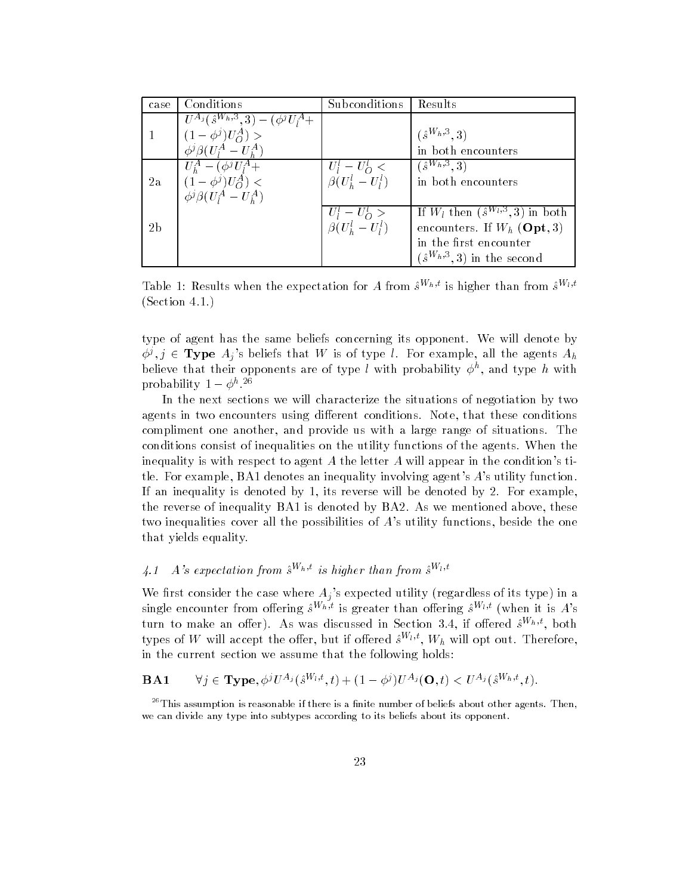| case | Conditions | Subconditions | Results |
|---|---|---|---|
| 1 | $U^{A_j}(\hat{s}^{W_h,3},3) - (\phi^j U_l^A + (1-\phi^j)U_O^A) > \phi^j \beta(U_l^A - U_h^A)$ | | $(\hat{s}^{W_h,3},3)$ in both encounters |
| 2a | $U_h^A - (\phi^j U_l^A + (1-\phi^j)U_O^A) < \phi^j \beta(U_l^A - U_h^A)$ | $U_l^l - U_O^l < \beta(U_h^l - U_l^l)$ | $(\hat{s}^{W_h,3},3)$ in both encounters |
| 2b | | $U_l^l - U_O^l > \beta(U_h^l - U_l^l)$ | If $W_l$ then $(\hat{s}^{W_l,3},3)$ in both encounters. If $W_h$ $(\mathbf{Opt},3)$ in the first encounter $(\hat{s}^{W_h,3},3)$ in the second |

Table 1: Results when the expectation for $A$ from $\hat{s}^{W_h,t}$ is higher than from $\hat{s}^{W_l,t}$ (Section 4.1.)

type of agent has the same beliefs concerning its opponent. We will denote by $\phi^j, j \in \mathbf{Type}$ $A_j$'s beliefs that $W$ is of type $l$. For example, all the agents $A_h$ believe that their opponents are of type $l$ with probability $\phi^h$, and type $h$ with probability $1-\phi^h$.[26]

In the next sections we will characterize the situations of negotiation by two agents in two encounters using different conditions. Note, that these conditions compliment one another, and provide us with a large range of situations. The conditions consist of inequalities on the utility functions of the agents. When the inequality is with respect to agent $A$ the letter $A$ will appear in the condition's title. For example, BA1 denotes an inequality involving agent's $A$'s utility function. If an inequality is denoted by 1, its reverse will be denoted by 2. For example, the reverse of inequality BA1 is denoted by BA2. As we mentioned above, these two inequalities cover all the possibilities of $A$'s utility functions, beside the one that yields equality.

### *4.1 A's expectation from $\hat{s}^{W_h,t}$ is higher than from $\hat{s}^{W_l,t}$*

We first consider the case where $A_j$'s expected utility (regardless of its type) in a single encounter from offering $\hat{s}^{W_h,t}$ is greater than offering $\hat{s}^{W_l,t}$ (when it is $A$'s turn to make an offer). As was discussed in Section 3.4, if offered $\hat{s}^{W_h,t}$, both types of $W$ will accept the offer, but if offered $\hat{s}^{W_l,t}$, $W_h$ will opt out. Therefore, in the current section we assume that the following holds:

**BA1** $\quad \forall j \in \mathbf{Type}, \phi^j U^{A_j}(\hat{s}^{W_l,t},t) + (1-\phi^j)U^{A_j}(\mathbf{O},t) < U^{A_j}(\hat{s}^{W_h,t},t).$

[26] This assumption is reasonable if there is a finite number of beliefs about other agents. Then, we can divide any type into subtypes according to its beliefs about its opponent.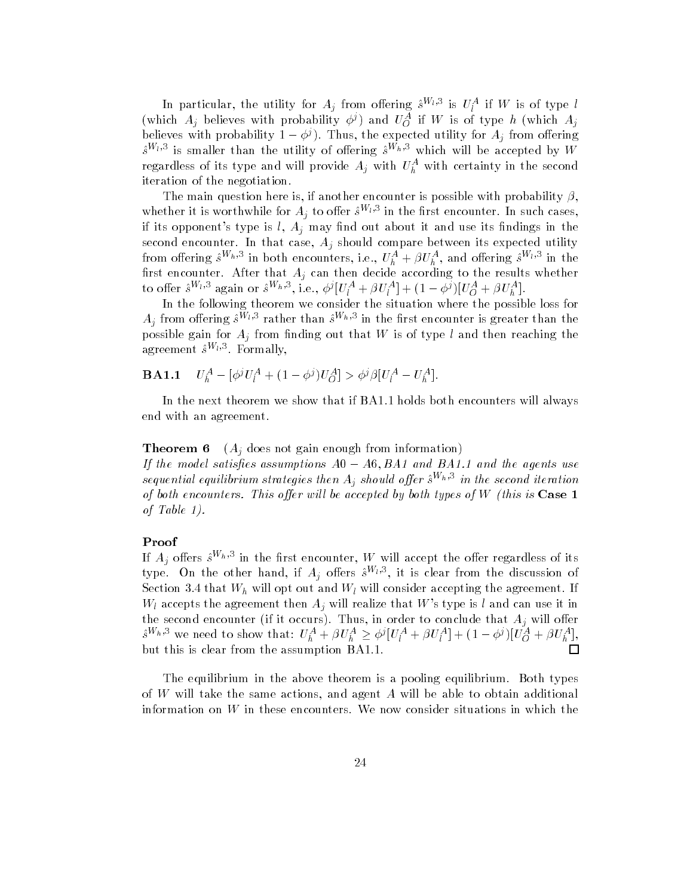In particular, the utility for $A_j$ from offering $\hat{s}^{W_l,3}$ is $U_l^A$ if $W$ is of type $l$ (which $A_j$ believes with probability $\phi^j$) and $U_O^A$ if $W$ is of type $h$ (which $A_j$ believes with probability $1 - \phi^j$). Thus, the expected utility for $A_j$ from offering $\hat{s}^{W_l,3}$ is smaller than the utility of offering $\hat{s}^{W_h,3}$ which will be accepted by $W$ regardless of its type and will provide $A_j$ with $U_h^A$ with certainty in the second iteration of the negotiation.

The main question here is, if another encounter is possible with probability $\beta$, whether it is worthwhile for $A_j$ to offer $\hat{s}^{W_l,3}$ in the first encounter. In such cases, if its opponent's type is $l$, $A_j$ may find out about it and use its findings in the second encounter. In that case, $A_j$ should compare between its expected utility from offering $\hat{s}^{W_h,3}$ in both encounters, i.e., $U_h^A + \beta U_h^A$, and offering $\hat{s}^{W_l,3}$ in the first encounter. After that $A_j$ can then decide according to the results whether to offer $\hat{s}^{W_l,3}$ again or $\hat{s}^{W_h,3}$, i.e., $\phi^j[U_l^A + \beta U_l^A] + (1 - \phi^j)[U_O^A + \beta U_h^A]$.

In the following theorem we consider the situation where the possible loss for $A_j$ from offering $\hat{s}^{W_l,3}$ rather than $\hat{s}^{W_h,3}$ in the first encounter is greater than the possible gain for $A_j$ from finding out that $W$ is of type $l$ and then reaching the agreement $\hat{s}^{W_l,3}$. Formally,

**BA1.1** $\quad U_h^A - [\phi^j U_l^A + (1 - \phi^j) U_O^A] > \phi^j \beta [U_l^A - U_h^A]$.

In the next theorem we show that if BA1.1 holds both encounters will always end with an agreement.

**Theorem 6** ($A_j$ does not gain enough from information)
*If the model satisfies assumptions $A0 - A6$, BA1 and BA1.1 and the agents use sequential equilibrium strategies then $A_j$ should offer $\hat{s}^{W_h,3}$ in the second iteration of both encounters. This offer will be accepted by both types of $W$ (this is* **Case 1** *of Table 1).*

**Proof**
If $A_j$ offers $\hat{s}^{W_h,3}$ in the first encounter, $W$ will accept the offer regardless of its type. On the other hand, if $A_j$ offers $\hat{s}^{W_l,3}$, it is clear from the discussion of Section 3.4 that $W_h$ will opt out and $W_l$ will consider accepting the agreement. If $W_l$ accepts the agreement then $A_j$ will realize that $W$'s type is $l$ and can use it in the second encounter (if it occurs). Thus, in order to conclude that $A_j$ will offer $\hat{s}^{W_h,3}$ we need to show that: $U_h^A + \beta U_h^A \geq \phi^j[U_l^A + \beta U_l^A] + (1 - \phi^j)[U_O^A + \beta U_h^A]$, but this is clear from the assumption BA1.1. □

The equilibrium in the above theorem is a pooling equilibrium. Both types of $W$ will take the same actions, and agent $A$ will be able to obtain additional information on $W$ in these encounters. We now consider situations in which the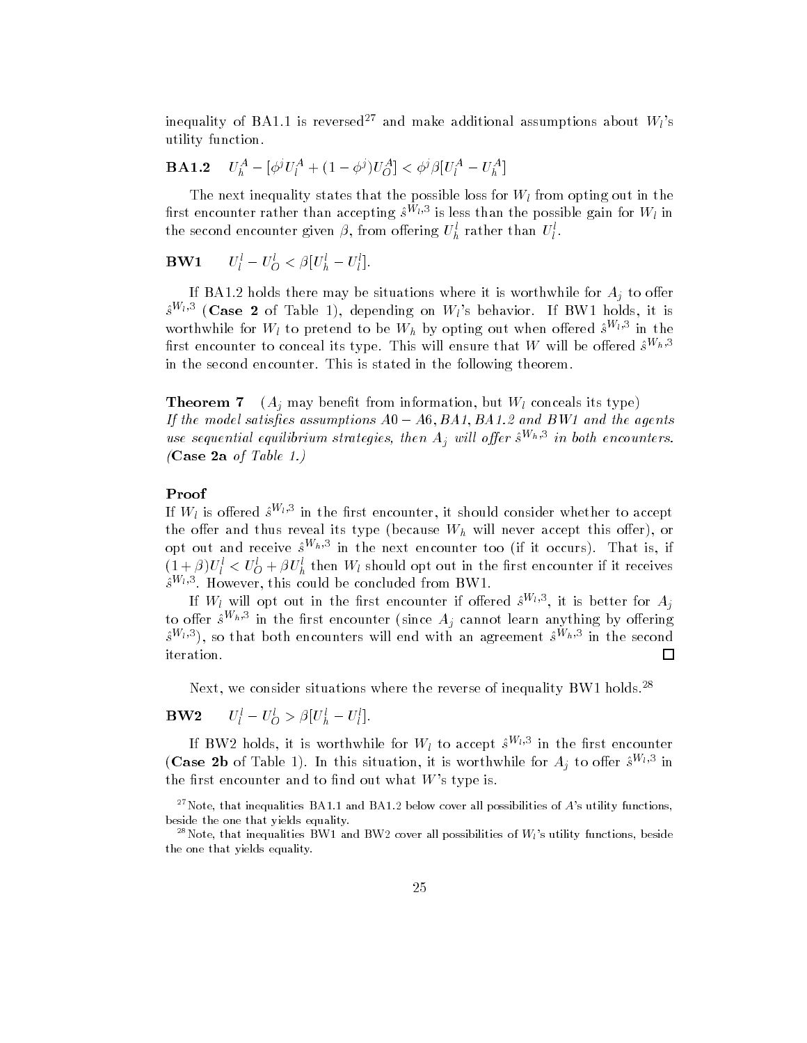inequality of BA1.1 is reversed[27] and make additional assumptions about $W_l$'s utility function.

**BA1.2** $\quad U_h^A - [\phi^j U_l^A + (1-\phi^j)U_O^A] < \phi^j \beta [U_l^A - U_h^A]$

The next inequality states that the possible loss for $W_l$ from opting out in the first encounter rather than accepting $\hat{s}^{W_l,3}$ is less than the possible gain for $W_l$ in the second encounter given $\beta$, from offering $U_h^l$ rather than $U_l^l$.

**BW1** $\quad U_l^l - U_O^l < \beta[U_h^l - U_l^l]$.

If BA1.2 holds there may be situations where it is worthwhile for $A_j$ to offer $\hat{s}^{W_l,3}$ (**Case 2** of Table 1), depending on $W_l$'s behavior. If BW1 holds, it is worthwhile for $W_l$ to pretend to be $W_h$ by opting out when offered $\hat{s}^{W_l,3}$ in the first encounter to conceal its type. This will ensure that $W$ will be offered $\hat{s}^{W_h,3}$ in the second encounter. This is stated in the following theorem.

**Theorem 7** ($A_j$ may benefit from information, but $W_l$ conceals its type)
*If the model satisfies assumptions $A0-A6$, BA1, BA1.2 and BW1 and the agents use sequential equilibrium strategies, then $A_j$ will offer $\hat{s}^{W_h,3}$ in both encounters.* (**Case 2a** *of Table 1.*)

**Proof**
If $W_l$ is offered $\hat{s}^{W_l,3}$ in the first encounter, it should consider whether to accept the offer and thus reveal its type (because $W_h$ will never accept this offer), or opt out and receive $\hat{s}^{W_h,3}$ in the next encounter too (if it occurs). That is, if $(1+\beta)U_l^l < U_O^l + \beta U_h^l$ then $W_l$ should opt out in the first encounter if it receives $\hat{s}^{W_l,3}$. However, this could be concluded from BW1.

If $W_l$ will opt out in the first encounter if offered $\hat{s}^{W_l,3}$, it is better for $A_j$ to offer $\hat{s}^{W_h,3}$ in the first encounter (since $A_j$ cannot learn anything by offering $\hat{s}^{W_l,3}$), so that both encounters will end with an agreement $\hat{s}^{W_h,3}$ in the second iteration. □

Next, we consider situations where the reverse of inequality BW1 holds.[28]

**BW2** $\quad U_l^l - U_O^l > \beta[U_h^l - U_l^l]$.

If BW2 holds, it is worthwhile for $W_l$ to accept $\hat{s}^{W_l,3}$ in the first encounter (**Case 2b** of Table 1). In this situation, it is worthwhile for $A_j$ to offer $\hat{s}^{W_l,3}$ in the first encounter and to find out what $W$'s type is.

[27] Note, that inequalities BA1.1 and BA1.2 below cover all possibilities of $A$'s utility functions, beside the one that yields equality.

[28] Note, that inequalities BW1 and BW2 cover all possibilities of $W_l$'s utility functions, beside the one that yields equality.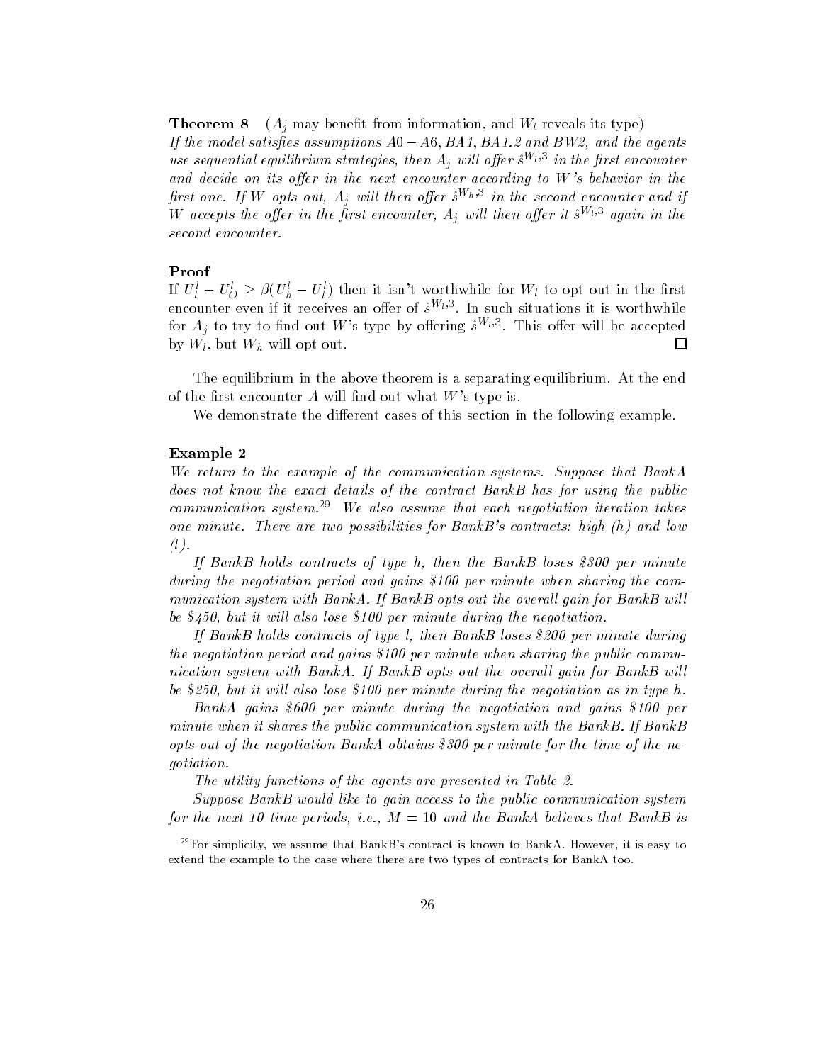**Theorem 8** ($A_j$ may benefit from information, and $W_l$ reveals its type)
*If the model satisfies assumptions $A0 - A6$, $BA1$, $BA1.2$ and $BW2$, and the agents use sequential equilibrium strategies, then $A_j$ will offer $\hat{s}^{W_l,3}$ in the first encounter and decide on its offer in the next encounter according to $W$'s behavior in the first one. If $W$ opts out, $A_j$ will then offer $\hat{s}^{W_h,3}$ in the second encounter and if $W$ accepts the offer in the first encounter, $A_j$ will then offer it $\hat{s}^{W_l,3}$ again in the second encounter.*

**Proof**

If $U_l^l - U_O^l \geq \beta(U_h^l - U_l^l)$ then it isn't worthwhile for $W_l$ to opt out in the first encounter even if it receives an offer of $\hat{s}^{W_l,3}$. In such situations it is worthwhile for $A_j$ to try to find out $W$'s type by offering $\hat{s}^{W_l,3}$. This offer will be accepted by $W_l$, but $W_h$ will opt out. □

The equilibrium in the above theorem is a separating equilibrium. At the end of the first encounter $A$ will find out what $W$'s type is.

We demonstrate the different cases of this section in the following example.

**Example 2**

*We return to the example of the communication systems. Suppose that BankA does not know the exact details of the contract BankB has for using the public communication system.*[29] *We also assume that each negotiation iteration takes one minute. There are two possibilities for BankB's contracts: high (h) and low (l).*

*If BankB holds contracts of type h, then the BankB loses \$300 per minute during the negotiation period and gains \$100 per minute when sharing the communication system with BankA. If BankB opts out the overall gain for BankB will be \$450, but it will also lose \$100 per minute during the negotiation.*

*If BankB holds contracts of type l, then BankB loses \$200 per minute during the negotiation period and gains \$100 per minute when sharing the public communication system with BankA. If BankB opts out the overall gain for BankB will be \$250, but it will also lose \$100 per minute during the negotiation as in type h.*

*BankA gains \$600 per minute during the negotiation and gains \$100 per minute when it shares the public communication system with the BankB. If BankB opts out of the negotiation BankA obtains \$300 per minute for the time of the negotiation.*

*The utility functions of the agents are presented in Table 2.*

*Suppose BankB would like to gain access to the public communication system for the next 10 time periods, i.e., $M = 10$ and the BankA believes that BankB is*

[29] For simplicity, we assume that BankB's contract is known to BankA. However, it is easy to extend the example to the case where there are two types of contracts for BankA too.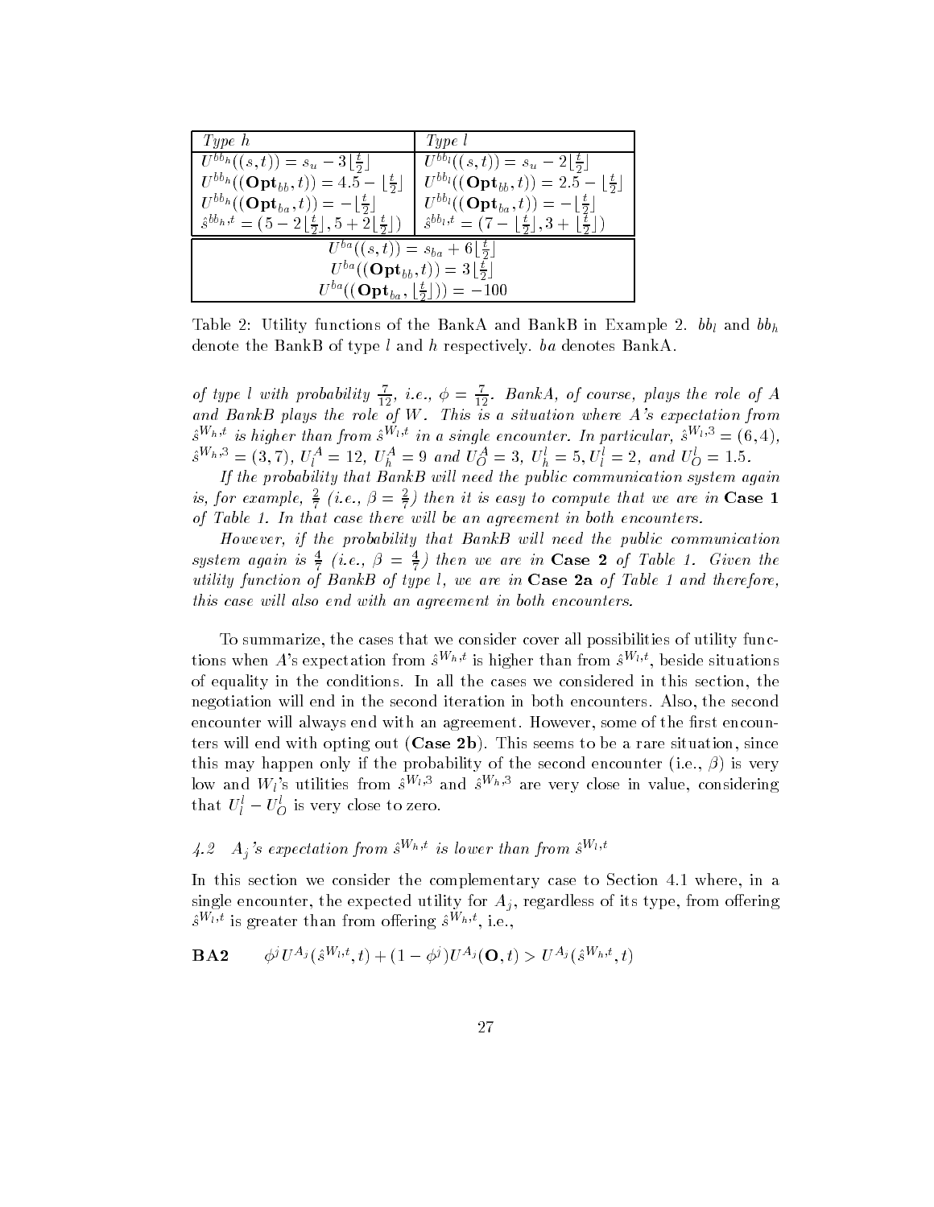| *Type h* | *Type l* |
| --- | --- |
| $U^{bb_h}((s,t)) = s_u - 3\lfloor\frac{t}{2}\rfloor$ | $U^{bb_l}((s,t)) = s_u - 2\lfloor\frac{t}{2}\rfloor$ |
| $U^{bb_h}((\mathbf{Opt}_{bb},t)) = 4.5 - \lfloor\frac{t}{2}\rfloor$ | $U^{bb_l}((\mathbf{Opt}_{bb},t)) = 2.5 - \lfloor\frac{t}{2}\rfloor$ |
| $U^{bb_h}((\mathbf{Opt}_{ba},t)) = -\lfloor\frac{t}{2}\rfloor$ | $U^{bb_l}((\mathbf{Opt}_{ba},t)) = -\lfloor\frac{t}{2}\rfloor$ |
| $\hat{s}^{bb_h,t} = (5 - 2\lfloor\frac{t}{2}\rfloor, 5 + 2\lfloor\frac{t}{2}\rfloor)$ | $\hat{s}^{bb_l,t} = (7 - \lfloor\frac{t}{2}\rfloor, 3 + \lfloor\frac{t}{2}\rfloor)$ |
| $U^{ba}((s,t)) = s_{ba} + 6\lfloor\frac{t}{2}\rfloor$ | |
| $U^{ba}((\mathbf{Opt}_{bb},t)) = 3\lfloor\frac{t}{2}\rfloor$ | |
| $U^{ba}((\mathbf{Opt}_{ba},\lfloor\frac{t}{2}\rfloor)) = -100$ | |

Table 2: Utility functions of the BankA and BankB in Example 2. $bb_l$ and $bb_h$ denote the BankB of type $l$ and $h$ respectively. $ba$ denotes BankA.

*of type l with probability $\frac{7}{12}$, i.e., $\phi = \frac{7}{12}$. BankA, of course, plays the role of A and BankB plays the role of W. This is a situation where A's expectation from $\hat{s}^{W_h,t}$ is higher than from $\hat{s}^{W_l,t}$ in a single encounter. In particular, $\hat{s}^{W_l,3} = (6,4)$, $\hat{s}^{W_h,3} = (3,7)$, $U_l^A = 12$, $U_h^A = 9$ and $U_O^A = 3$, $U_h^l = 5$, $U_l^l = 2$, and $U_O^l = 1.5$.*

*If the probability that BankB will need the public communication system again is, for example, $\frac{2}{7}$ (i.e., $\beta = \frac{2}{7}$) then it is easy to compute that we are in* **Case 1** *of Table 1. In that case there will be an agreement in both encounters.*

*However, if the probability that BankB will need the public communication system again is $\frac{4}{7}$ (i.e., $\beta = \frac{4}{7}$) then we are in* **Case 2** *of Table 1. Given the utility function of BankB of type l, we are in* **Case 2a** *of Table 1 and therefore, this case will also end with an agreement in both encounters.*

To summarize, the cases that we consider cover all possibilities of utility functions when $A$'s expectation from $\hat{s}^{W_h,t}$ is higher than from $\hat{s}^{W_l,t}$, beside situations of equality in the conditions. In all the cases we considered in this section, the negotiation will end in the second iteration in both encounters. Also, the second encounter will always end with an agreement. However, some of the first encounters will end with opting out (**Case 2b**). This seems to be a rare situation, since this may happen only if the probability of the second encounter (i.e., $\beta$) is very low and $W_l$'s utilities from $\hat{s}^{W_l,3}$ and $\hat{s}^{W_h,3}$ are very close in value, considering that $U_l^l - U_O^l$ is very close to zero.

### 4.2 $A_j$'s expectation from $\hat{s}^{W_h,t}$ is lower than from $\hat{s}^{W_l,t}$

In this section we consider the complementary case to Section 4.1 where, in a single encounter, the expected utility for $A_j$, regardless of its type, from offering $\hat{s}^{W_l,t}$ is greater than from offering $\hat{s}^{W_h,t}$, i.e.,

$$\mathbf{BA2} \qquad \phi^j U^{A_j}(\hat{s}^{W_l,t},t) + (1-\phi^j)U^{A_j}(\mathbf{O},t) > U^{A_j}(\hat{s}^{W_h,t},t)$$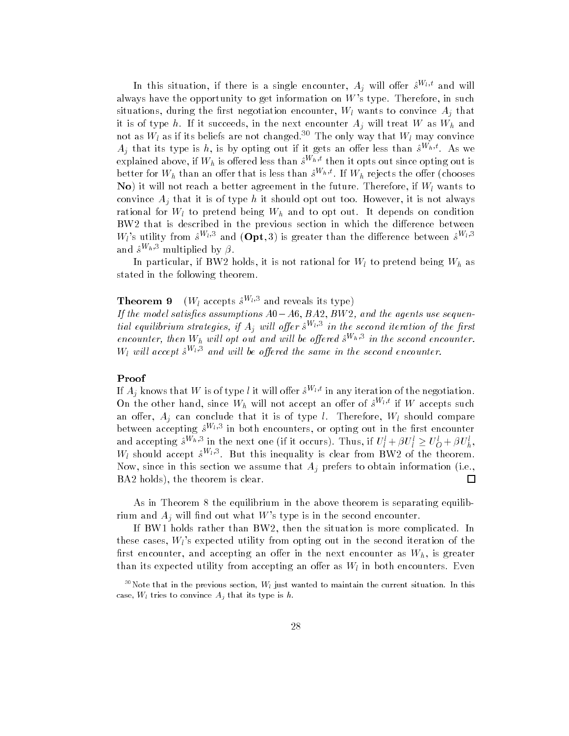In this situation, if there is a single encounter, $A_j$ will offer $\hat{s}^{W_l,t}$ and will always have the opportunity to get information on $W$'s type. Therefore, in such situations, during the first negotiation encounter, $W_l$ wants to convince $A_j$ that it is of type $h$. If it succeeds, in the next encounter $A_j$ will treat $W$ as $W_h$ and not as $W_l$ as if its beliefs are not changed.[30] The only way that $W_l$ may convince $A_j$ that its type is $h$, is by opting out if it gets an offer less than $\hat{s}^{W_h,t}$. As we explained above, if $W_h$ is offered less than $\hat{s}^{W_h,t}$ then it opts out since opting out is better for $W_h$ than an offer that is less than $\hat{s}^{W_h,t}$. If $W_h$ rejects the offer (chooses **No**) it will not reach a better agreement in the future. Therefore, if $W_l$ wants to convince $A_j$ that it is of type $h$ it should opt out too. However, it is not always rational for $W_l$ to pretend being $W_h$ and to opt out. It depends on condition BW2 that is described in the previous section in which the difference between $W_l$'s utility from $\hat{s}^{W_l,3}$ and $(\mathbf{Opt}, 3)$ is greater than the difference between $\hat{s}^{W_l,3}$ and $\hat{s}^{W_h,3}$ multiplied by $\beta$.

In particular, if BW2 holds, it is not rational for $W_l$ to pretend being $W_h$ as stated in the following theorem.

**Theorem 9** ($W_l$ accepts $\hat{s}^{W_l,3}$ and reveals its type)
*If the model satisfies assumptions $A0-A6$, $BA2$, $BW2$, and the agents use sequential equilibrium strategies, if $A_j$ will offer $\hat{s}^{W_l,3}$ in the second iteration of the first encounter, then $W_h$ will opt out and will be offered $\hat{s}^{W_h,3}$ in the second encounter. $W_l$ will accept $\hat{s}^{W_l,3}$ and will be offered the same in the second encounter.*

**Proof**
If $A_j$ knows that $W$ is of type $l$ it will offer $\hat{s}^{W_l,t}$ in any iteration of the negotiation. On the other hand, since $W_h$ will not accept an offer of $\hat{s}^{W_l,t}$ if $W$ accepts such an offer, $A_j$ can conclude that it is of type $l$. Therefore, $W_l$ should compare between accepting $\hat{s}^{W_l,3}$ in both encounters, or opting out in the first encounter and accepting $\hat{s}^{W_h,3}$ in the next one (if it occurs). Thus, if $U_l^l + \beta U_l^l \geq U_O^l + \beta U_h^l$, $W_l$ should accept $\hat{s}^{W_l,3}$. But this inequality is clear from BW2 of the theorem. Now, since in this section we assume that $A_j$ prefers to obtain information (i.e., BA2 holds), the theorem is clear. □

As in Theorem 8 the equilibrium in the above theorem is separating equilibrium and $A_j$ will find out what $W$'s type is in the second encounter.

If BW1 holds rather than BW2, then the situation is more complicated. In these cases, $W_l$'s expected utility from opting out in the second iteration of the first encounter, and accepting an offer in the next encounter as $W_h$, is greater than its expected utility from accepting an offer as $W_l$ in both encounters. Even

[30] Note that in the previous section, $W_l$ just wanted to maintain the current situation. In this case, $W_l$ tries to convince $A_j$ that its type is $h$.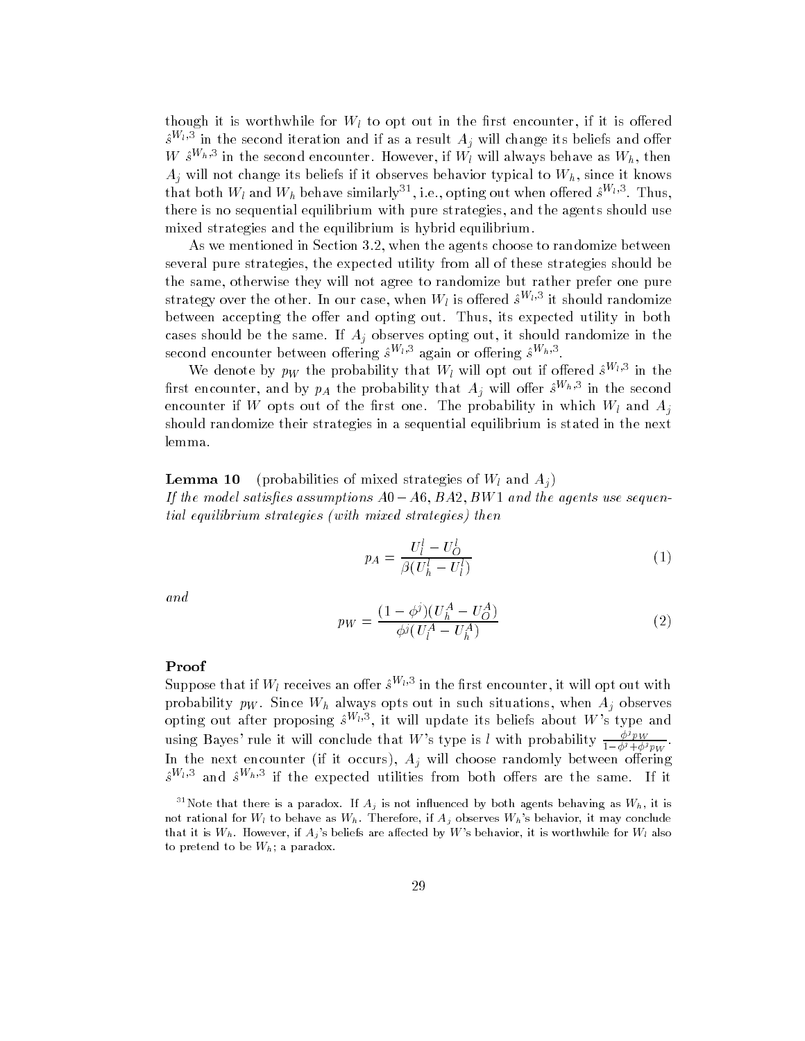though it is worthwhile for $W_l$ to opt out in the first encounter, if it is offered $\hat{s}^{W_l,3}$ in the second iteration and if as a result $A_j$ will change its beliefs and offer $W$ $\hat{s}^{W_h,3}$ in the second encounter. However, if $W_l$ will always behave as $W_h$, then $A_j$ will not change its beliefs if it observes behavior typical to $W_h$, since it knows that both $W_l$ and $W_h$ behave similarly[31], i.e., opting out when offered $\hat{s}^{W_l,3}$. Thus, there is no sequential equilibrium with pure strategies, and the agents should use mixed strategies and the equilibrium is hybrid equilibrium.

As we mentioned in Section 3.2, when the agents choose to randomize between several pure strategies, the expected utility from all of these strategies should be the same, otherwise they will not agree to randomize but rather prefer one pure strategy over the other. In our case, when $W_l$ is offered $\hat{s}^{W_l,3}$ it should randomize between accepting the offer and opting out. Thus, its expected utility in both cases should be the same. If $A_j$ observes opting out, it should randomize in the second encounter between offering $\hat{s}^{W_l,3}$ again or offering $\hat{s}^{W_h,3}$.

We denote by $p_W$ the probability that $W_l$ will opt out if offered $\hat{s}^{W_l,3}$ in the first encounter, and by $p_A$ the probability that $A_j$ will offer $\hat{s}^{W_h,3}$ in the second encounter if $W$ opts out of the first one. The probability in which $W_l$ and $A_j$ should randomize their strategies in a sequential equilibrium is stated in the next lemma.

**Lemma 10** (probabilities of mixed strategies of $W_l$ and $A_j$)
*If the model satisfies assumptions $A0 - A6$, $BA2$, $BW1$ and the agents use sequential equilibrium strategies (with mixed strategies) then*

$$p_A = \frac{U_l^l - U_O^l}{\beta(U_h^l - U_l^l)} \tag{1}$$

*and*

$$p_W = \frac{(1-\phi^j)(U_h^A - U_O^A)}{\phi^j(U_l^A - U_h^A)} \tag{2}$$

**Proof**

Suppose that if $W_l$ receives an offer $\hat{s}^{W_l,3}$ in the first encounter, it will opt out with probability $p_W$. Since $W_h$ always opts out in such situations, when $A_j$ observes opting out after proposing $\hat{s}^{W_l,3}$, it will update its beliefs about $W$'s type and using Bayes' rule it will conclude that $W$'s type is $l$ with probability $\frac{\phi^j p_W}{1-\phi^j+\phi^j p_W}$. In the next encounter (if it occurs), $A_j$ will choose randomly between offering $\hat{s}^{W_l,3}$ and $\hat{s}^{W_h,3}$ if the expected utilities from both offers are the same. If it

[31] Note that there is a paradox. If $A_j$ is not influenced by both agents behaving as $W_h$, it is not rational for $W_l$ to behave as $W_h$. Therefore, if $A_j$ observes $W_h$'s behavior, it may conclude that it is $W_h$. However, if $A_j$'s beliefs are affected by $W$'s behavior, it is worthwhile for $W_l$ also to pretend to be $W_h$; a paradox.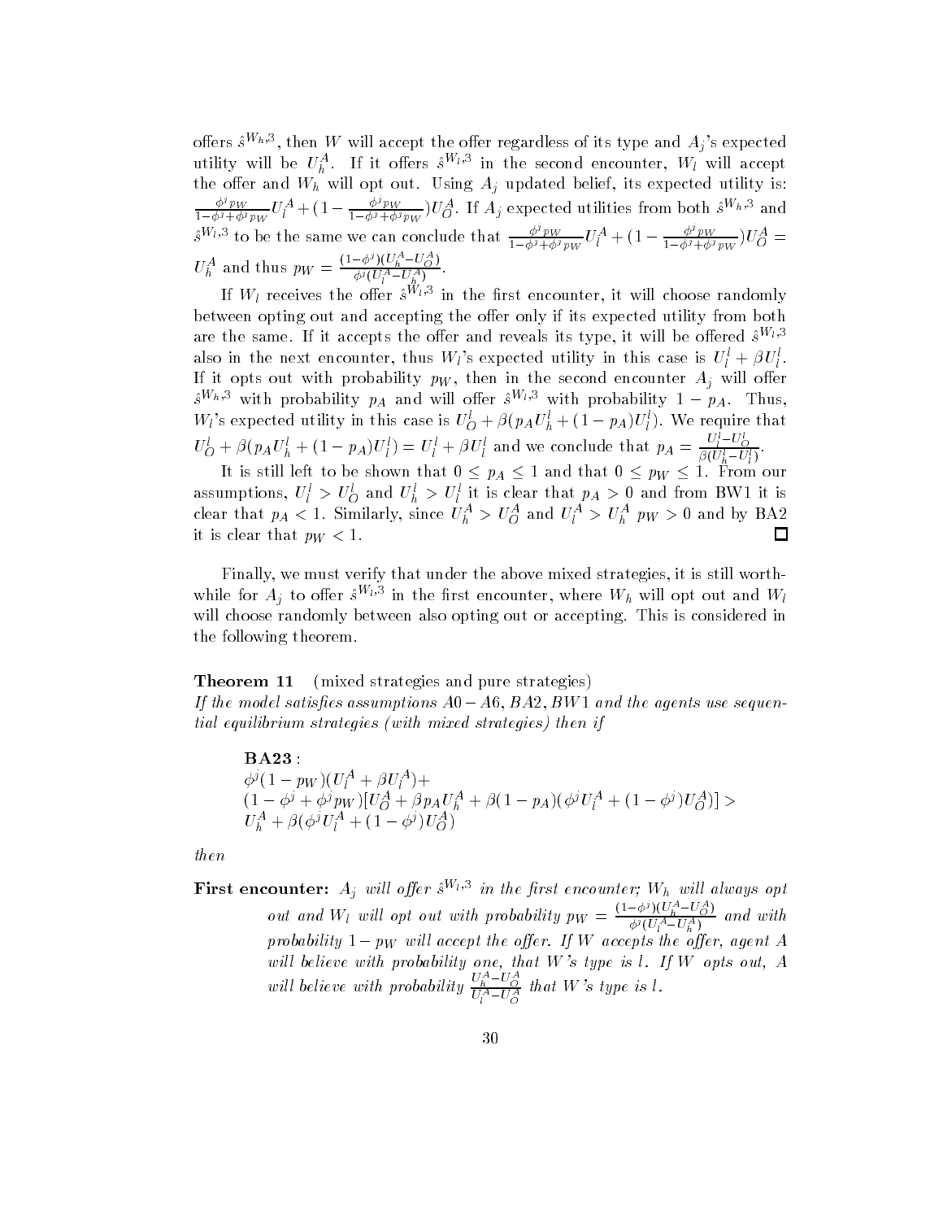offers $\hat{s}^{W_h,3}$, then $W$ will accept the offer regardless of its type and $A_j$'s expected utility will be $U_h^A$. If it offers $\hat{s}^{W_l,3}$ in the second encounter, $W_l$ will accept the offer and $W_h$ will opt out. Using $A_j$ updated belief, its expected utility is: $\frac{\phi^j p_W}{1-\phi^j+\phi^j p_W}U_l^A + (1 - \frac{\phi^j p_W}{1-\phi^j+\phi^j p_W})U_O^A$. If $A_j$ expected utilities from both $\hat{s}^{W_h,3}$ and $\hat{s}^{W_l,3}$ to be the same we can conclude that $\frac{\phi^j p_W}{1-\phi^j+\phi^j p_W}U_l^A + (1 - \frac{\phi^j p_W}{1-\phi^j+\phi^j p_W})U_O^A = U_h^A$ and thus $p_W = \frac{(1-\phi^j)(U_h^A - U_O^A)}{\phi^j(U_l^A - U_h^A)}$.

If $W_l$ receives the offer $\hat{s}^{W_l,3}$ in the first encounter, it will choose randomly between opting out and accepting the offer only if its expected utility from both are the same. If it accepts the offer and reveals its type, it will be offered $\hat{s}^{W_l,3}$ also in the next encounter, thus $W_l$'s expected utility in this case is $U_l^l + \beta U_l^l$. If it opts out with probability $p_W$, then in the second encounter $A_j$ will offer $\hat{s}^{W_h,3}$ with probability $p_A$ and will offer $\hat{s}^{W_l,3}$ with probability $1 - p_A$. Thus, $W_l$'s expected utility in this case is $U_O^l + \beta(p_A U_h^l + (1-p_A)U_l^l)$. We require that $U_O^l + \beta(p_A U_h^l + (1-p_A)U_l^l) = U_l^l + \beta U_l^l$ and we conclude that $p_A = \frac{U_l^l - U_O^l}{\beta(U_h^l - U_l^l)}$.

It is still left to be shown that $0 \leq p_A \leq 1$ and that $0 \leq p_W \leq 1$. From our assumptions, $U_l^l > U_O^l$ and $U_h^l > U_l^l$ it is clear that $p_A > 0$ and from BW1 it is clear that $p_A < 1$. Similarly, since $U_h^A > U_O^A$ and $U_l^A > U_h^A$ $p_W > 0$ and by BA2 it is clear that $p_W < 1$. □

Finally, we must verify that under the above mixed strategies, it is still worthwhile for $A_j$ to offer $\hat{s}^{W_l,3}$ in the first encounter, where $W_h$ will opt out and $W_l$ will choose randomly between also opting out or accepting. This is considered in the following theorem.

**Theorem 11** (mixed strategies and pure strategies)
*If the model satisfies assumptions $A0-A6$, $BA2$, $BW1$ and the agents use sequential equilibrium strategies (with mixed strategies) then if*

**BA23** :

$$\phi^j(1-p_W)(U_l^A + \beta U_l^A) + (1-\phi^j+\phi^j p_W)[U_O^A + \beta p_A U_h^A + \beta(1-p_A)(\phi^j U_l^A + (1-\phi^j)U_O^A)] > U_h^A + \beta(\phi^j U_l^A + (1-\phi^j)U_O^A)$$

*then*

**First encounter:** *$A_j$ will offer $\hat{s}^{W_l,3}$ in the first encounter; $W_h$ will always opt out and $W_l$ will opt out with probability $p_W = \frac{(1-\phi^j)(U_h^A - U_O^A)}{\phi^j(U_l^A - U_h^A)}$ and with probability $1-p_W$ will accept the offer. If $W$ accepts the offer, agent $A$ will believe with probability one, that $W$'s type is $l$. If $W$ opts out, $A$ will believe with probability $\frac{U_h^A - U_O^A}{U_l^A - U_O^A}$ that $W$'s type is $l$.*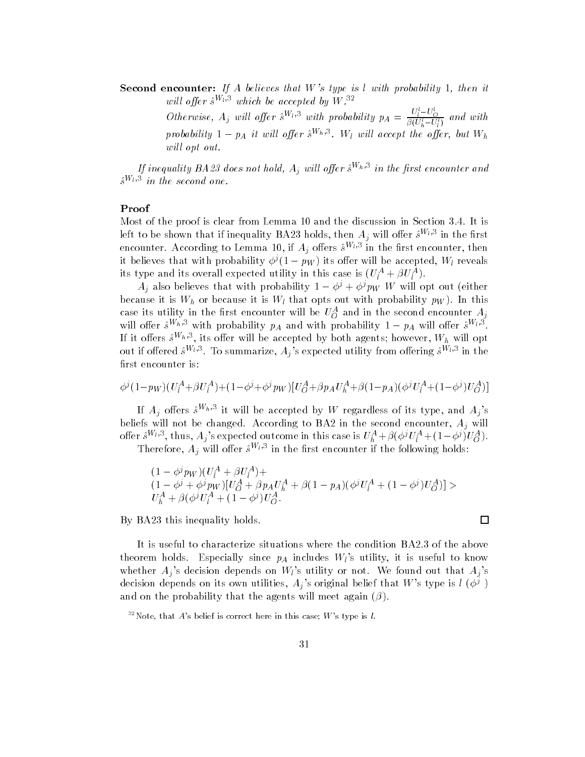**Second encounter:** *If A believes that W's type is l with probability 1, then it will offer $\hat{s}^{W_l,3}$ which be accepted by W.*[32]

*Otherwise, $A_j$ will offer $\hat{s}^{W_l,3}$ with probability $p_A = \frac{U^l_l - U^l_O}{\beta(U^l_h - U^l_l)}$ and with probability $1 - p_A$ it will offer $\hat{s}^{W_h,3}$. $W_l$ will accept the offer, but $W_h$ will opt out.*

*If inequality BA23 does not hold, $A_j$ will offer $\hat{s}^{W_h,3}$ in the first encounter and $\hat{s}^{W_l,3}$ in the second one.*

## Proof

Most of the proof is clear from Lemma 10 and the discussion in Section 3.4. It is left to be shown that if inequality BA23 holds, then $A_j$ will offer $\hat{s}^{W_l,3}$ in the first encounter. According to Lemma 10, if $A_j$ offers $\hat{s}^{W_l,3}$ in the first encounter, then it believes that with probability $\phi^j(1 - p_W)$ its offer will be accepted, $W_l$ reveals its type and its overall expected utility in this case is $(U^A_l + \beta U^A_l)$.

$A_j$ also believes that with probability $1 - \phi^j + \phi^j p_W$ $W$ will opt out (either because it is $W_h$ or because it is $W_l$ that opts out with probability $p_W$). In this case its utility in the first encounter will be $U^A_O$ and in the second encounter $A_j$ will offer $\hat{s}^{W_h,3}$ with probability $p_A$ and with probability $1 - p_A$ will offer $\hat{s}^{W_l,3}$. If it offers $\hat{s}^{W_h,3}$, its offer will be accepted by both agents; however, $W_h$ will opt out if offered $\hat{s}^{W_l,3}$. To summarize, $A_j$'s expected utility from offering $\hat{s}^{W_l,3}$ in the first encounter is:

$$\phi^j(1-p_W)(U^A_l+\beta U^A_l)+(1-\phi^j+\phi^j p_W)[U^A_O+\beta p_A U^A_h+\beta(1-p_A)(\phi^j U^A_l+(1-\phi^j)U^A_O)]$$

If $A_j$ offers $\hat{s}^{W_h,3}$ it will be accepted by $W$ regardless of its type, and $A_j$'s beliefs will not be changed. According to BA2 in the second encounter, $A_j$ will offer $\hat{s}^{W_l,3}$, thus, $A_j$'s expected outcome in this case is $U^A_h + \beta(\phi^j U^A_l + (1-\phi^j)U^A_O)$.

Therefore, $A_j$ will offer $\hat{s}^{W_l,3}$ in the first encounter if the following holds:

$$\begin{aligned}
&(1 - \phi^j p_W)(U^A_l + \beta U^A_l)+ \\
&(1 - \phi^j + \phi^j p_W)[U^A_O + \beta p_A U^A_h + \beta(1 - p_A)(\phi^j U^A_l + (1 - \phi^j)U^A_O)] > \\
&U^A_h + \beta(\phi^j U^A_l + (1 - \phi^j)U^A_O.
\end{aligned}$$

By BA23 this inequality holds. □

It is useful to characterize situations where the condition BA2.3 of the above theorem holds. Especially since $p_A$ includes $W_l$'s utility, it is useful to know whether $A_j$'s decision depends on $W_l$'s utility or not. We found out that $A_j$'s decision depends on its own utilities, $A_j$'s original belief that $W$'s type is $l$ ($\phi^j$) and on the probability that the agents will meet again ($\beta$).

[32] Note, that $A$'s belief is correct here in this case; $W$'s type is $l$.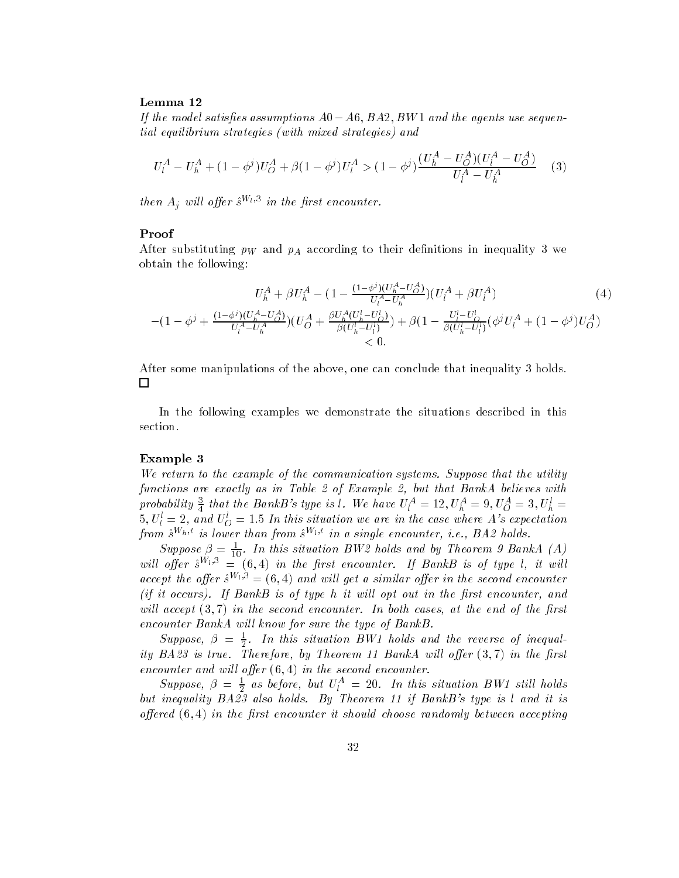**Lemma 12**

*If the model satisfies assumptions $A0-A6$, $BA2$, $BW1$ and the agents use sequential equilibrium strategies (with mixed strategies) and*

$$U_l^A - U_h^A + (1-\phi^j)U_O^A + \beta(1-\phi^j)U_l^A > (1-\phi^j)\frac{(U_h^A - U_O^A)(U_l^A - U_O^A)}{U_l^A - U_h^A} \quad (3)$$

*then $A_j$ will offer $\hat{s}^{W_l,3}$ in the first encounter.*

**Proof**

After substituting $p_W$ and $p_A$ according to their definitions in inequality 3 we obtain the following:

$$\begin{array}{c} U_h^A + \beta U_h^A - \left(1 - \frac{(1-\phi^j)(U_h^A - U_O^A)}{U_l^A - U_h^A}\right)(U_l^A + \beta U_l^A) \qquad (4) \\ -\left(1 - \phi^j + \frac{(1-\phi^j)(U_h^A - U_O^A)}{U_l^A - U_h^A}\right)\left(U_O^A + \frac{\beta U_h^A(U_h^l - U_O^l)}{\beta(U_h^l - U_l^l)}\right) + \beta\left(1 - \frac{U_l^l - U_O^l}{\beta(U_h^l - U_l^l)}(\phi^j U_l^A + (1-\phi^j)U_O^A\right) \\ < 0. \end{array}$$

After some manipulations of the above, one can conclude that inequality 3 holds. □

In the following examples we demonstrate the situations described in this section.

**Example 3**

*We return to the example of the communication systems. Suppose that the utility functions are exactly as in Table 2 of Example 2, but that BankA believes with probability $\frac{3}{4}$ that the BankB's type is $l$. We have $U_l^A = 12, U_h^A = 9, U_O^A = 3, U_h^l = 5, U_l^l = 2$, and $U_O^l = 1.5$ In this situation we are in the case where A's expectation from $\hat{s}^{W_h,t}$ is lower than from $\hat{s}^{W_l,t}$ in a single encounter, i.e., BA2 holds.*

*Suppose $\beta = \frac{1}{10}$. In this situation BW2 holds and by Theorem 9 BankA (A) will offer $\hat{s}^{W_l,3} = (6,4)$ in the first encounter. If BankB is of type l, it will accept the offer $\hat{s}^{W_l,3} = (6,4)$ and will get a similar offer in the second encounter (if it occurs). If BankB is of type h it will opt out in the first encounter, and will accept $(3,7)$ in the second encounter. In both cases, at the end of the first encounter BankA will know for sure the type of BankB.*

*Suppose, $\beta = \frac{1}{2}$. In this situation BW1 holds and the reverse of inequality BA23 is true. Therefore, by Theorem 11 BankA will offer $(3,7)$ in the first encounter and will offer $(6,4)$ in the second encounter.*

*Suppose, $\beta = \frac{1}{2}$ as before, but $U_l^A = 20$. In this situation BW1 still holds but inequality BA23 also holds. By Theorem 11 if BankB's type is l and it is offered $(6,4)$ in the first encounter it should choose randomly between accepting*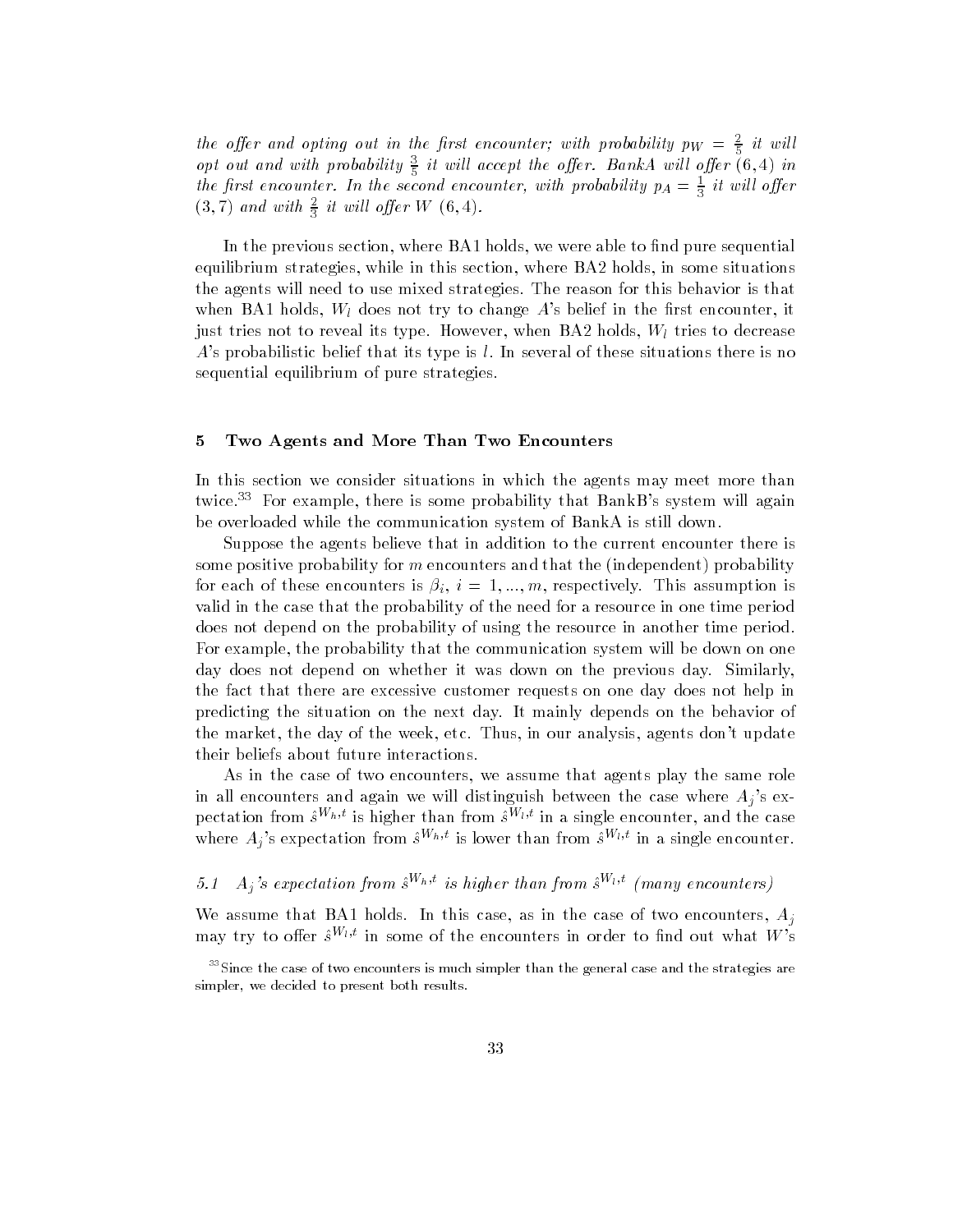*the offer and opting out in the first encounter; with probability $p_W = \frac{2}{5}$ it will opt out and with probability $\frac{3}{5}$ it will accept the offer. BankA will offer (6,4) in the first encounter. In the second encounter, with probability $p_A = \frac{1}{3}$ it will offer (3,7) and with $\frac{2}{3}$ it will offer W (6,4).*

In the previous section, where BA1 holds, we were able to find pure sequential equilibrium strategies, while in this section, where BA2 holds, in some situations the agents will need to use mixed strategies. The reason for this behavior is that when BA1 holds, $W_l$ does not try to change $A$'s belief in the first encounter, it just tries not to reveal its type. However, when BA2 holds, $W_l$ tries to decrease $A$'s probabilistic belief that its type is $l$. In several of these situations there is no sequential equilibrium of pure strategies.

## 5 Two Agents and More Than Two Encounters

In this section we consider situations in which the agents may meet more than twice.[33] For example, there is some probability that BankB's system will again be overloaded while the communication system of BankA is still down.

Suppose the agents believe that in addition to the current encounter there is some positive probability for $m$ encounters and that the (independent) probability for each of these encounters is $\beta_i$, $i = 1, ..., m$, respectively. This assumption is valid in the case that the probability of the need for a resource in one time period does not depend on the probability of using the resource in another time period. For example, the probability that the communication system will be down on one day does not depend on whether it was down on the previous day. Similarly, the fact that there are excessive customer requests on one day does not help in predicting the situation on the next day. It mainly depends on the behavior of the market, the day of the week, etc. Thus, in our analysis, agents don't update their beliefs about future interactions.

As in the case of two encounters, we assume that agents play the same role in all encounters and again we will distinguish between the case where $A_j$'s expectation from $\hat{s}^{W_h,t}$ is higher than from $\hat{s}^{W_l,t}$ in a single encounter, and the case where $A_j$'s expectation from $\hat{s}^{W_h,t}$ is lower than from $\hat{s}^{W_l,t}$ in a single encounter.

### 5.1 *$A_j$'s expectation from $\hat{s}^{W_h,t}$ is higher than from $\hat{s}^{W_l,t}$ (many encounters)*

We assume that BA1 holds. In this case, as in the case of two encounters, $A_j$ may try to offer $\hat{s}^{W_l,t}$ in some of the encounters in order to find out what $W$'s

[33] Since the case of two encounters is much simpler than the general case and the strategies are simpler, we decided to present both results.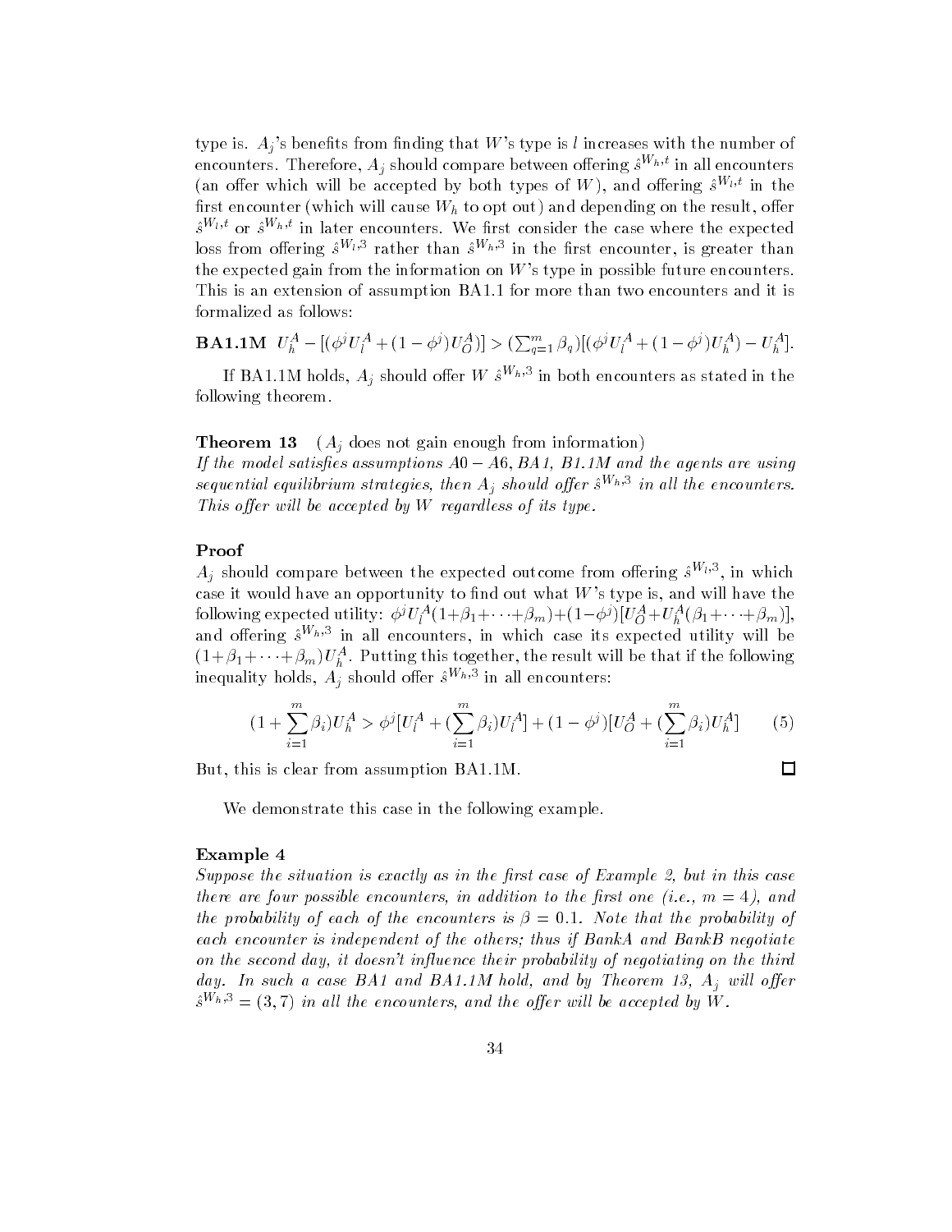type is. $A_j$'s benefits from finding that $W$'s type is $l$ increases with the number of encounters. Therefore, $A_j$ should compare between offering $\hat{s}^{W_h,t}$ in all encounters (an offer which will be accepted by both types of $W$), and offering $\hat{s}^{W_l,t}$ in the first encounter (which will cause $W_h$ to opt out) and depending on the result, offer $\hat{s}^{W_l,t}$ or $\hat{s}^{W_h,t}$ in later encounters. We first consider the case where the expected loss from offering $\hat{s}^{W_l,3}$ rather than $\hat{s}^{W_h,3}$ in the first encounter, is greater than the expected gain from the information on $W$'s type in possible future encounters. This is an extension of assumption BA1.1 for more than two encounters and it is formalized as follows:

**BA1.1M** $U_h^A - [(\phi^j U_l^A + (1-\phi^j)U_O^A)] > (\sum_{q=1}^m \beta_q)[(\phi^j U_l^A + (1-\phi^j)U_h^A) - U_h^A]$.

If BA1.1M holds, $A_j$ should offer $W$ $\hat{s}^{W_h,3}$ in both encounters as stated in the following theorem.

**Theorem 13** ($A_j$ does not gain enough from information)
*If the model satisfies assumptions A0 – A6, BA1, B1.1M and the agents are using sequential equilibrium strategies, then $A_j$ should offer $\hat{s}^{W_h,3}$ in all the encounters. This offer will be accepted by $W$ regardless of its type.*

**Proof**
$A_j$ should compare between the expected outcome from offering $\hat{s}^{W_l,3}$, in which case it would have an opportunity to find out what $W$'s type is, and will have the following expected utility: $\phi^j U_l^A(1+\beta_1+\cdots+\beta_m)+(1-\phi^j)[U_O^A+U_h^A(\beta_1+\cdots+\beta_m)]$, and offering $\hat{s}^{W_h,3}$ in all encounters, in which case its expected utility will be $(1+\beta_1+\cdots+\beta_m)U_h^A$. Putting this together, the result will be that if the following inequality holds, $A_j$ should offer $\hat{s}^{W_h,3}$ in all encounters:

$$(1+\sum_{i=1}^m \beta_i)U_h^A > \phi^j[U_l^A + (\sum_{i=1}^m \beta_i)U_l^A] + (1-\phi^j)[U_O^A + (\sum_{i=1}^m \beta_i)U_h^A] \qquad (5)$$

But, this is clear from assumption BA1.1M. □

We demonstrate this case in the following example.

**Example 4**
*Suppose the situation is exactly as in the first case of Example 2, but in this case there are four possible encounters, in addition to the first one (i.e., $m = 4$), and the probability of each of the encounters is $\beta = 0.1$. Note that the probability of each encounter is independent of the others; thus if BankA and BankB negotiate on the second day, it doesn't influence their probability of negotiating on the third day. In such a case BA1 and BA1.1M hold, and by Theorem 13, $A_j$ will offer $\hat{s}^{W_h,3} = (3,7)$ in all the encounters, and the offer will be accepted by $W$.*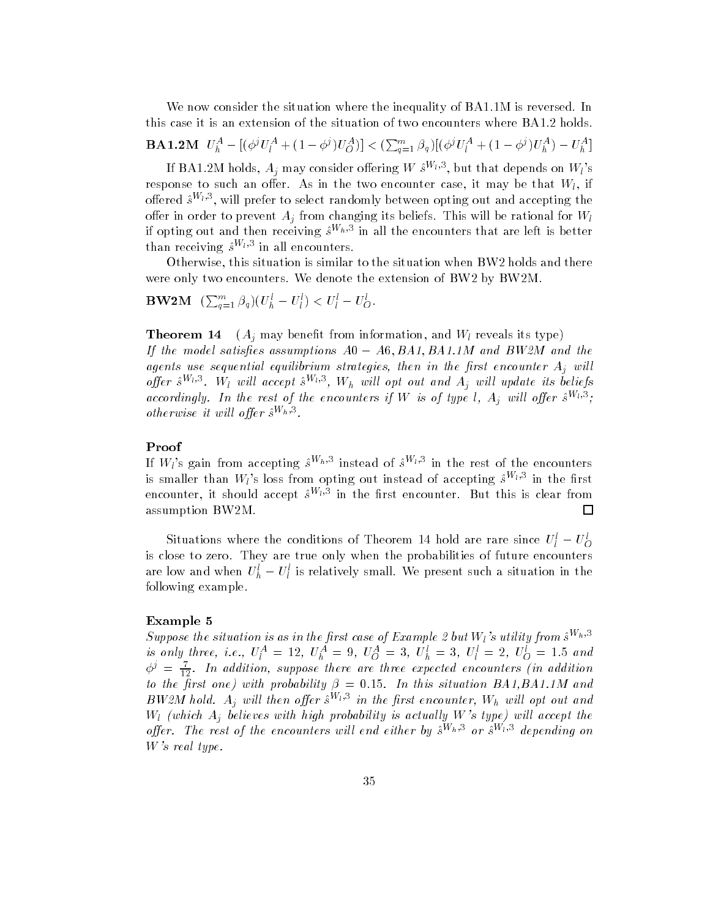We now consider the situation where the inequality of BA1.1M is reversed. In this case it is an extension of the situation of two encounters where BA1.2 holds.

**BA1.2M** $U_h^A - [(\phi^j U_l^A + (1-\phi^j) U_O^A)] < (\sum_{q=1}^m \beta_q)[(\phi^j U_l^A + (1-\phi^j) U_h^A) - U_h^A]$

If BA1.2M holds, $A_j$ may consider offering $W$ $\hat{s}^{W_l,3}$, but that depends on $W_l$'s response to such an offer. As in the two encounter case, it may be that $W_l$, if offered $\hat{s}^{W_l,3}$, will prefer to select randomly between opting out and accepting the offer in order to prevent $A_j$ from changing its beliefs. This will be rational for $W_l$ if opting out and then receiving $\hat{s}^{W_h,3}$ in all the encounters that are left is better than receiving $\hat{s}^{W_l,3}$ in all encounters.

Otherwise, this situation is similar to the situation when BW2 holds and there were only two encounters. We denote the extension of BW2 by BW2M.

**BW2M** $(\sum_{q=1}^m \beta_q)(U_h^l - U_l^l) < U_l^l - U_O^l$.

**Theorem 14** ($A_j$ may benefit from information, and $W_l$ reveals its type)
*If the model satisfies assumptions A0 − A6, BA1, BA1.1M and BW2M and the agents use sequential equilibrium strategies, then in the first encounter $A_j$ will offer $\hat{s}^{W_l,3}$. $W_l$ will accept $\hat{s}^{W_l,3}$, $W_h$ will opt out and $A_j$ will update its beliefs accordingly. In the rest of the encounters if $W$ is of type $l$, $A_j$ will offer $\hat{s}^{W_l,3}$; otherwise it will offer $\hat{s}^{W_h,3}$.*

**Proof**
If $W_l$'s gain from accepting $\hat{s}^{W_h,3}$ instead of $\hat{s}^{W_l,3}$ in the rest of the encounters is smaller than $W_l$'s loss from opting out instead of accepting $\hat{s}^{W_l,3}$ in the first encounter, it should accept $\hat{s}^{W_l,3}$ in the first encounter. But this is clear from assumption BW2M. □

Situations where the conditions of Theorem 14 hold are rare since $U_l^l - U_O^l$ is close to zero. They are true only when the probabilities of future encounters are low and when $U_h^l - U_l^l$ is relatively small. We present such a situation in the following example.

**Example 5**
*Suppose the situation is as in the first case of Example 2 but $W_l$'s utility from $\hat{s}^{W_h,3}$ is only three, i.e., $U_l^A = 12$, $U_h^A = 9$, $U_O^A = 3$, $U_h^l = 3$, $U_l^l = 2$, $U_O^l = 1.5$ and $\phi^j = \frac{7}{12}$. In addition, suppose there are three expected encounters (in addition to the first one) with probability $\beta = 0.15$. In this situation BA1,BA1.1M and BW2M hold. $A_j$ will then offer $\hat{s}^{W_l,3}$ in the first encounter, $W_h$ will opt out and $W_l$ (which $A_j$ believes with high probability is actually $W$'s type) will accept the offer. The rest of the encounters will end either by $\hat{s}^{W_h,3}$ or $\hat{s}^{W_l,3}$ depending on $W$'s real type.*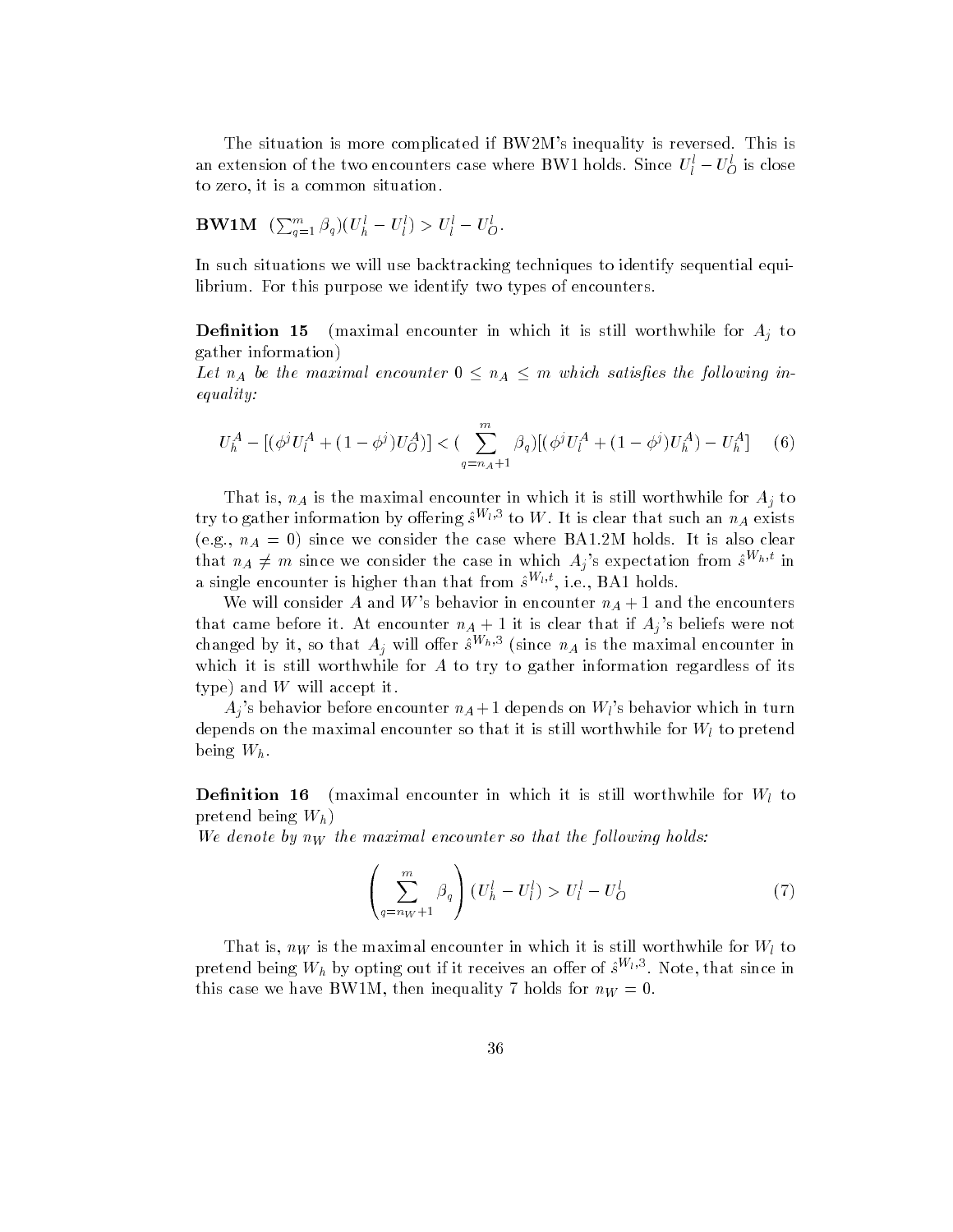The situation is more complicated if BW2M's inequality is reversed. This is an extension of the two encounters case where BW1 holds. Since $U_l^l - U_O^l$ is close to zero, it is a common situation.

**BW1M** $(\sum_{q=1}^{m} \beta_q)(U_h^l - U_l^l) > U_l^l - U_O^l$.

In such situations we will use backtracking techniques to identify sequential equilibrium. For this purpose we identify two types of encounters.

**Definition 15** (maximal encounter in which it is still worthwhile for $A_j$ to gather information)
*Let $n_A$ be the maximal encounter $0 \leq n_A \leq m$ which satisfies the following inequality:*

$$U_h^A - [(\phi^j U_l^A + (1 - \phi^j) U_O^A)] < (\sum_{q=n_A+1}^{m} \beta_q)[(\phi^j U_l^A + (1 - \phi^j) U_h^A) - U_h^A] \quad (6)$$

That is, $n_A$ is the maximal encounter in which it is still worthwhile for $A_j$ to try to gather information by offering $\hat{s}^{W_l,3}$ to $W$. It is clear that such an $n_A$ exists (e.g., $n_A = 0$) since we consider the case where BA1.2M holds. It is also clear that $n_A \neq m$ since we consider the case in which $A_j$'s expectation from $\hat{s}^{W_h,t}$ in a single encounter is higher than that from $\hat{s}^{W_l,t}$, i.e., BA1 holds.

We will consider $A$ and $W$'s behavior in encounter $n_A + 1$ and the encounters that came before it. At encounter $n_A + 1$ it is clear that if $A_j$'s beliefs were not changed by it, so that $A_j$ will offer $\hat{s}^{W_h,3}$ (since $n_A$ is the maximal encounter in which it is still worthwhile for $A$ to try to gather information regardless of its type) and $W$ will accept it.

$A_j$'s behavior before encounter $n_A + 1$ depends on $W_l$'s behavior which in turn depends on the maximal encounter so that it is still worthwhile for $W_l$ to pretend being $W_h$.

**Definition 16** (maximal encounter in which it is still worthwhile for $W_l$ to pretend being $W_h$)
*We denote by $n_W$ the maximal encounter so that the following holds:*

$$\left( \sum_{q=n_W+1}^{m} \beta_q \right) (U_h^l - U_l^l) > U_l^l - U_O^l \quad (7)$$

That is, $n_W$ is the maximal encounter in which it is still worthwhile for $W_l$ to pretend being $W_h$ by opting out if it receives an offer of $\hat{s}^{W_l,3}$. Note, that since in this case we have BW1M, then inequality 7 holds for $n_W = 0$.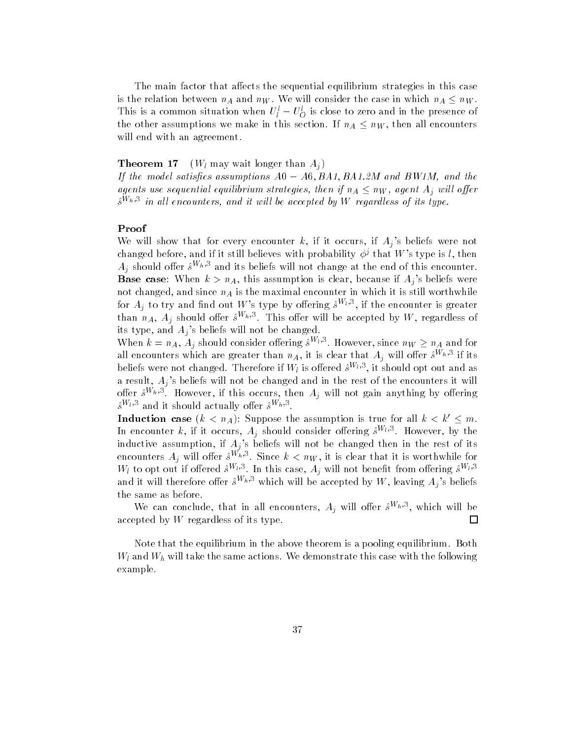The main factor that affects the sequential equilibrium strategies in this case is the relation between $n_A$ and $n_W$. We will consider the case in which $n_A \leq n_W$. This is a common situation when $U_l^l - U_O^l$ is close to zero and in the presence of the other assumptions we make in this section. If $n_A \leq n_W$, then all encounters will end with an agreement.

**Theorem 17** ($W_l$ may wait longer than $A_j$)
*If the model satisfies assumptions A0 − A6, BA1, BA1.2M and BW1M, and the agents use sequential equilibrium strategies, then if $n_A \leq n_W$, agent $A_j$ will offer $\hat{s}^{W_h,3}$ in all encounters, and it will be accepted by $W$ regardless of its type.*

**Proof**
We will show that for every encounter $k$, if it occurs, if $A_j$'s beliefs were not changed before, and if it still believes with probability $\phi^j$ that $W$'s type is $l$, then $A_j$ should offer $\hat{s}^{W_h,3}$ and its beliefs will not change at the end of this encounter.
**Base case**: When $k > n_A$, this assumption is clear, because if $A_j$'s beliefs were not changed, and since $n_A$ is the maximal encounter in which it is still worthwhile for $A_j$ to try and find out $W$'s type by offering $\hat{s}^{W_l,3}$, if the encounter is greater than $n_A$, $A_j$ should offer $\hat{s}^{W_h,3}$. This offer will be accepted by $W$, regardless of its type, and $A_j$'s beliefs will not be changed.
When $k = n_A$, $A_j$ should consider offering $\hat{s}^{W_l,3}$. However, since $n_W \geq n_A$ and for all encounters which are greater than $n_A$, it is clear that $A_j$ will offer $\hat{s}^{W_h,3}$ if its beliefs were not changed. Therefore if $W_l$ is offered $\hat{s}^{W_l,3}$, it should opt out and as a result, $A_j$'s beliefs will not be changed and in the rest of the encounters it will offer $\hat{s}^{W_h,3}$. However, if this occurs, then $A_j$ will not gain anything by offering $\hat{s}^{W_l,3}$ and it should actually offer $\hat{s}^{W_h,3}$.
**Induction case** ($k < n_A$): Suppose the assumption is true for all $k < k' \leq m$. In encounter $k$, if it occurs, $A_j$ should consider offering $\hat{s}^{W_l,3}$. However, by the inductive assumption, if $A_j$'s beliefs will not be changed then in the rest of its encounters $A_j$ will offer $\hat{s}^{W_h,3}$. Since $k < n_W$, it is clear that it is worthwhile for $W_l$ to opt out if offered $\hat{s}^{W_l,3}$. In this case, $A_j$ will not benefit from offering $\hat{s}^{W_l,3}$ and it will therefore offer $\hat{s}^{W_h,3}$ which will be accepted by $W$, leaving $A_j$'s beliefs the same as before.

We can conclude, that in all encounters, $A_j$ will offer $\hat{s}^{W_h,3}$, which will be accepted by $W$ regardless of its type. □

Note that the equilibrium in the above theorem is a pooling equilibrium. Both $W_l$ and $W_h$ will take the same actions. We demonstrate this case with the following example.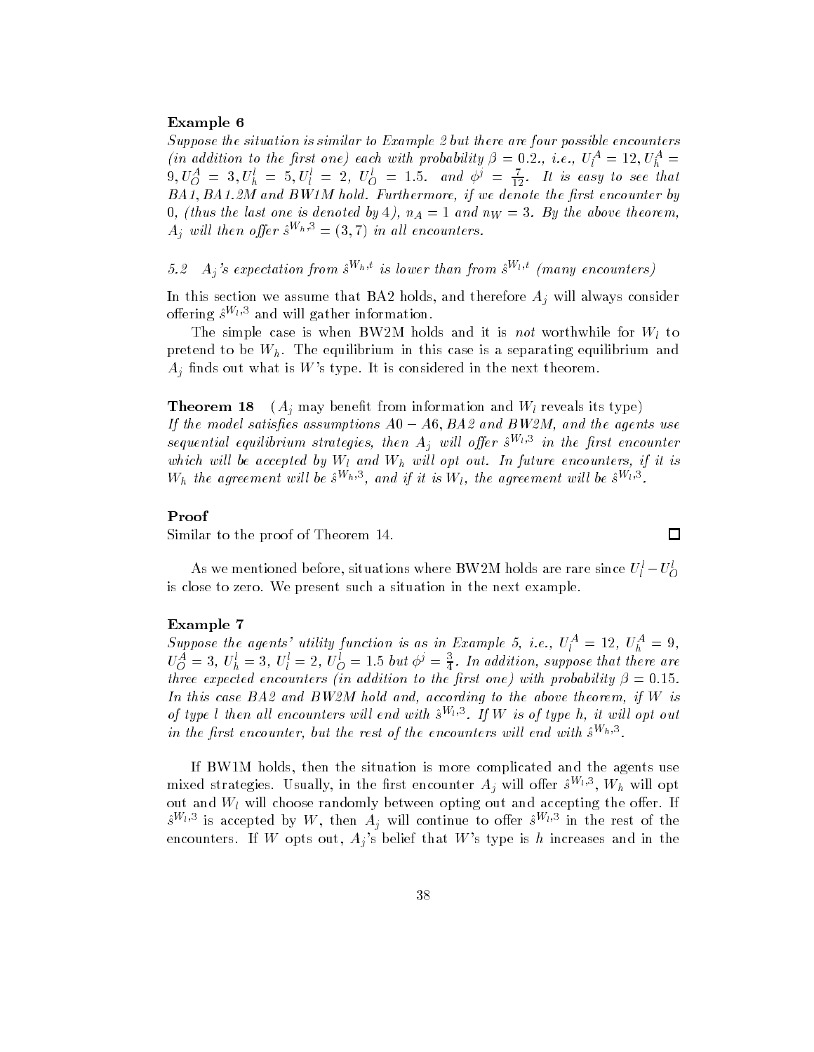**Example 6**

*Suppose the situation is similar to Example 2 but there are four possible encounters (in addition to the first one) each with probability $\beta = 0.2.$, i.e., $U_l^A = 12, U_h^A = 9, U_O^A = 3, U_h^l = 5, U_l^l = 2,\ U_O^l = 1.5.$ and $\phi^j = \frac{7}{12}$. It is easy to see that BA1, BA1.2M and BW1M hold. Furthermore, if we denote the first encounter by 0, (thus the last one is denoted by 4), $n_A = 1$ and $n_W = 3$. By the above theorem, $A_j$ will then offer $\hat{s}^{W_h,3} = (3,7)$ in all encounters.*

### 5.2 $A_j$'s expectation from $\hat{s}^{W_h,t}$ is lower than from $\hat{s}^{W_l,t}$ (many encounters)

In this section we assume that BA2 holds, and therefore $A_j$ will always consider offering $\hat{s}^{W_l,3}$ and will gather information.

The simple case is when BW2M holds and it is *not* worthwhile for $W_l$ to pretend to be $W_h$. The equilibrium in this case is a separating equilibrium and $A_j$ finds out what is $W$'s type. It is considered in the next theorem.

**Theorem 18** ($A_j$ may benefit from information and $W_l$ reveals its type)
*If the model satisfies assumptions $A0 - A6$, BA2 and BW2M, and the agents use sequential equilibrium strategies, then $A_j$ will offer $\hat{s}^{W_l,3}$ in the first encounter which will be accepted by $W_l$ and $W_h$ will opt out. In future encounters, if it is $W_h$ the agreement will be $\hat{s}^{W_h,3}$, and if it is $W_l$, the agreement will be $\hat{s}^{W_l,3}$.*

**Proof**
Similar to the proof of Theorem 14. □

As we mentioned before, situations where BW2M holds are rare since $U_l^l - U_O^l$ is close to zero. We present such a situation in the next example.

**Example 7**
*Suppose the agents' utility function is as in Example 5, i.e., $U_l^A = 12$, $U_h^A = 9$, $U_O^A = 3$, $U_h^l = 3$, $U_l^l = 2$, $U_O^l = 1.5$ but $\phi^j = \frac{3}{4}$. In addition, suppose that there are three expected encounters (in addition to the first one) with probability $\beta = 0.15$. In this case BA2 and BW2M hold and, according to the above theorem, if $W$ is of type $l$ then all encounters will end with $\hat{s}^{W_l,3}$. If $W$ is of type $h$, it will opt out in the first encounter, but the rest of the encounters will end with $\hat{s}^{W_h,3}$.*

If BW1M holds, then the situation is more complicated and the agents use mixed strategies. Usually, in the first encounter $A_j$ will offer $\hat{s}^{W_l,3}$, $W_h$ will opt out and $W_l$ will choose randomly between opting out and accepting the offer. If $\hat{s}^{W_l,3}$ is accepted by $W$, then $A_j$ will continue to offer $\hat{s}^{W_l,3}$ in the rest of the encounters. If $W$ opts out, $A_j$'s belief that $W$'s type is $h$ increases and in the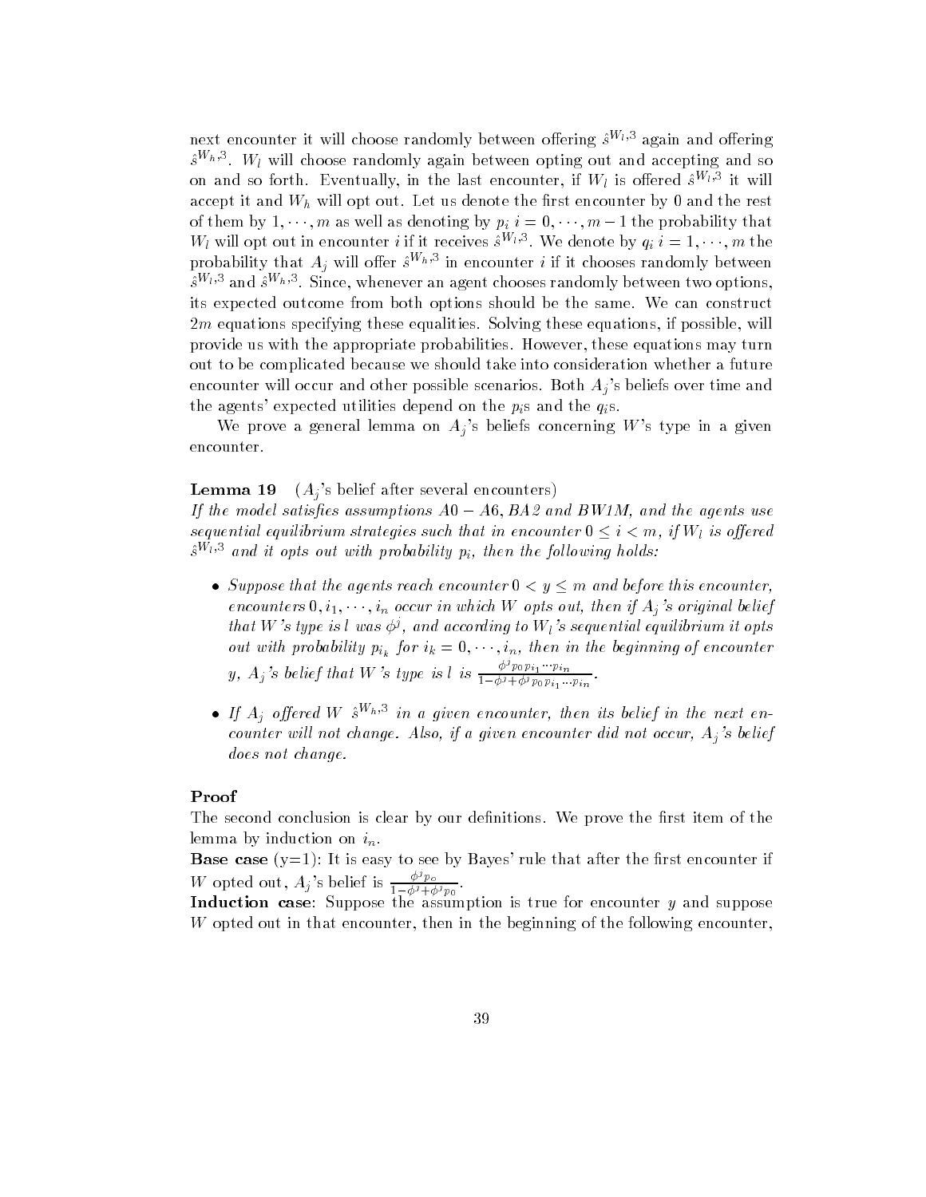next encounter it will choose randomly between offering $\hat{s}^{W_l,3}$ again and offering $\hat{s}^{W_h,3}$. $W_l$ will choose randomly again between opting out and accepting and so on and so forth. Eventually, in the last encounter, if $W_l$ is offered $\hat{s}^{W_l,3}$ it will accept it and $W_h$ will opt out. Let us denote the first encounter by 0 and the rest of them by $1, \cdots, m$ as well as denoting by $p_i$ $i = 0, \cdots, m-1$ the probability that $W_l$ will opt out in encounter $i$ if it receives $\hat{s}^{W_l,3}$. We denote by $q_i$ $i = 1, \cdots, m$ the probability that $A_j$ will offer $\hat{s}^{W_h,3}$ in encounter $i$ if it chooses randomly between $\hat{s}^{W_l,3}$ and $\hat{s}^{W_h,3}$. Since, whenever an agent chooses randomly between two options, its expected outcome from both options should be the same. We can construct $2m$ equations specifying these equalities. Solving these equations, if possible, will provide us with the appropriate probabilities. However, these equations may turn out to be complicated because we should take into consideration whether a future encounter will occur and other possible scenarios. Both $A_j$'s beliefs over time and the agents' expected utilities depend on the $p_i$s and the $q_i$s.

We prove a general lemma on $A_j$'s beliefs concerning $W$'s type in a given encounter.

**Lemma 19** ($A_j$'s belief after several encounters)
*If the model satisfies assumptions $A0-A6$, $BA2$ and $BW1M$, and the agents use sequential equilibrium strategies such that in encounter $0 \leq i < m$, if $W_l$ is offered $\hat{s}^{W_l,3}$ and it opts out with probability $p_i$, then the following holds:*

- *Suppose that the agents reach encounter $0 < y \leq m$ and before this encounter, encounters $0, i_1, \cdots, i_n$ occur in which $W$ opts out, then if $A_j$'s original belief that $W$'s type is $l$ was $\phi^j$, and according to $W_l$'s sequential equilibrium it opts out with probability $p_{i_k}$ for $i_k = 0, \cdots, i_n$, then in the beginning of encounter $y$, $A_j$'s belief that $W$'s type is $l$ is $\frac{\phi^j p_0 p_{i_1} \cdots p_{i_n}}{1-\phi^j+\phi^j p_0 p_{i_1} \cdots p_{i_n}}$.*
- *If $A_j$ offered $W$ $\hat{s}^{W_h,3}$ in a given encounter, then its belief in the next encounter will not change. Also, if a given encounter did not occur, $A_j$'s belief does not change.*

**Proof**
The second conclusion is clear by our definitions. We prove the first item of the lemma by induction on $i_n$.
**Base case** (y=1): It is easy to see by Bayes' rule that after the first encounter if $W$ opted out, $A_j$'s belief is $\frac{\phi^j p_o}{1-\phi^j+\phi^j p_0}$.
**Induction case**: Suppose the assumption is true for encounter $y$ and suppose $W$ opted out in that encounter, then in the beginning of the following encounter,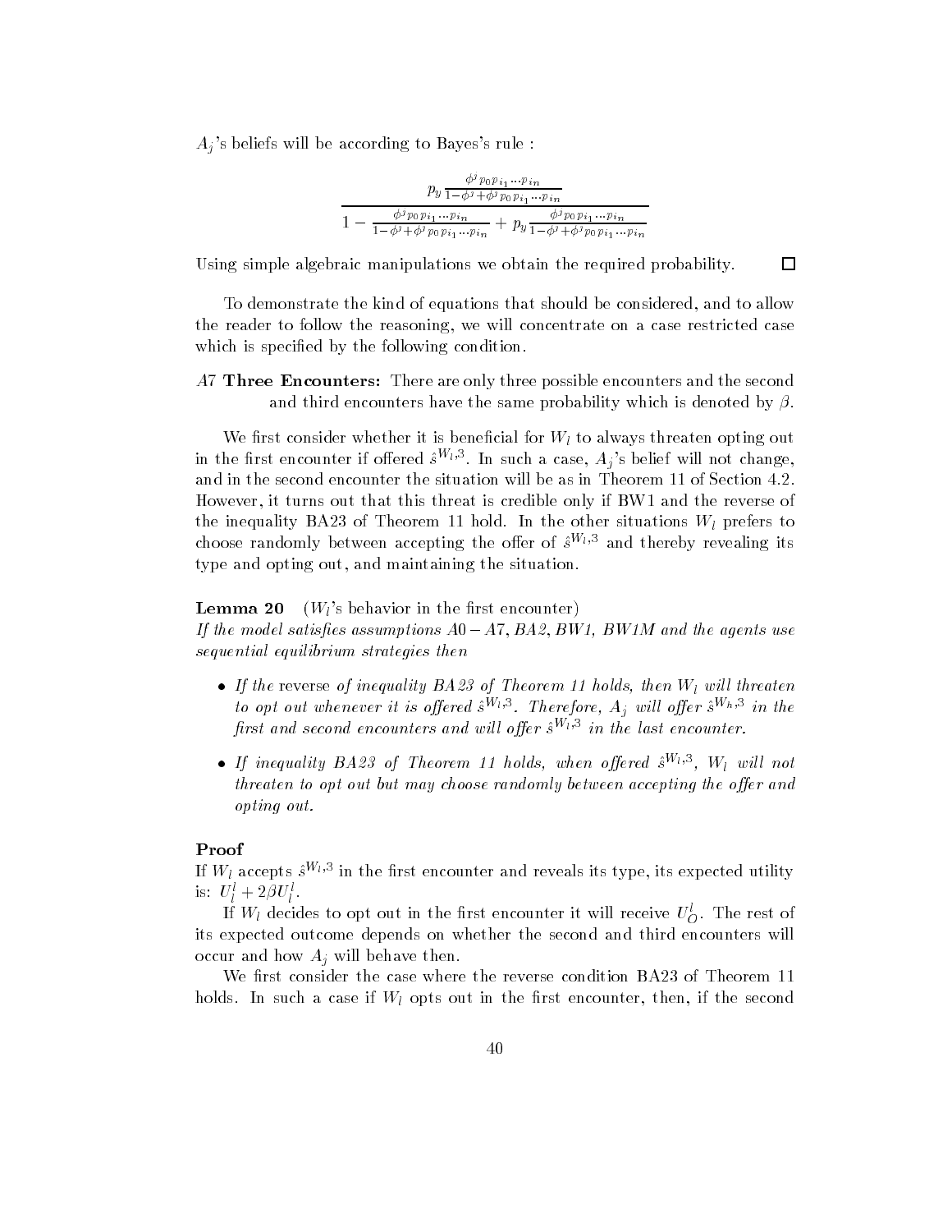$A_j$'s beliefs will be according to Bayes's rule :

$$\frac{p_y \frac{\phi^j p_0 p_{i_1} \cdots p_{i_n}}{1-\phi^j+\phi^j p_0 p_{i_1} \cdots p_{i_n}}}{1 - \frac{\phi^j p_0 p_{i_1} \cdots p_{i_n}}{1-\phi^j+\phi^j p_0 p_{i_1} \cdots p_{i_n}} + p_y \frac{\phi^j p_0 p_{i_1} \cdots p_{i_n}}{1-\phi^j+\phi^j p_0 p_{i_1} \cdots p_{i_n}}}$$

Using simple algebraic manipulations we obtain the required probability. □

To demonstrate the kind of equations that should be considered, and to allow the reader to follow the reasoning, we will concentrate on a case restricted case which is specified by the following condition.

*A7* **Three Encounters:** There are only three possible encounters and the second and third encounters have the same probability which is denoted by $\beta$.

We first consider whether it is beneficial for $W_l$ to always threaten opting out in the first encounter if offered $\hat{s}^{W_l,3}$. In such a case, $A_j$'s belief will not change, and in the second encounter the situation will be as in Theorem 11 of Section 4.2. However, it turns out that this threat is credible only if BW1 and the reverse of the inequality BA23 of Theorem 11 hold. In the other situations $W_l$ prefers to choose randomly between accepting the offer of $\hat{s}^{W_l,3}$ and thereby revealing its type and opting out, and maintaining the situation.

**Lemma 20** ($W_l$'s behavior in the first encounter)
*If the model satisfies assumptions $A0-A7$, BA2, BW1, BW1M and the agents use sequential equilibrium strategies then*

- *If the* reverse *of inequality BA23 of Theorem 11 holds, then $W_l$ will threaten to opt out whenever it is offered $\hat{s}^{W_l,3}$. Therefore, $A_j$ will offer $\hat{s}^{W_h,3}$ in the first and second encounters and will offer $\hat{s}^{W_l,3}$ in the last encounter.*
- *If inequality BA23 of Theorem 11 holds, when offered $\hat{s}^{W_l,3}$, $W_l$ will not threaten to opt out but may choose randomly between accepting the offer and opting out.*

**Proof**
If $W_l$ accepts $\hat{s}^{W_l,3}$ in the first encounter and reveals its type, its expected utility is: $U_l^l + 2\beta U_l^l$.

If $W_l$ decides to opt out in the first encounter it will receive $U_O^l$. The rest of its expected outcome depends on whether the second and third encounters will occur and how $A_j$ will behave then.

We first consider the case where the reverse condition BA23 of Theorem 11 holds. In such a case if $W_l$ opts out in the first encounter, then, if the second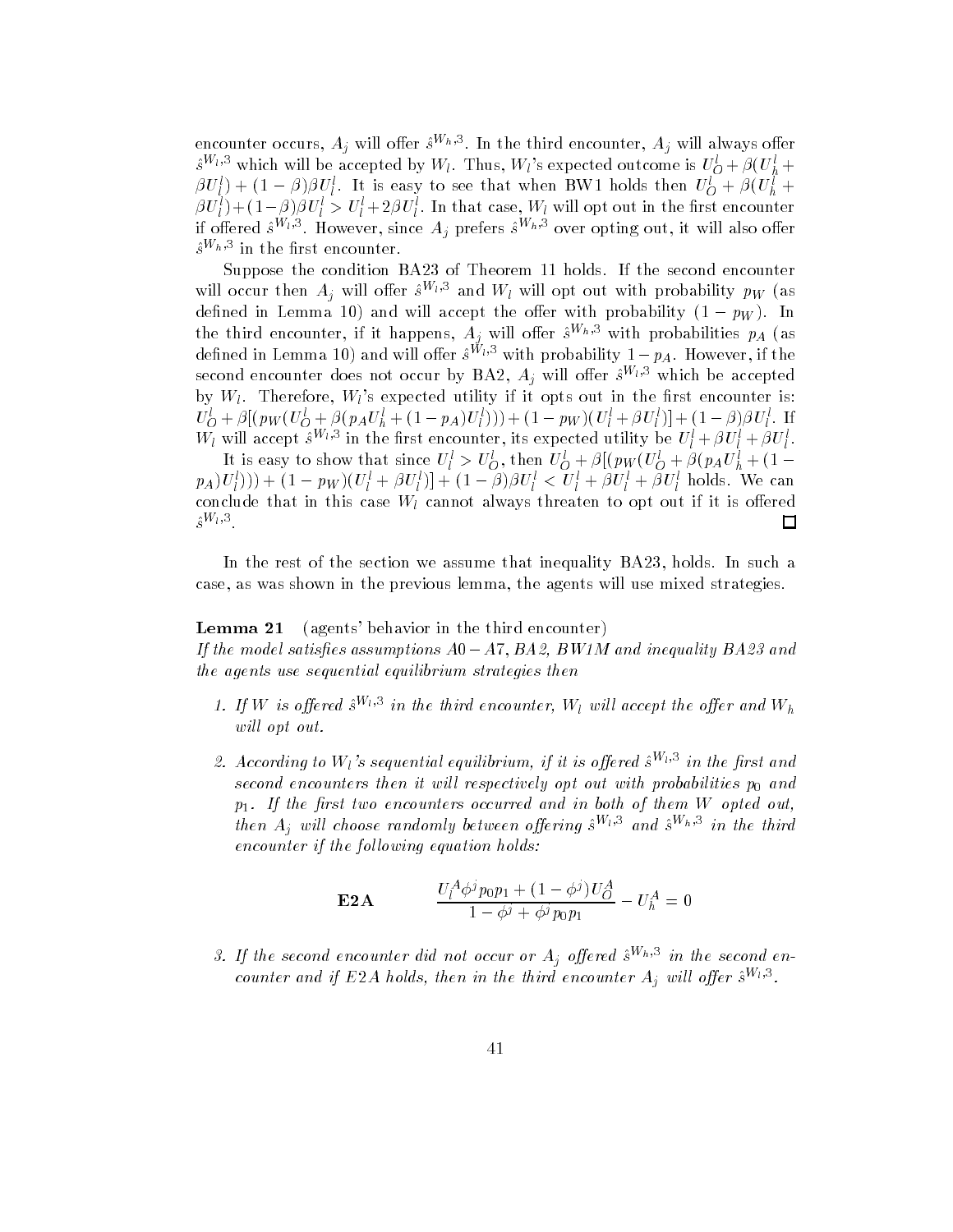encounter occurs, $A_j$ will offer $\hat{s}^{W_h,3}$. In the third encounter, $A_j$ will always offer $\hat{s}^{W_l,3}$ which will be accepted by $W_l$. Thus, $W_l$'s expected outcome is $U_O^l + \beta(U_h^l + \beta U_l^l) + (1-\beta)\beta U_l^l$. It is easy to see that when BW1 holds then $U_O^l + \beta(U_h^l + \beta U_l^l) + (1-\beta)\beta U_l^l > U_l^l + 2\beta U_l^l$. In that case, $W_l$ will opt out in the first encounter if offered $\hat{s}^{W_l,3}$. However, since $A_j$ prefers $\hat{s}^{W_h,3}$ over opting out, it will also offer $\hat{s}^{W_h,3}$ in the first encounter.

Suppose the condition BA23 of Theorem 11 holds. If the second encounter will occur then $A_j$ will offer $\hat{s}^{W_l,3}$ and $W_l$ will opt out with probability $p_W$ (as defined in Lemma 10) and will accept the offer with probability $(1-p_W)$. In the third encounter, if it happens, $A_j$ will offer $\hat{s}^{W_h,3}$ with probabilities $p_A$ (as defined in Lemma 10) and will offer $\hat{s}^{W_l,3}$ with probability $1-p_A$. However, if the second encounter does not occur by BA2, $A_j$ will offer $\hat{s}^{W_l,3}$ which be accepted by $W_l$. Therefore, $W_l$'s expected utility if it opts out in the first encounter is: $U_O^l + \beta[(p_W(U_O^l + \beta(p_A U_h^l + (1-p_A)U_l^l)) + (1-p_W)(U_l^l + \beta U_l^l)] + (1-\beta)\beta U_l^l$. If $W_l$ will accept $\hat{s}^{W_l,3}$ in the first encounter, its expected utility be $U_l^l + \beta U_l^l + \beta U_l^l$.

It is easy to show that since $U_l^l > U_O^l$, then $U_O^l + \beta[(p_W(U_O^l + \beta(p_A U_h^l + (1-p_A)U_l^l)) + (1-p_W)(U_l^l + \beta U_l^l)] + (1-\beta)\beta U_l^l < U_l^l + \beta U_l^l + \beta U_l^l$ holds. We can conclude that in this case $W_l$ cannot always threaten to opt out if it is offered $\hat{s}^{W_l,3}$. □

In the rest of the section we assume that inequality BA23, holds. In such a case, as was shown in the previous lemma, the agents will use mixed strategies.

**Lemma 21** (agents' behavior in the third encounter)
*If the model satisfies assumptions $A0-A7$, BA2, BW1M and inequality BA23 and the agents use sequential equilibrium strategies then*

1. *If $W$ is offered $\hat{s}^{W_l,3}$ in the third encounter, $W_l$ will accept the offer and $W_h$ will opt out.*

2. *According to $W_l$'s sequential equilibrium, if it is offered $\hat{s}^{W_l,3}$ in the first and second encounters then it will respectively opt out with probabilities $p_0$ and $p_1$. If the first two encounters occurred and in both of them $W$ opted out, then $A_j$ will choose randomly between offering $\hat{s}^{W_l,3}$ and $\hat{s}^{W_h,3}$ in the third encounter if the following equation holds:*

$$\textbf{E2A} \qquad \frac{U_l^A \phi^j p_0 p_1 + (1-\phi^j) U_O^A}{1 - \phi^j + \phi^j p_0 p_1} - U_h^A = 0$$

3. *If the second encounter did not occur or $A_j$ offered $\hat{s}^{W_h,3}$ in the second encounter and if E2A holds, then in the third encounter $A_j$ will offer $\hat{s}^{W_l,3}$.*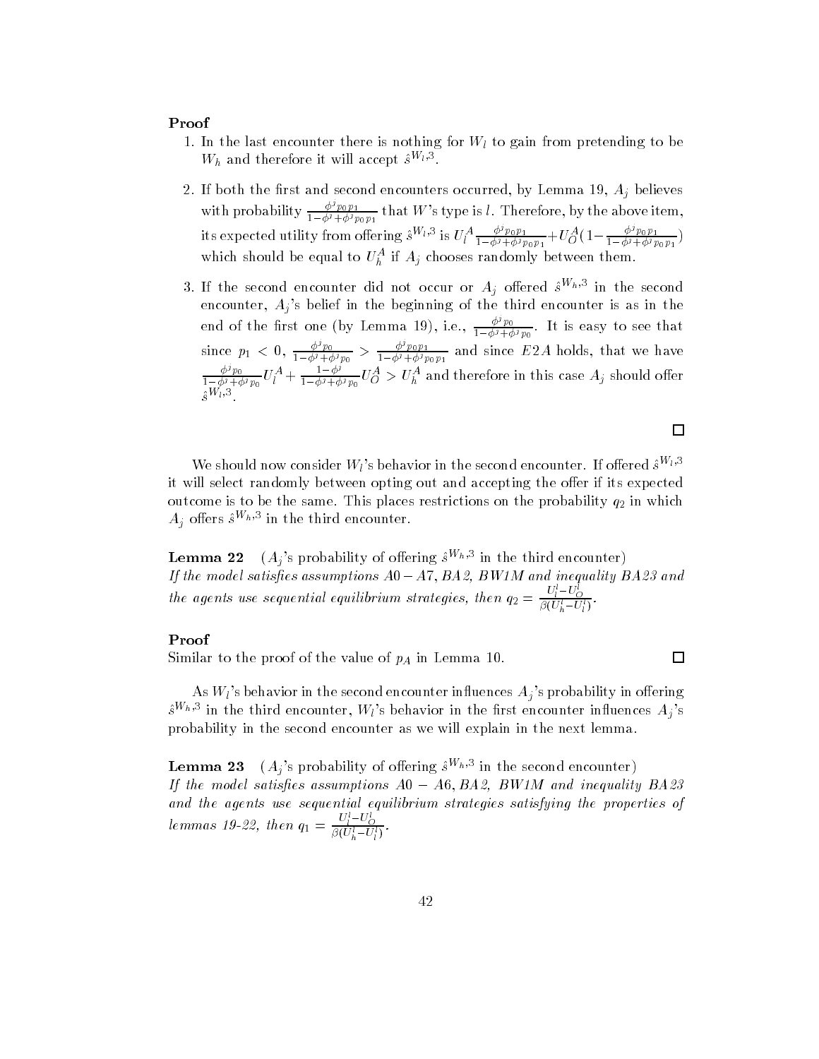**Proof**

1. In the last encounter there is nothing for $W_l$ to gain from pretending to be $W_h$ and therefore it will accept $\hat{s}^{W_l,3}$.

2. If both the first and second encounters occurred, by Lemma 19, $A_j$ believes with probability $\frac{\phi^j p_0 p_1}{1-\phi^j+\phi^j p_0 p_1}$ that $W$'s type is $l$. Therefore, by the above item, its expected utility from offering $\hat{s}^{W_l,3}$ is $U_l^A \frac{\phi^j p_0 p_1}{1-\phi^j+\phi^j p_0 p_1} + U_O^A(1-\frac{\phi^j p_0 p_1}{1-\phi^j+\phi^j p_0 p_1})$ which should be equal to $U_h^A$ if $A_j$ chooses randomly between them.

3. If the second encounter did not occur or $A_j$ offered $\hat{s}^{W_h,3}$ in the second encounter, $A_j$'s belief in the beginning of the third encounter is as in the end of the first one (by Lemma 19), i.e., $\frac{\phi^j p_0}{1-\phi^j+\phi^j p_0}$. It is easy to see that since $p_1 < 0$, $\frac{\phi^j p_0}{1-\phi^j+\phi^j p_0} > \frac{\phi^j p_0 p_1}{1-\phi^j+\phi^j p_0 p_1}$ and since $E2A$ holds, that we have $\frac{\phi^j p_0}{1-\phi^j+\phi^j p_0} U_l^A + \frac{1-\phi^j}{1-\phi^j+\phi^j p_0} U_O^A > U_h^A$ and therefore in this case $A_j$ should offer $\hat{s}^{W_l,3}$.

□

We should now consider $W_l$'s behavior in the second encounter. If offered $\hat{s}^{W_l,3}$ it will select randomly between opting out and accepting the offer if its expected outcome is to be the same. This places restrictions on the probability $q_2$ in which $A_j$ offers $\hat{s}^{W_h,3}$ in the third encounter.

**Lemma 22** ($A_j$'s probability of offering $\hat{s}^{W_h,3}$ in the third encounter)
*If the model satisfies assumptions $A0-A7$, BA2, BW1M and inequality BA23 and the agents use sequential equilibrium strategies, then* $q_2 = \frac{U_l^l - U_O^l}{\beta(U_h^l - U_l^l)}$.

**Proof**
Similar to the proof of the value of $p_A$ in Lemma 10. □

As $W_l$'s behavior in the second encounter influences $A_j$'s probability in offering $\hat{s}^{W_h,3}$ in the third encounter, $W_l$'s behavior in the first encounter influences $A_j$'s probability in the second encounter as we will explain in the next lemma.

**Lemma 23** ($A_j$'s probability of offering $\hat{s}^{W_h,3}$ in the second encounter)
*If the model satisfies assumptions $A0-A6$, BA2, BW1M and inequality BA23 and the agents use sequential equilibrium strategies satisfying the properties of lemmas 19-22, then* $q_1 = \frac{U_l^l - U_O^l}{\beta(U_h^l - U_l^l)}$.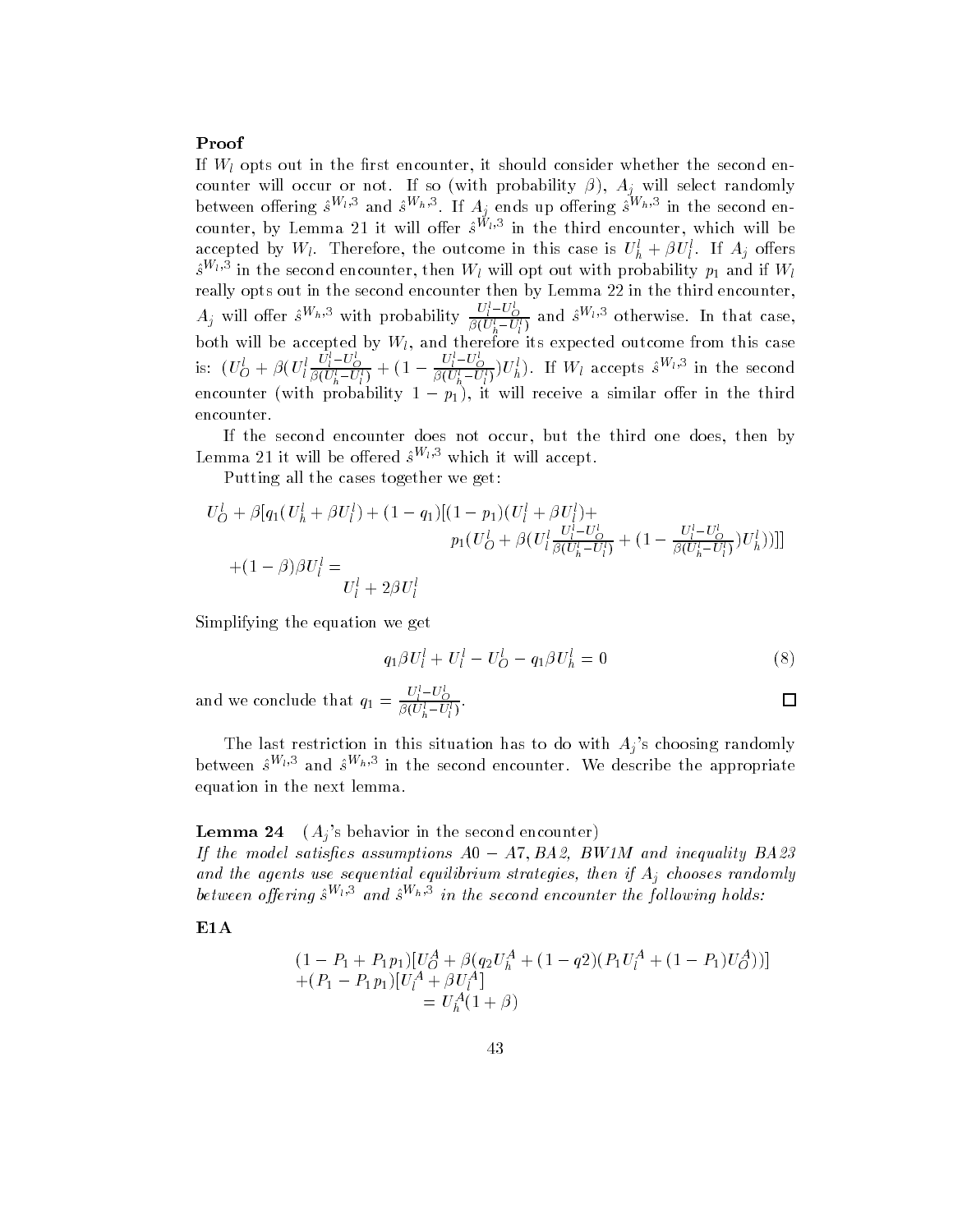**Proof**

If $W_l$ opts out in the first encounter, it should consider whether the second encounter will occur or not. If so (with probability $\beta$), $A_j$ will select randomly between offering $\hat{s}^{W_l,3}$ and $\hat{s}^{W_h,3}$. If $A_j$ ends up offering $\hat{s}^{W_h,3}$ in the second encounter, by Lemma 21 it will offer $\hat{s}^{W_l,3}$ in the third encounter, which will be accepted by $W_l$. Therefore, the outcome in this case is $U_h^l + \beta U_l^l$. If $A_j$ offers $\hat{s}^{W_l,3}$ in the second encounter, then $W_l$ will opt out with probability $p_1$ and if $W_l$ really opts out in the second encounter then by Lemma 22 in the third encounter, $A_j$ will offer $\hat{s}^{W_h,3}$ with probability $\frac{U_l^l - U_O^l}{\beta(U_h^l - U_l^l)}$ and $\hat{s}^{W_l,3}$ otherwise. In that case, both will be accepted by $W_l$, and therefore its expected outcome from this case is: $(U_O^l + \beta(U_l^l \frac{U_l^l - U_O^l}{\beta(U_h^l - U_l^l)} + (1 - \frac{U_l^l - U_O^l}{\beta(U_h^l - U_l^l)})U_h^l)$. If $W_l$ accepts $\hat{s}^{W_l,3}$ in the second encounter (with probability $1 - p_1$), it will receive a similar offer in the third encounter.

If the second encounter does not occur, but the third one does, then by Lemma 21 it will be offered $\hat{s}^{W_l,3}$ which it will accept.

Putting all the cases together we get:

$$
\begin{aligned}
U_O^l + \beta[q_1(U_h^l + \beta U_l^l) + (1 - q_1)[(1 - p_1)(U_l^l + \beta U_l^l) + \\
p_1(U_O^l + \beta(U_l^l \frac{U_l^l - U_O^l}{\beta(U_h^l - U_l^l)} + (1 - \frac{U_l^l - U_O^l}{\beta(U_h^l - U_l^l)})U_h^l))]] \\
+(1 - \beta)\beta U_l^l = \\
U_l^l + 2\beta U_l^l
\end{aligned}
$$

Simplifying the equation we get

$$
q_1 \beta U_l^l + U_l^l - U_O^l - q_1 \beta U_h^l = 0 \tag{8}
$$

and we conclude that $q_1 = \frac{U_l^l - U_O^l}{\beta(U_h^l - U_l^l)}$. □

The last restriction in this situation has to do with $A_j$'s choosing randomly between $\hat{s}^{W_l,3}$ and $\hat{s}^{W_h,3}$ in the second encounter. We describe the appropriate equation in the next lemma.

**Lemma 24** ($A_j$'s behavior in the second encounter)
*If the model satisfies assumptions $A0 - A7$, $BA2$, $BW1M$ and inequality $BA23$ and the agents use sequential equilibrium strategies, then if $A_j$ chooses randomly between offering $\hat{s}^{W_l,3}$ and $\hat{s}^{W_h,3}$ in the second encounter the following holds:*

**E1A**

$$
\begin{aligned}
&(1 - P_1 + P_1 p_1)[U_O^A + \beta(q_2 U_h^A + (1 - q2)(P_1 U_l^A + (1 - P_1)U_O^A))] \\
&+(P_1 - P_1 p_1)[U_l^A + \beta U_l^A] \\
&\qquad = U_h^A(1 + \beta)
\end{aligned}
$$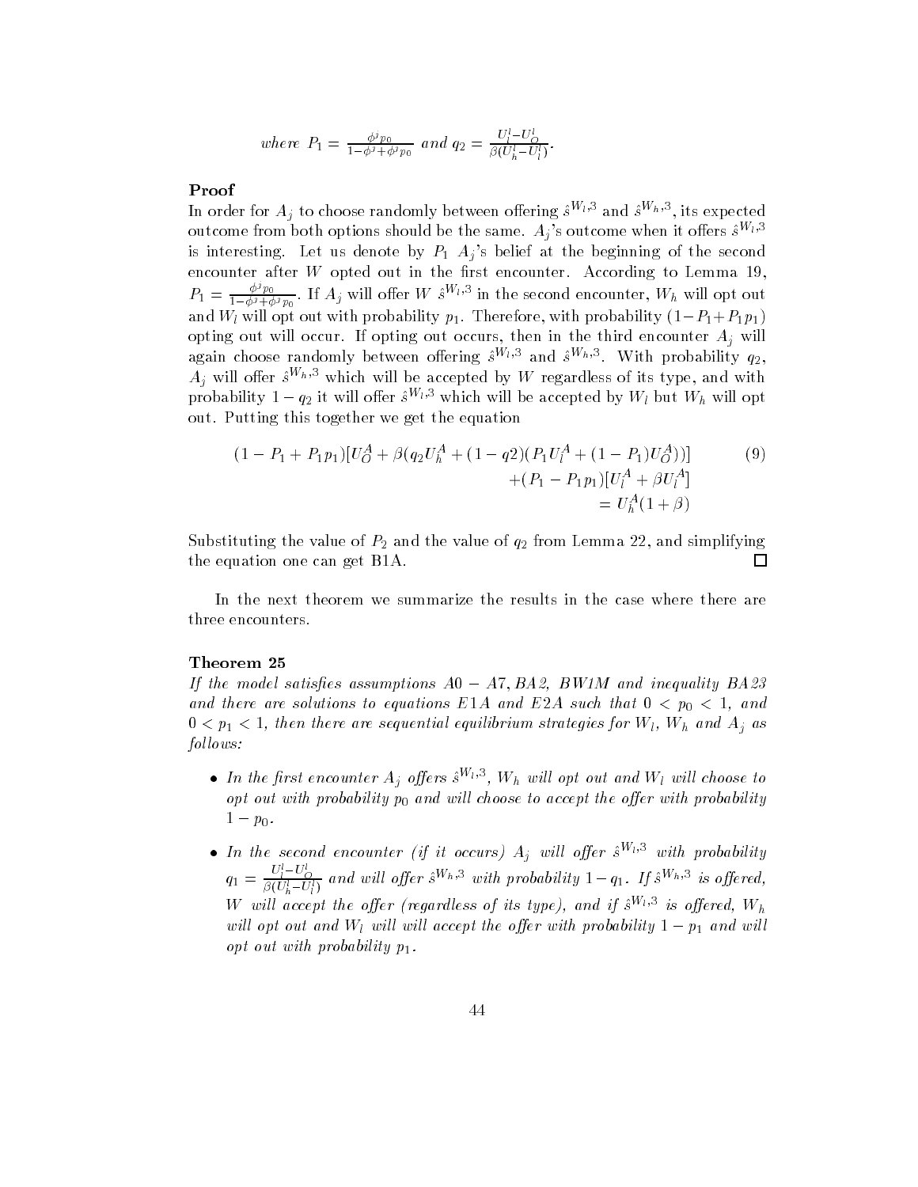*where* $P_1 = \frac{\phi^j p_0}{1-\phi^j+\phi^j p_0}$ *and* $q_2 = \frac{U_l^l - U_O^l}{\beta(U_h^l - U_l^l)}$.

**Proof**

In order for $A_j$ to choose randomly between offering $\hat{s}^{W_l,3}$ and $\hat{s}^{W_h,3}$, its expected outcome from both options should be the same. $A_j$'s outcome when it offers $\hat{s}^{W_l,3}$ is interesting. Let us denote by $P_1$ $A_j$'s belief at the beginning of the second encounter after $W$ opted out in the first encounter. According to Lemma 19, $P_1 = \frac{\phi^j p_0}{1-\phi^j+\phi^j p_0}$. If $A_j$ will offer $W$ $\hat{s}^{W_l,3}$ in the second encounter, $W_h$ will opt out and $W_l$ will opt out with probability $p_1$. Therefore, with probability $(1-P_1+P_1p_1)$ opting out will occur. If opting out occurs, then in the third encounter $A_j$ will again choose randomly between offering $\hat{s}^{W_l,3}$ and $\hat{s}^{W_h,3}$. With probability $q_2$, $A_j$ will offer $\hat{s}^{W_h,3}$ which will be accepted by $W$ regardless of its type, and with probability $1-q_2$ it will offer $\hat{s}^{W_l,3}$ which will be accepted by $W_l$ but $W_h$ will opt out. Putting this together we get the equation

$$
\begin{aligned}
(1 - P_1 + P_1 p_1)[U_O^A + \beta(q_2 U_h^A + (1 - q2)(P_1 U_l^A + (1 - P_1)U_O^A))] \quad & \quad (9) \\
+(P_1 - P_1 p_1)[U_l^A + \beta U_l^A] & \\
= U_h^A(1 + \beta) &
\end{aligned}
$$

Substituting the value of $P_2$ and the value of $q_2$ from Lemma 22, and simplifying the equation one can get B1A. □

In the next theorem we summarize the results in the case where there are three encounters.

**Theorem 25**

*If the model satisfies assumptions A0 − A7, BA2, BW1M and inequality BA23 and there are solutions to equations E1A and E2A such that* $0 < p_0 < 1$, *and* $0 < p_1 < 1$, *then there are sequential equilibrium strategies for* $W_l$, $W_h$ *and* $A_j$ *as follows:*

- *In the first encounter* $A_j$ *offers* $\hat{s}^{W_l,3}$, $W_h$ *will opt out and* $W_l$ *will choose to opt out with probability* $p_0$ *and will choose to accept the offer with probability* $1 - p_0$.
- *In the second encounter (if it occurs)* $A_j$ *will offer* $\hat{s}^{W_l,3}$ *with probability* $q_1 = \frac{U_l^l - U_O^l}{\beta(U_h^l - U_l^l)}$ *and will offer* $\hat{s}^{W_h,3}$ *with probability* $1 - q_1$. *If* $\hat{s}^{W_h,3}$ *is offered,* $W$ *will accept the offer (regardless of its type), and if* $\hat{s}^{W_l,3}$ *is offered,* $W_h$ *will opt out and* $W_l$ *will will accept the offer with probability* $1 - p_1$ *and will opt out with probability* $p_1$.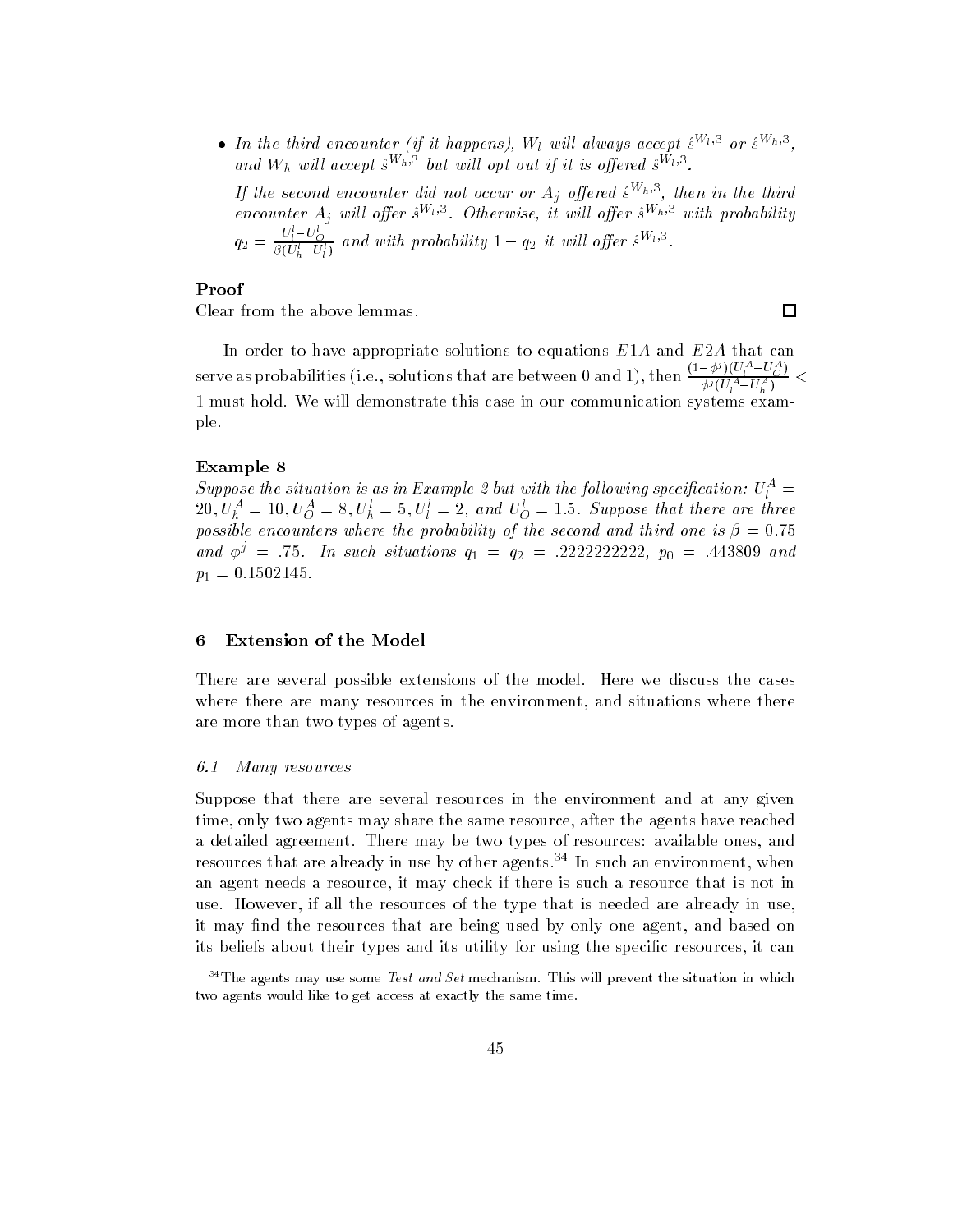- *In the third encounter (if it happens), $W_l$ will always accept $\hat{s}^{W_l,3}$ or $\hat{s}^{W_h,3}$, and $W_h$ will accept $\hat{s}^{W_h,3}$ but will opt out if it is offered $\hat{s}^{W_l,3}$.*

  *If the second encounter did not occur or $A_j$ offered $\hat{s}^{W_h,3}$, then in the third encounter $A_j$ will offer $\hat{s}^{W_l,3}$. Otherwise, it will offer $\hat{s}^{W_h,3}$ with probability $q_2 = \frac{U_l^l - U_O^l}{\beta(U_h^l - U_l^l)}$ and with probability $1 - q_2$ it will offer $\hat{s}^{W_l,3}$.*

**Proof**
Clear from the above lemmas. □

In order to have appropriate solutions to equations $E1A$ and $E2A$ that can serve as probabilities (i.e., solutions that are between 0 and 1), then $\frac{(1-\phi^j)(U_l^A - U_O^A)}{\phi^j(U_l^A - U_h^A)} < 1$ must hold. We will demonstrate this case in our communication systems example.

**Example 8**
*Suppose the situation is as in Example 2 but with the following specification: $U_l^A = 20, U_h^A = 10, U_O^A = 8, U_h^l = 5, U_l^l = 2$, and $U_O^l = 1.5$. Suppose that there are three possible encounters where the probability of the second and third one is $\beta = 0.75$ and $\phi^j = .75$. In such situations $q_1 = q_2 = .2222222222$, $p_0 = .443809$ and $p_1 = 0.1502145$.*

## 6 Extension of the Model

There are several possible extensions of the model. Here we discuss the cases where there are many resources in the environment, and situations where there are more than two types of agents.

### *6.1 Many resources*

Suppose that there are several resources in the environment and at any given time, only two agents may share the same resource, after the agents have reached a detailed agreement. There may be two types of resources: available ones, and resources that are already in use by other agents.[34] In such an environment, when an agent needs a resource, it may check if there is such a resource that is not in use. However, if all the resources of the type that is needed are already in use, it may find the resources that are being used by only one agent, and based on its beliefs about their types and its utility for using the specific resources, it can

[34] The agents may use some *Test and Set* mechanism. This will prevent the situation in which two agents would like to get access at exactly the same time.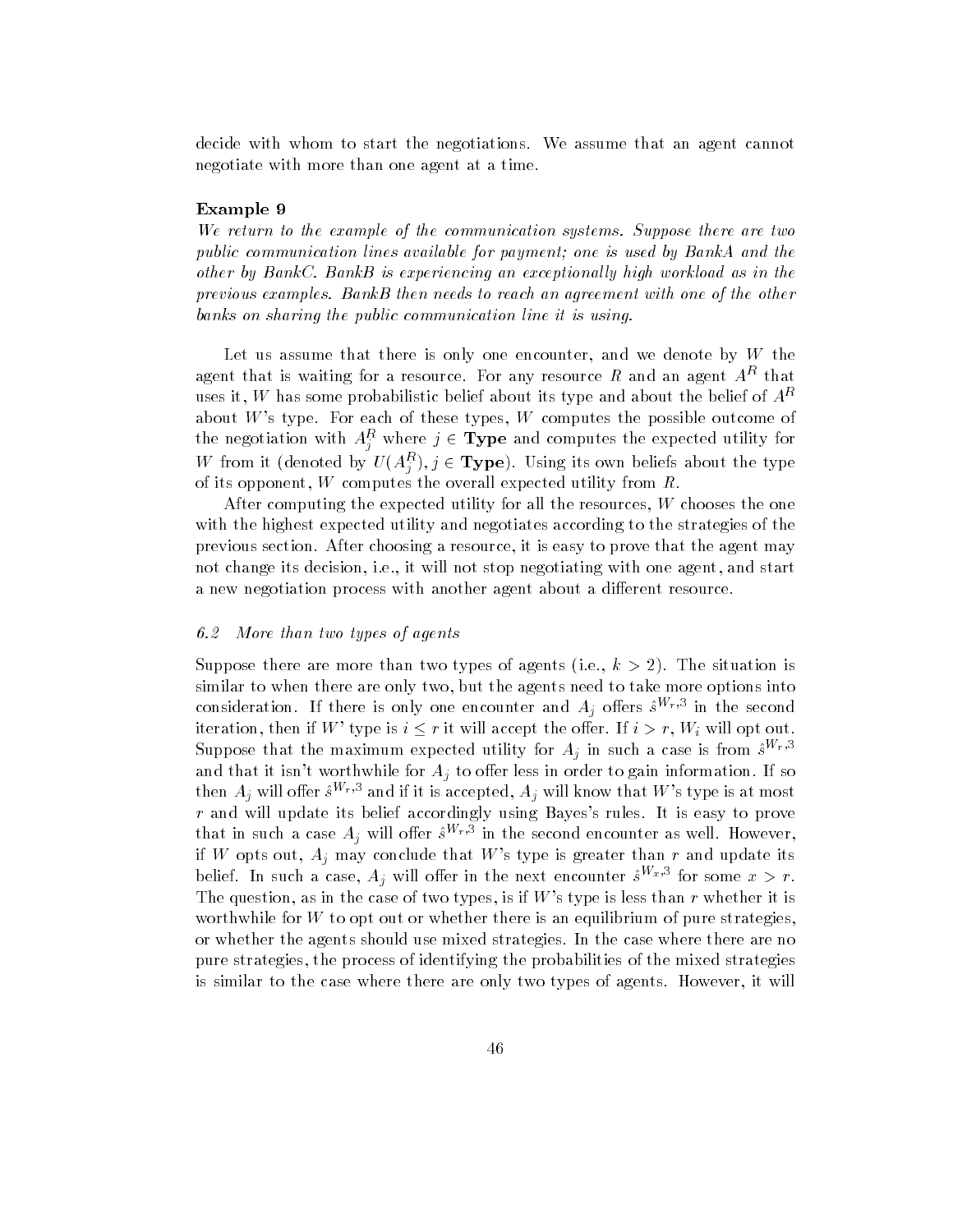decide with whom to start the negotiations. We assume that an agent cannot negotiate with more than one agent at a time.

**Example 9**

*We return to the example of the communication systems. Suppose there are two public communication lines available for payment; one is used by BankA and the other by BankC. BankB is experiencing an exceptionally high workload as in the previous examples. BankB then needs to reach an agreement with one of the other banks on sharing the public communication line it is using.*

Let us assume that there is only one encounter, and we denote by $W$ the agent that is waiting for a resource. For any resource $R$ and an agent $A^R$ that uses it, $W$ has some probabilistic belief about its type and about the belief of $A^R$ about $W$'s type. For each of these types, $W$ computes the possible outcome of the negotiation with $A^R_j$ where $j \in \textbf{Type}$ and computes the expected utility for $W$ from it (denoted by $U(A^R_j), j \in \textbf{Type}$). Using its own beliefs about the type of its opponent, $W$ computes the overall expected utility from $R$.

After computing the expected utility for all the resources, $W$ chooses the one with the highest expected utility and negotiates according to the strategies of the previous section. After choosing a resource, it is easy to prove that the agent may not change its decision, i.e., it will not stop negotiating with one agent, and start a new negotiation process with another agent about a different resource.

### 6.2 More than two types of agents

Suppose there are more than two types of agents (i.e., $k > 2$). The situation is similar to when there are only two, but the agents need to take more options into consideration. If there is only one encounter and $A_j$ offers $\hat{s}^{W_r,3}$ in the second iteration, then if $W$' type is $i \leq r$ it will accept the offer. If $i > r$, $W_i$ will opt out. Suppose that the maximum expected utility for $A_j$ in such a case is from $\hat{s}^{W_r,3}$ and that it isn't worthwhile for $A_j$ to offer less in order to gain information. If so then $A_j$ will offer $\hat{s}^{W_r,3}$ and if it is accepted, $A_j$ will know that $W$'s type is at most $r$ and will update its belief accordingly using Bayes's rules. It is easy to prove that in such a case $A_j$ will offer $\hat{s}^{W_r,3}$ in the second encounter as well. However, if $W$ opts out, $A_j$ may conclude that $W$'s type is greater than $r$ and update its belief. In such a case, $A_j$ will offer in the next encounter $\hat{s}^{W_x,3}$ for some $x > r$. The question, as in the case of two types, is if $W$'s type is less than $r$ whether it is worthwhile for $W$ to opt out or whether there is an equilibrium of pure strategies, or whether the agents should use mixed strategies. In the case where there are no pure strategies, the process of identifying the probabilities of the mixed strategies is similar to the case where there are only two types of agents. However, it will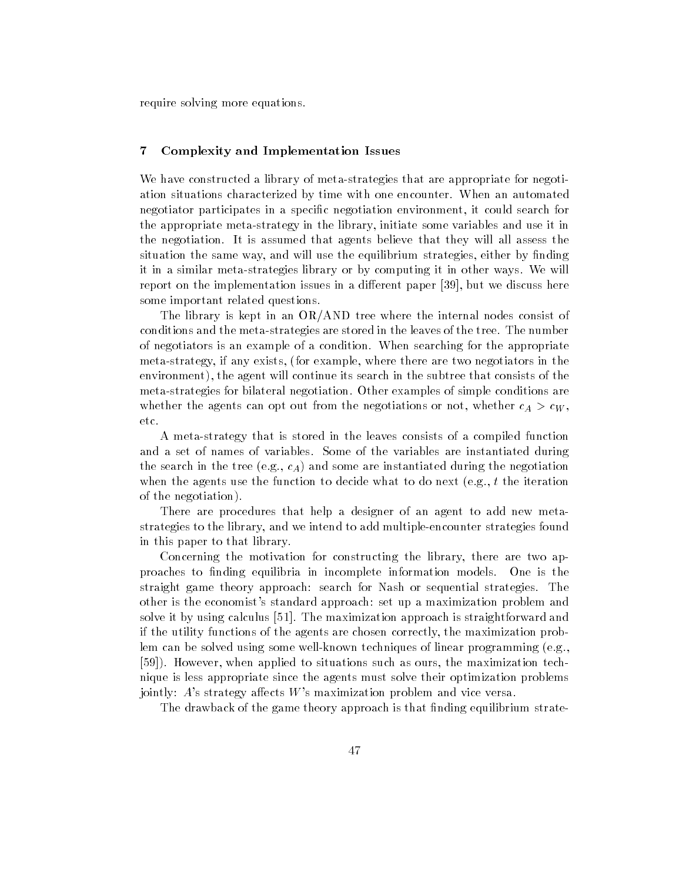require solving more equations.

## 7 Complexity and Implementation Issues

We have constructed a library of meta-strategies that are appropriate for negotiation situations characterized by time with one encounter. When an automated negotiator participates in a specific negotiation environment, it could search for the appropriate meta-strategy in the library, initiate some variables and use it in the negotiation. It is assumed that agents believe that they will all assess the situation the same way, and will use the equilibrium strategies, either by finding it in a similar meta-strategies library or by computing it in other ways. We will report on the implementation issues in a different paper [39], but we discuss here some important related questions.

The library is kept in an OR/AND tree where the internal nodes consist of conditions and the meta-strategies are stored in the leaves of the tree. The number of negotiators is an example of a condition. When searching for the appropriate meta-strategy, if any exists, (for example, where there are two negotiators in the environment), the agent will continue its search in the subtree that consists of the meta-strategies for bilateral negotiation. Other examples of simple conditions are whether the agents can opt out from the negotiations or not, whether $c_A > c_W$, etc.

A meta-strategy that is stored in the leaves consists of a compiled function and a set of names of variables. Some of the variables are instantiated during the search in the tree (e.g., $c_A$) and some are instantiated during the negotiation when the agents use the function to decide what to do next (e.g., $t$ the iteration of the negotiation).

There are procedures that help a designer of an agent to add new meta-strategies to the library, and we intend to add multiple-encounter strategies found in this paper to that library.

Concerning the motivation for constructing the library, there are two approaches to finding equilibria in incomplete information models. One is the straight game theory approach: search for Nash or sequential strategies. The other is the economist's standard approach: set up a maximization problem and solve it by using calculus [51]. The maximization approach is straightforward and if the utility functions of the agents are chosen correctly, the maximization problem can be solved using some well-known techniques of linear programming (e.g., [59]). However, when applied to situations such as ours, the maximization technique is less appropriate since the agents must solve their optimization problems jointly: $A$'s strategy affects $W$'s maximization problem and vice versa.

The drawback of the game theory approach is that finding equilibrium strate-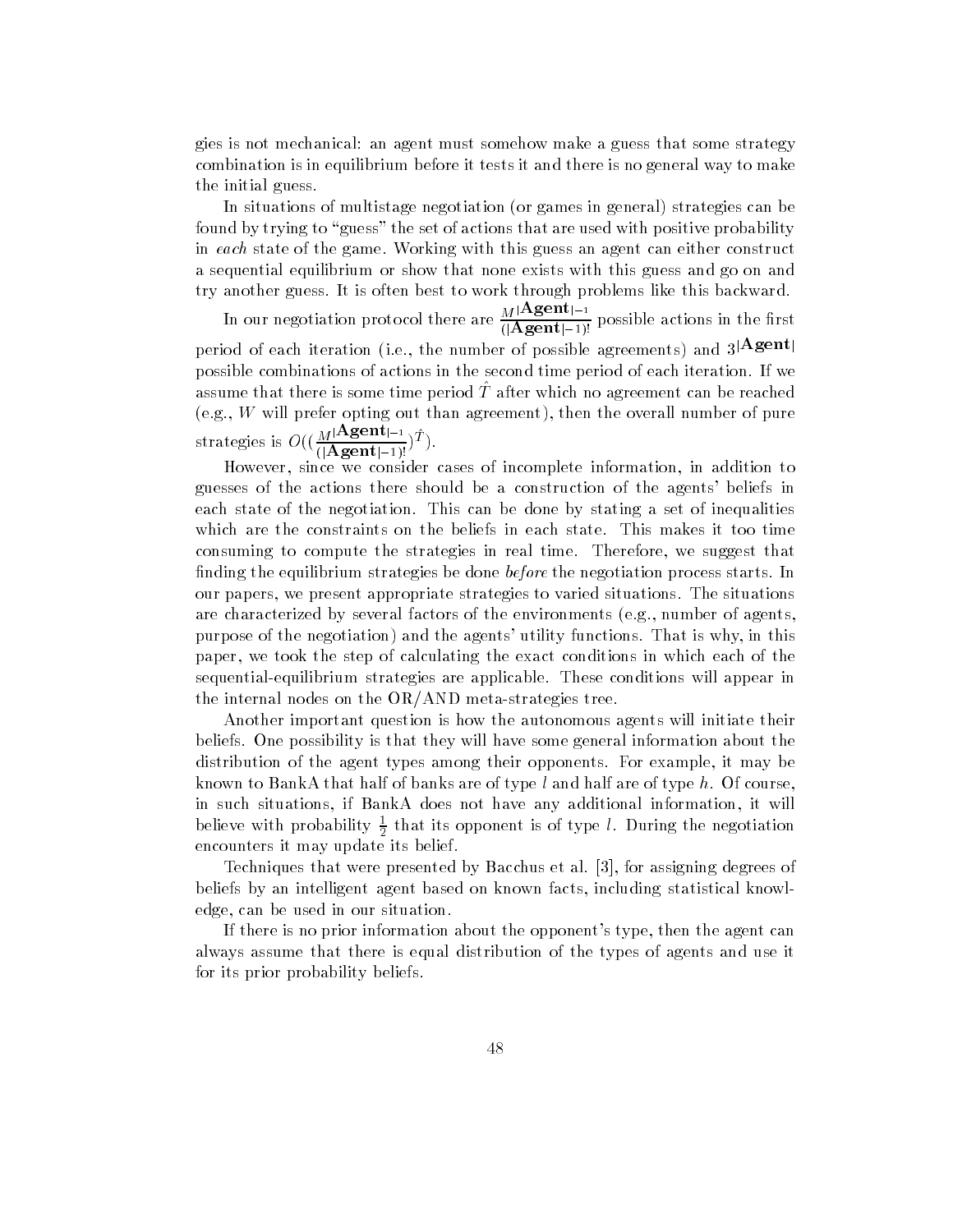gies is not mechanical: an agent must somehow make a guess that some strategy combination is in equilibrium before it tests it and there is no general way to make the initial guess.

In situations of multistage negotiation (or games in general) strategies can be found by trying to "guess" the set of actions that are used with positive probability in *each* state of the game. Working with this guess an agent can either construct a sequential equilibrium or show that none exists with this guess and go on and try another guess. It is often best to work through problems like this backward.

In our negotiation protocol there are $\frac{M^{|\mathbf{Agent}|-1}}{(|\mathbf{Agent}|-1)!}$ possible actions in the first period of each iteration (i.e., the number of possible agreements) and $3^{|\mathbf{Agent}|}$ possible combinations of actions in the second time period of each iteration. If we assume that there is some time period $\hat{T}$ after which no agreement can be reached (e.g., $W$ will prefer opting out than agreement), then the overall number of pure strategies is $O((\frac{M^{|\mathbf{Agent}|-1}}{(|\mathbf{Agent}|-1)!})^{\hat{T}})$.

However, since we consider cases of incomplete information, in addition to guesses of the actions there should be a construction of the agents' beliefs in each state of the negotiation. This can be done by stating a set of inequalities which are the constraints on the beliefs in each state. This makes it too time consuming to compute the strategies in real time. Therefore, we suggest that finding the equilibrium strategies be done *before* the negotiation process starts. In our papers, we present appropriate strategies to varied situations. The situations are characterized by several factors of the environments (e.g., number of agents, purpose of the negotiation) and the agents' utility functions. That is why, in this paper, we took the step of calculating the exact conditions in which each of the sequential-equilibrium strategies are applicable. These conditions will appear in the internal nodes on the OR/AND meta-strategies tree.

Another important question is how the autonomous agents will initiate their beliefs. One possibility is that they will have some general information about the distribution of the agent types among their opponents. For example, it may be known to BankA that half of banks are of type $l$ and half are of type $h$. Of course, in such situations, if BankA does not have any additional information, it will believe with probability $\frac{1}{2}$ that its opponent is of type $l$. During the negotiation encounters it may update its belief.

Techniques that were presented by Bacchus et al. [3], for assigning degrees of beliefs by an intelligent agent based on known facts, including statistical knowledge, can be used in our situation.

If there is no prior information about the opponent's type, then the agent can always assume that there is equal distribution of the types of agents and use it for its prior probability beliefs.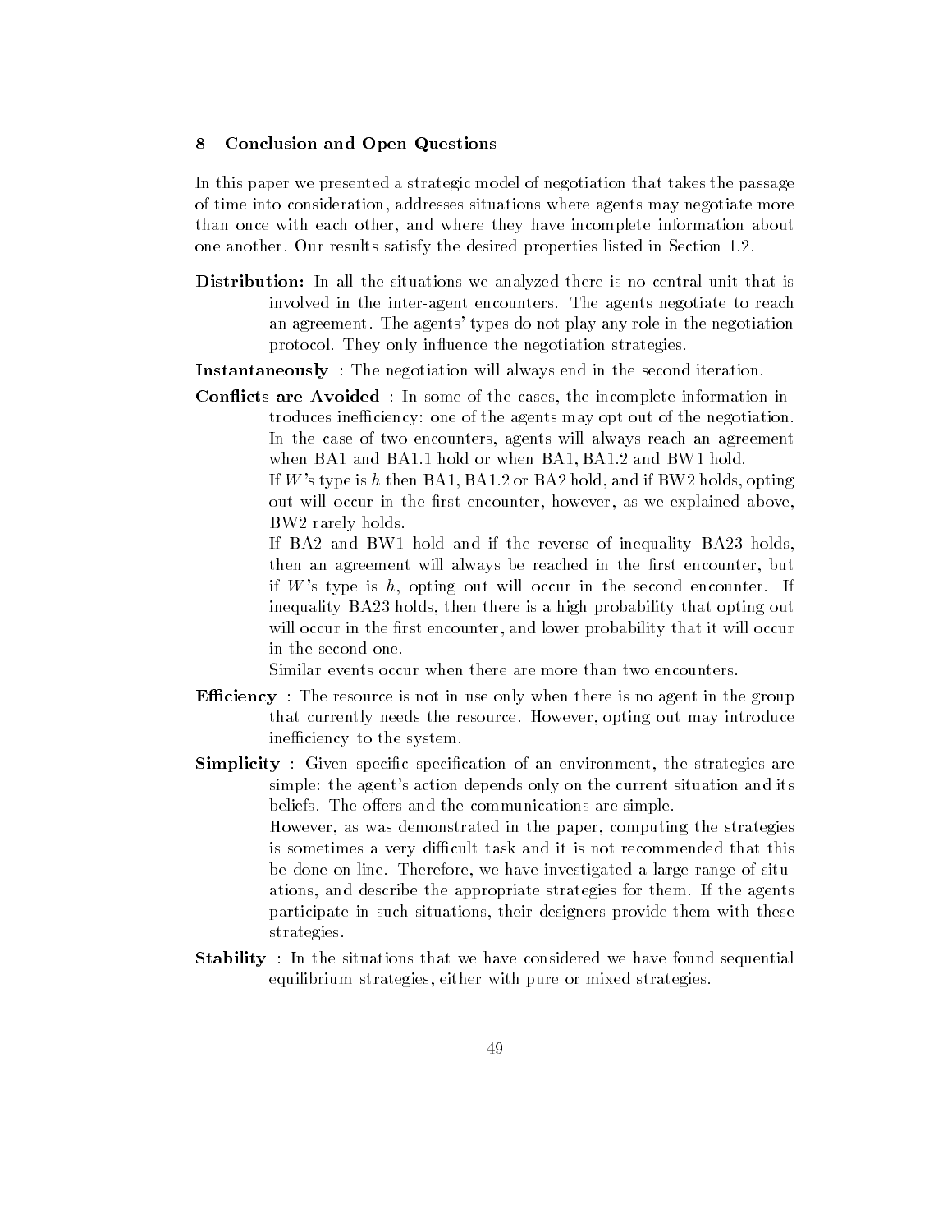## 8 Conclusion and Open Questions

In this paper we presented a strategic model of negotiation that takes the passage of time into consideration, addresses situations where agents may negotiate more than once with each other, and where they have incomplete information about one another. Our results satisfy the desired properties listed in Section 1.2.

**Distribution:** In all the situations we analyzed there is no central unit that is involved in the inter-agent encounters. The agents negotiate to reach an agreement. The agents' types do not play any role in the negotiation protocol. They only influence the negotiation strategies.

**Instantaneously** : The negotiation will always end in the second iteration.

**Conflicts are Avoided** : In some of the cases, the incomplete information introduces inefficiency: one of the agents may opt out of the negotiation. In the case of two encounters, agents will always reach an agreement when BA1 and BA1.1 hold or when BA1, BA1.2 and BW1 hold.

If $W$'s type is $h$ then BA1, BA1.2 or BA2 hold, and if BW2 holds, opting out will occur in the first encounter, however, as we explained above, BW2 rarely holds.

If BA2 and BW1 hold and if the reverse of inequality BA23 holds, then an agreement will always be reached in the first encounter, but if $W$'s type is $h$, opting out will occur in the second encounter. If inequality BA23 holds, then there is a high probability that opting out will occur in the first encounter, and lower probability that it will occur in the second one.

Similar events occur when there are more than two encounters.

**Efficiency** : The resource is not in use only when there is no agent in the group that currently needs the resource. However, opting out may introduce inefficiency to the system.

**Simplicity** : Given specific specification of an environment, the strategies are simple: the agent's action depends only on the current situation and its beliefs. The offers and the communications are simple.

However, as was demonstrated in the paper, computing the strategies is sometimes a very difficult task and it is not recommended that this be done on-line. Therefore, we have investigated a large range of situations, and describe the appropriate strategies for them. If the agents participate in such situations, their designers provide them with these strategies.

**Stability** : In the situations that we have considered we have found sequential equilibrium strategies, either with pure or mixed strategies.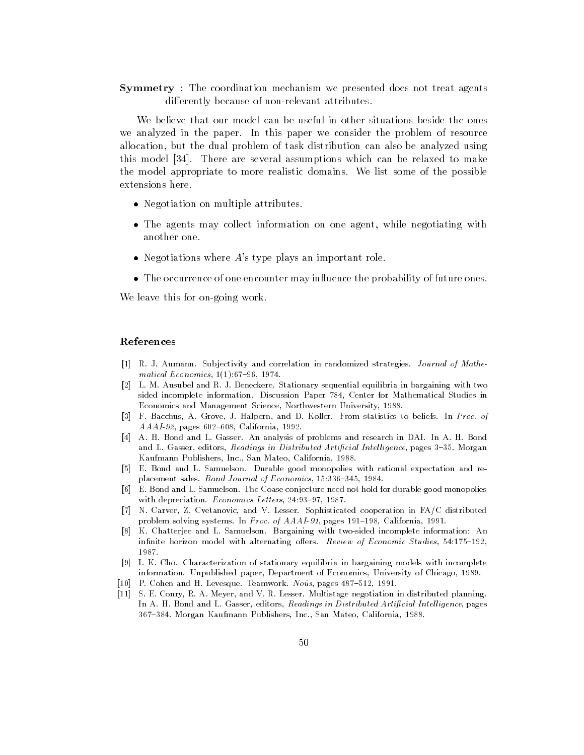**Symmetry** : The coordination mechanism we presented does not treat agents differently because of non-relevant attributes.

We believe that our model can be useful in other situations beside the ones we analyzed in the paper. In this paper we consider the problem of resource allocation, but the dual problem of task distribution can also be analyzed using this model [34]. There are several assumptions which can be relaxed to make the model appropriate to more realistic domains. We list some of the possible extensions here.

- Negotiation on multiple attributes.
- The agents may collect information on one agent, while negotiating with another one.
- Negotiations where $A$'s type plays an important role.
- The occurrence of one encounter may influence the probability of future ones.

We leave this for on-going work.

## References

[1] R. J. Aumann. Subjectivity and correlation in randomized strategies. *Journal of Mathematical Economics*, 1(1):67–96, 1974.

[2] L. M. Ausubel and R. J. Deneckere. Stationary sequential equilibria in bargaining with two sided incomplete information. Discussion Paper 784, Center for Mathematical Studies in Economics and Management Science, Northwestern University, 1988.

[3] F. Bacchus, A. Grove, J. Halpern, and D. Koller. From statistics to beliefs. In *Proc. of AAAI-92*, pages 602–608, California, 1992.

[4] A. H. Bond and L. Gasser. An analysis of problems and research in DAI. In A. H. Bond and L. Gasser, editors, *Readings in Distributed Artificial Intelligence*, pages 3–35. Morgan Kaufmann Publishers, Inc., San Mateo, California, 1988.

[5] E. Bond and L. Samuelson. Durable good monopolies with rational expectation and replacement sales. *Rand Journal of Economics*, 15:336–345, 1984.

[6] E. Bond and L. Samuelson. The Coase conjecture need not hold for durable good monopolies with depreciation. *Economics Letters*, 24:93–97, 1987.

[7] N. Carver, Z. Cvetanovic, and V. Lesser. Sophisticated cooperation in FA/C distributed problem solving systems. In *Proc. of AAAI-91*, pages 191–198, California, 1991.

[8] K. Chatterjee and L. Samuelson. Bargaining with two-sided incomplete information: An infinite horizon model with alternating offers. *Review of Economic Studies*, 54:175–192, 1987.

[9] I. K. Cho. Characterization of stationary equilibria in bargaining models with incomplete information. Unpublished paper, Department of Economics, University of Chicago, 1989.

[10] P. Cohen and H. Levesque. Teamwork. *Noûs*, pages 487–512, 1991.

[11] S. E. Conry, R. A. Meyer, and V. R. Lesser. Multistage negotiation in distributed planning. In A. H. Bond and L. Gasser, editors, *Readings in Distributed Artificial Intelligence*, pages 367–384. Morgan Kaufmann Publishers, Inc., San Mateo, California, 1988.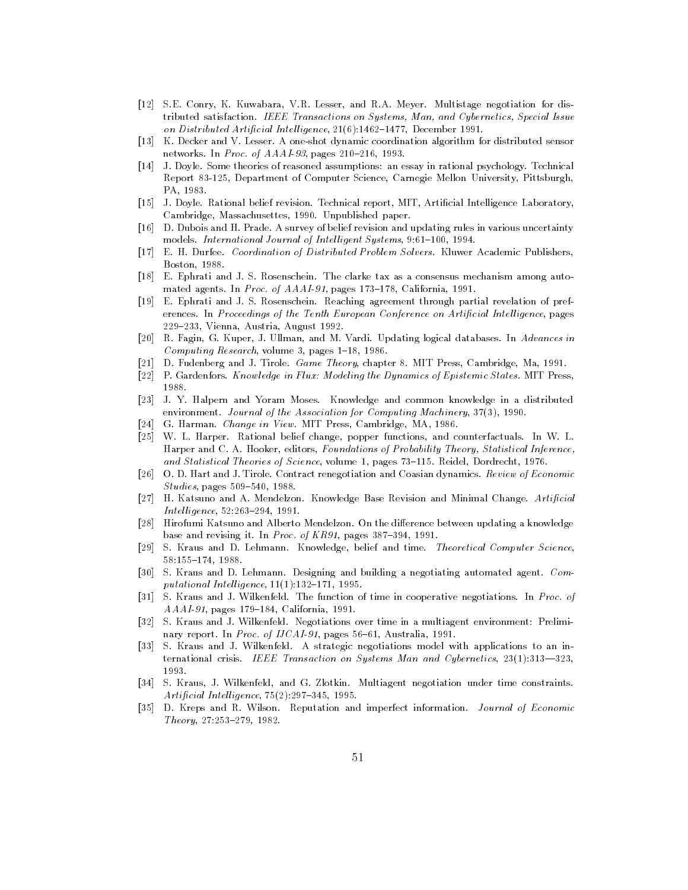[12] S.E. Conry, K. Kuwabara, V.R. Lesser, and R.A. Meyer. Multistage negotiation for distributed satisfaction. *IEEE Transactions on Systems, Man, and Cybernetics, Special Issue on Distributed Artificial Intelligence*, 21(6):1462–1477, December 1991.

[13] K. Decker and V. Lesser. A one-shot dynamic coordination algorithm for distributed sensor networks. In *Proc. of AAAI-93*, pages 210–216, 1993.

[14] J. Doyle. Some theories of reasoned assumptions: an essay in rational psychology. Technical Report 83-125, Department of Computer Science, Carnegie Mellon University, Pittsburgh, PA, 1983.

[15] J. Doyle. Rational belief revision. Technical report, MIT, Artificial Intelligence Laboratory, Cambridge, Massachusettes, 1990. Unpublished paper.

[16] D. Dubois and H. Prade. A survey of belief revision and updating rules in various uncertainty models. *International Journal of Intelligent Systems*, 9:61–100, 1994.

[17] E. H. Durfee. *Coordination of Distributed Problem Solvers*. Kluwer Academic Publishers, Boston, 1988.

[18] E. Ephrati and J. S. Rosenschein. The clarke tax as a consensus mechanism among automated agents. In *Proc. of AAAI-91*, pages 173–178, California, 1991.

[19] E. Ephrati and J. S. Rosenschein. Reaching agreement through partial revelation of preferences. In *Proceedings of the Tenth European Conference on Artificial Intelligence*, pages 229–233, Vienna, Austria, August 1992.

[20] R. Fagin, G. Kuper, J. Ullman, and M. Vardi. Updating logical databases. In *Advances in Computing Research*, volume 3, pages 1–18, 1986.

[21] D. Fudenberg and J. Tirole. *Game Theory*, chapter 8. MIT Press, Cambridge, Ma, 1991.

[22] P. Gardenfors. *Knowledge in Flux: Modeling the Dynamics of Epistemic States*. MIT Press, 1988.

[23] J. Y. Halpern and Yoram Moses. Knowledge and common knowledge in a distributed environment. *Journal of the Association for Computing Machinery*, 37(3), 1990.

[24] G. Harman. *Change in View*. MIT Press, Cambridge, MA, 1986.

[25] W. L. Harper. Rational belief change, popper functions, and counterfactuals. In W. L. Harper and C. A. Hooker, editors, *Foundations of Probability Theory, Statistical Inference, and Statistical Theories of Science*, volume 1, pages 73–115. Reidel, Dordrecht, 1976.

[26] O. D. Hart and J. Tirole. Contract renegotiation and Coasian dynamics. *Review of Economic Studies*, pages 509–540, 1988.

[27] H. Katsuno and A. Mendelzon. Knowledge Base Revision and Minimal Change. *Artificial Intelligence*, 52:263–294, 1991.

[28] Hirofumi Katsuno and Alberto Mendelzon. On the difference between updating a knowledge base and revising it. In *Proc. of KR91*, pages 387–394, 1991.

[29] S. Kraus and D. Lehmann. Knowledge, belief and time. *Theoretical Computer Science*, 58:155–174, 1988.

[30] S. Kraus and D. Lehmann. Designing and building a negotiating automated agent. *Computational Intelligence*, 11(1):132–171, 1995.

[31] S. Kraus and J. Wilkenfeld. The function of time in cooperative negotiations. In *Proc. of AAAI-91*, pages 179–184, California, 1991.

[32] S. Kraus and J. Wilkenfeld. Negotiations over time in a multiagent environment: Preliminary report. In *Proc. of IJCAI-91*, pages 56–61, Australia, 1991.

[33] S. Kraus and J. Wilkenfeld. A strategic negotiations model with applications to an international crisis. *IEEE Transaction on Systems Man and Cybernetics*, 23(1):313—323, 1993.

[34] S. Kraus, J. Wilkenfeld, and G. Zlotkin. Multiagent negotiation under time constraints. *Artificial Intelligence*, 75(2):297–345, 1995.

[35] D. Kreps and R. Wilson. Reputation and imperfect information. *Journal of Economic Theory*, 27:253–279, 1982.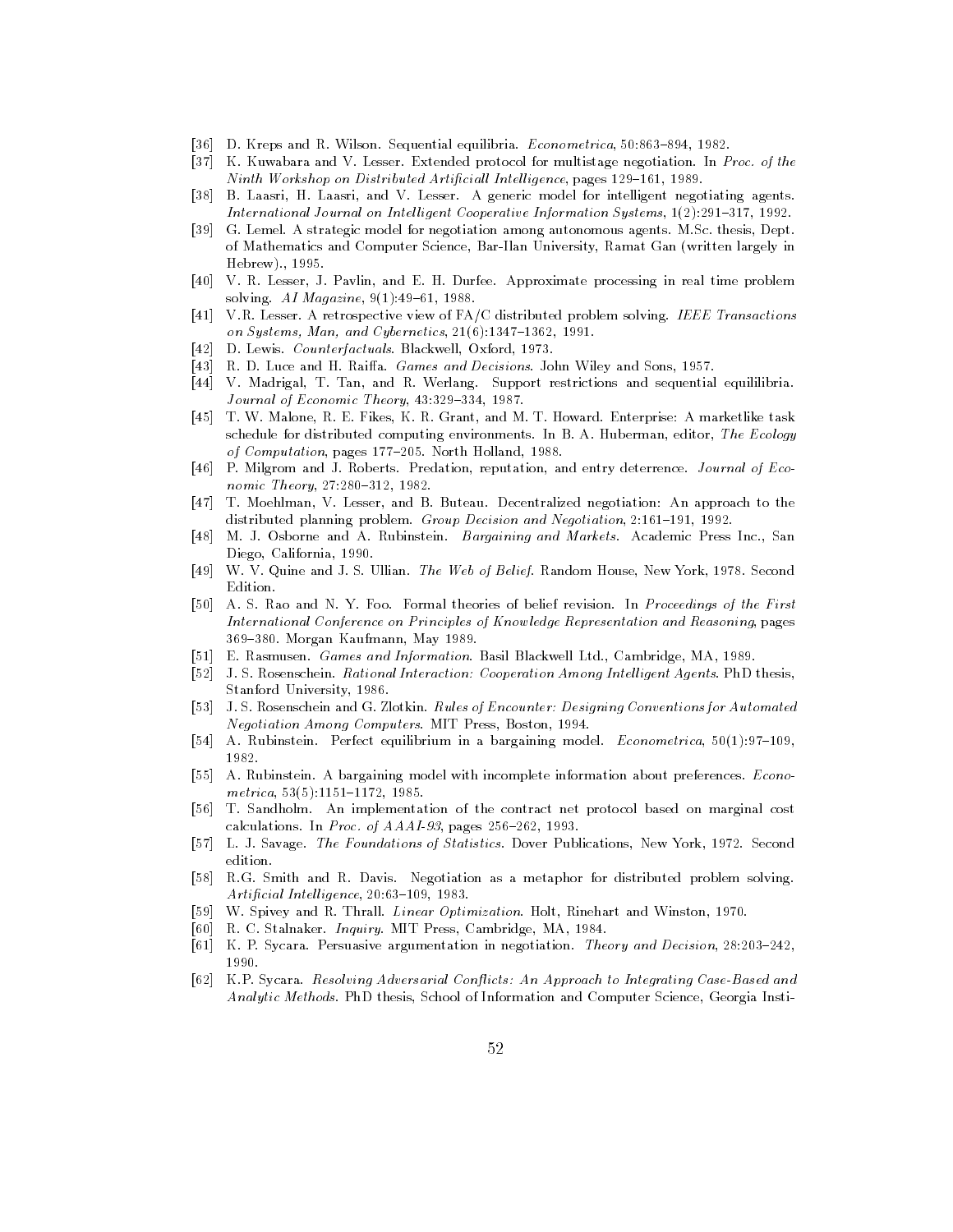[36] D. Kreps and R. Wilson. Sequential equilibria. *Econometrica*, 50:863–894, 1982.

[37] K. Kuwabara and V. Lesser. Extended protocol for multistage negotiation. In *Proc. of the Ninth Workshop on Distributed Artificiall Intelligence*, pages 129–161, 1989.

[38] B. Laasri, H. Laasri, and V. Lesser. A generic model for intelligent negotiating agents. *International Journal on Intelligent Cooperative Information Systems*, 1(2):291–317, 1992.

[39] G. Lemel. A strategic model for negotiation among autonomous agents. M.Sc. thesis, Dept. of Mathematics and Computer Science, Bar-Ilan University, Ramat Gan (written largely in Hebrew)., 1995.

[40] V. R. Lesser, J. Pavlin, and E. H. Durfee. Approximate processing in real time problem solving. *AI Magazine*, 9(1):49–61, 1988.

[41] V.R. Lesser. A retrospective view of FA/C distributed problem solving. *IEEE Transactions on Systems, Man, and Cybernetics*, 21(6):1347–1362, 1991.

[42] D. Lewis. *Counterfactuals*. Blackwell, Oxford, 1973.

[43] R. D. Luce and H. Raiffa. *Games and Decisions*. John Wiley and Sons, 1957.

[44] V. Madrigal, T. Tan, and R. Werlang. Support restrictions and sequential equililibria. *Journal of Economic Theory*, 43:329–334, 1987.

[45] T. W. Malone, R. E. Fikes, K. R. Grant, and M. T. Howard. Enterprise: A marketlike task schedule for distributed computing environments. In B. A. Huberman, editor, *The Ecology of Computation*, pages 177–205. North Holland, 1988.

[46] P. Milgrom and J. Roberts. Predation, reputation, and entry deterrence. *Journal of Economic Theory*, 27:280–312, 1982.

[47] T. Moehlman, V. Lesser, and B. Buteau. Decentralized negotiation: An approach to the distributed planning problem. *Group Decision and Negotiation*, 2:161–191, 1992.

[48] M. J. Osborne and A. Rubinstein. *Bargaining and Markets*. Academic Press Inc., San Diego, California, 1990.

[49] W. V. Quine and J. S. Ullian. *The Web of Belief*. Random House, New York, 1978. Second Edition.

[50] A. S. Rao and N. Y. Foo. Formal theories of belief revision. In *Proceedings of the First International Conference on Principles of Knowledge Representation and Reasoning*, pages 369–380. Morgan Kaufmann, May 1989.

[51] E. Rasmusen. *Games and Information*. Basil Blackwell Ltd., Cambridge, MA, 1989.

[52] J. S. Rosenschein. *Rational Interaction: Cooperation Among Intelligent Agents*. PhD thesis, Stanford University, 1986.

[53] J. S. Rosenschein and G. Zlotkin. *Rules of Encounter: Designing Conventions for Automated Negotiation Among Computers*. MIT Press, Boston, 1994.

[54] A. Rubinstein. Perfect equilibrium in a bargaining model. *Econometrica*, 50(1):97–109, 1982.

[55] A. Rubinstein. A bargaining model with incomplete information about preferences. *Econometrica*, 53(5):1151–1172, 1985.

[56] T. Sandholm. An implementation of the contract net protocol based on marginal cost calculations. In *Proc. of AAAI-93*, pages 256–262, 1993.

[57] L. J. Savage. *The Foundations of Statistics*. Dover Publications, New York, 1972. Second edition.

[58] R.G. Smith and R. Davis. Negotiation as a metaphor for distributed problem solving. *Artificial Intelligence*, 20:63–109, 1983.

[59] W. Spivey and R. Thrall. *Linear Optimization*. Holt, Rinehart and Winston, 1970.

[60] R. C. Stalnaker. *Inquiry*. MIT Press, Cambridge, MA, 1984.

[61] K. P. Sycara. Persuasive argumentation in negotiation. *Theory and Decision*, 28:203–242, 1990.

[62] K.P. Sycara. *Resolving Adversarial Conflicts: An Approach to Integrating Case-Based and Analytic Methods*. PhD thesis, School of Information and Computer Science, Georgia Insti-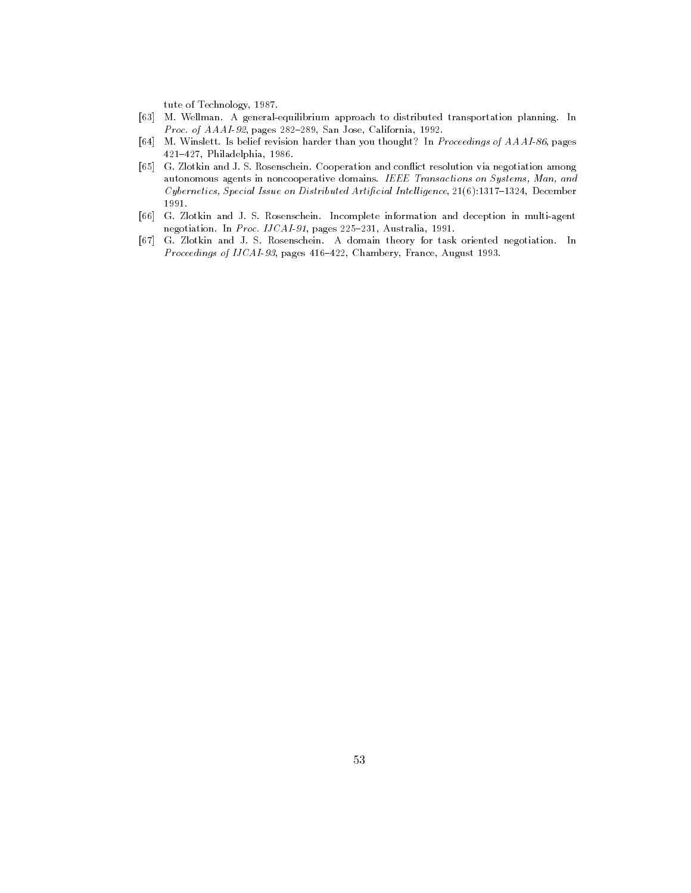tute of Technology, 1987.

[63] M. Wellman. A general-equilibrium approach to distributed transportation planning. In *Proc. of AAAI-92*, pages 282–289, San Jose, California, 1992.

[64] M. Winslett. Is belief revision harder than you thought? In *Proceedings of AAAI-86*, pages 421–427, Philadelphia, 1986.

[65] G. Zlotkin and J. S. Rosenschein. Cooperation and conflict resolution via negotiation among autonomous agents in noncooperative domains. *IEEE Transactions on Systems, Man, and Cybernetics, Special Issue on Distributed Artificial Intelligence*, 21(6):1317–1324, December 1991.

[66] G. Zlotkin and J. S. Rosenschein. Incomplete information and deception in multi-agent negotiation. In *Proc. IJCAI-91*, pages 225–231, Australia, 1991.

[67] G. Zlotkin and J. S. Rosenschein. A domain theory for task oriented negotiation. In *Proceedings of IJCAI-93*, pages 416–422, Chambery, France, August 1993.